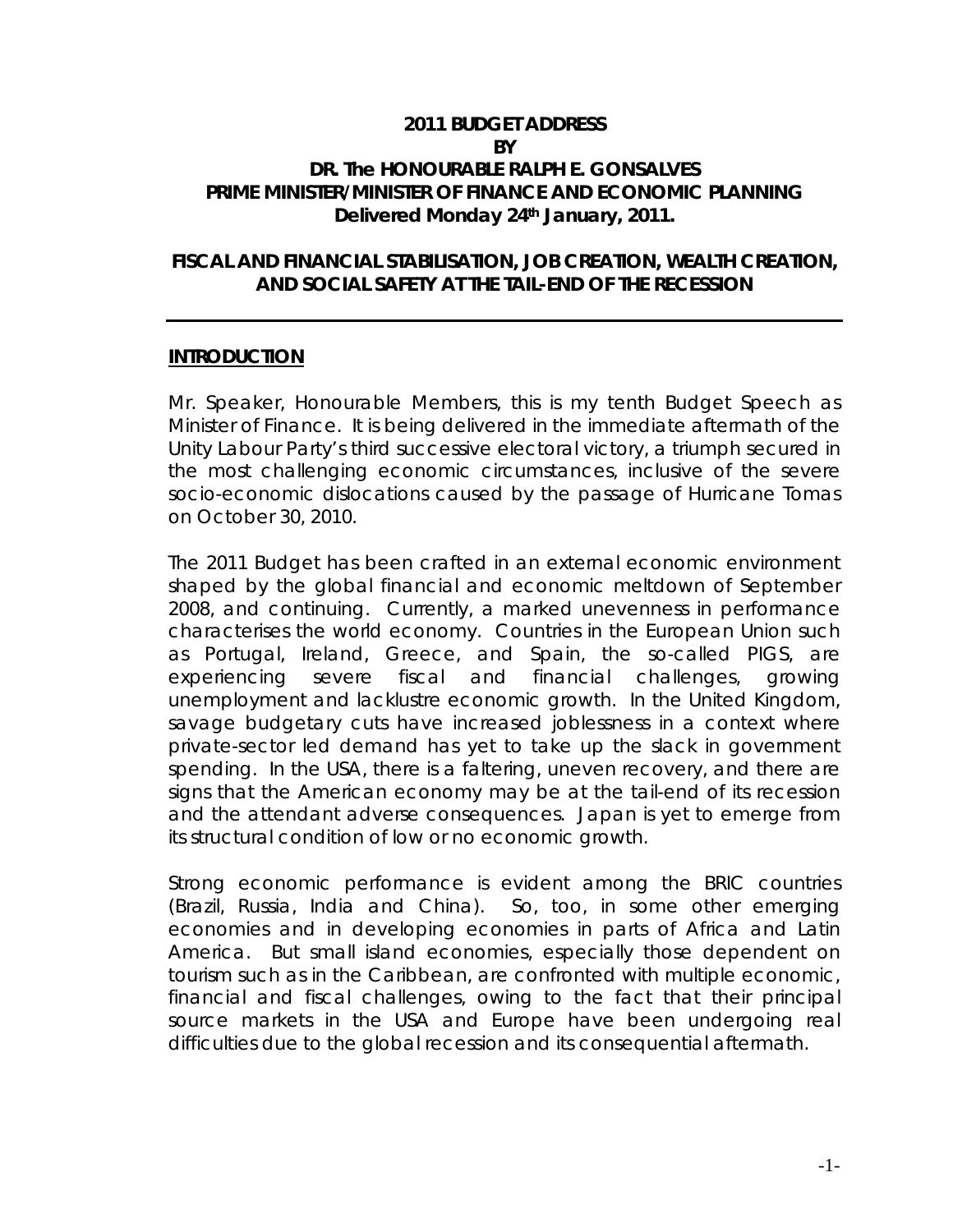# 2011 BUDGET ADDRESS
## BY
## DR. The HONOURABLE RALPH E. GONSALVES
## PRIME MINISTER/MINISTER OF FINANCE AND ECONOMIC PLANNING
**Delivered Monday 24th January, 2011.**

## FISCAL AND FINANCIAL STABILISATION, JOB CREATION, WEALTH CREATION, AND SOCIAL SAFETY AT THE TAIL-END OF THE RECESSION

---

## INTRODUCTION

Mr. Speaker, Honourable Members, this is my tenth Budget Speech as Minister of Finance. It is being delivered in the immediate aftermath of the Unity Labour Party's third successive electoral victory, a triumph secured in the most challenging economic circumstances, inclusive of the severe socio-economic dislocations caused by the passage of Hurricane Tomas on October 30, 2010.

The 2011 Budget has been crafted in an external economic environment shaped by the global financial and economic meltdown of September 2008, and continuing. Currently, a marked unevenness in performance characterises the world economy. Countries in the European Union such as Portugal, Ireland, Greece, and Spain, the so-called PIGS, are experiencing severe fiscal and financial challenges, growing unemployment and lacklustre economic growth. In the United Kingdom, savage budgetary cuts have increased joblessness in a context where private-sector led demand has yet to take up the slack in government spending. In the USA, there is a faltering, uneven recovery, and there are signs that the American economy may be at the tail-end of its recession and the attendant adverse consequences. Japan is yet to emerge from its structural condition of low or no economic growth.

Strong economic performance is evident among the BRIC countries (Brazil, Russia, India and China). So, too, in some other emerging economies and in developing economies in parts of Africa and Latin America. But small island economies, especially those dependent on tourism such as in the Caribbean, are confronted with multiple economic, financial and fiscal challenges, owing to the fact that their principal source markets in the USA and Europe have been undergoing real difficulties due to the global recession and its consequential aftermath.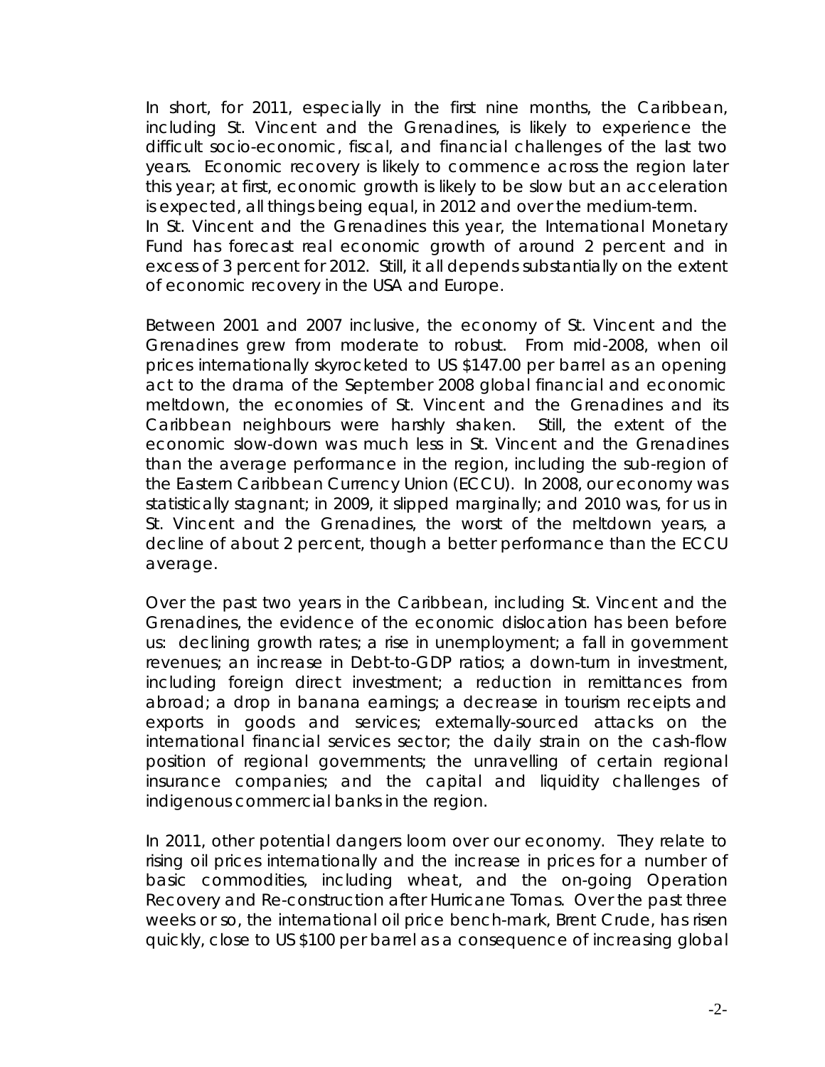In short, for 2011, especially in the first nine months, the Caribbean, including St. Vincent and the Grenadines, is likely to experience the difficult socio-economic, fiscal, and financial challenges of the last two years. Economic recovery is likely to commence across the region later this year; at first, economic growth is likely to be slow but an acceleration is expected, all things being equal, in 2012 and over the medium-term.
In St. Vincent and the Grenadines this year, the International Monetary Fund has forecast real economic growth of around 2 percent and in excess of 3 percent for 2012. Still, it all depends substantially on the extent of economic recovery in the USA and Europe.

Between 2001 and 2007 inclusive, the economy of St. Vincent and the Grenadines grew from moderate to robust. From mid-2008, when oil prices internationally skyrocketed to US $147.00 per barrel as an opening act to the drama of the September 2008 global financial and economic meltdown, the economies of St. Vincent and the Grenadines and its Caribbean neighbours were harshly shaken. Still, the extent of the economic slow-down was much less in St. Vincent and the Grenadines than the average performance in the region, including the sub-region of the Eastern Caribbean Currency Union (ECCU). In 2008, our economy was statistically stagnant; in 2009, it slipped marginally; and 2010 was, for us in St. Vincent and the Grenadines, the worst of the meltdown years, a decline of about 2 percent, though a better performance than the ECCU average.

Over the past two years in the Caribbean, including St. Vincent and the Grenadines, the evidence of the economic dislocation has been before us: declining growth rates; a rise in unemployment; a fall in government revenues; an increase in Debt-to-GDP ratios; a down-turn in investment, including foreign direct investment; a reduction in remittances from abroad; a drop in banana earnings; a decrease in tourism receipts and exports in goods and services; externally-sourced attacks on the international financial services sector; the daily strain on the cash-flow position of regional governments; the unravelling of certain regional insurance companies; and the capital and liquidity challenges of indigenous commercial banks in the region.

In 2011, other potential dangers loom over our economy. They relate to rising oil prices internationally and the increase in prices for a number of basic commodities, including wheat, and the on-going Operation Recovery and Re-construction after Hurricane Tomas. Over the past three weeks or so, the international oil price bench-mark, Brent Crude, has risen quickly, close to US $100 per barrel as a consequence of increasing global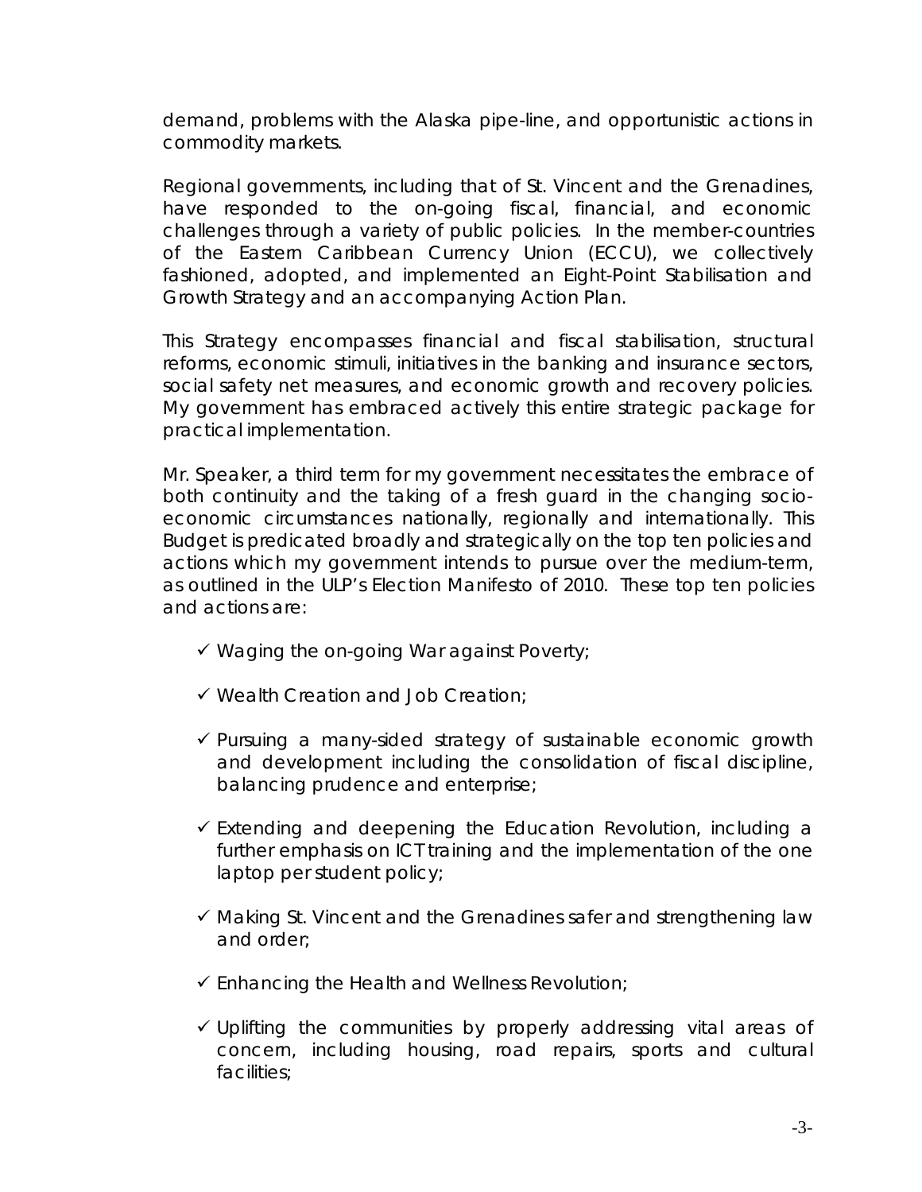demand, problems with the Alaska pipe-line, and opportunistic actions in commodity markets.

Regional governments, including that of St. Vincent and the Grenadines, have responded to the on-going fiscal, financial, and economic challenges through a variety of public policies. In the member-countries of the Eastern Caribbean Currency Union (ECCU), we collectively fashioned, adopted, and implemented an Eight-Point Stabilisation and Growth Strategy and an accompanying Action Plan.

This Strategy encompasses financial and fiscal stabilisation, structural reforms, economic stimuli, initiatives in the banking and insurance sectors, social safety net measures, and economic growth and recovery policies. My government has embraced actively this entire strategic package for practical implementation.

Mr. Speaker, a third term for my government necessitates the embrace of both continuity and the taking of a fresh guard in the changing socio-economic circumstances nationally, regionally and internationally. This Budget is predicated broadly and strategically on the top ten policies and actions which my government intends to pursue over the medium-term, as outlined in the ULP's Election Manifesto of 2010. These top ten policies and actions are:

- ✓ Waging the on-going War against Poverty;
- ✓ Wealth Creation and Job Creation;
- ✓ Pursuing a many-sided strategy of sustainable economic growth and development including the consolidation of fiscal discipline, balancing prudence and enterprise;
- ✓ Extending and deepening the Education Revolution, including a further emphasis on ICT training and the implementation of the one laptop per student policy;
- ✓ Making St. Vincent and the Grenadines safer and strengthening law and order;
- ✓ Enhancing the Health and Wellness Revolution;
- ✓ Uplifting the communities by properly addressing vital areas of concern, including housing, road repairs, sports and cultural facilities;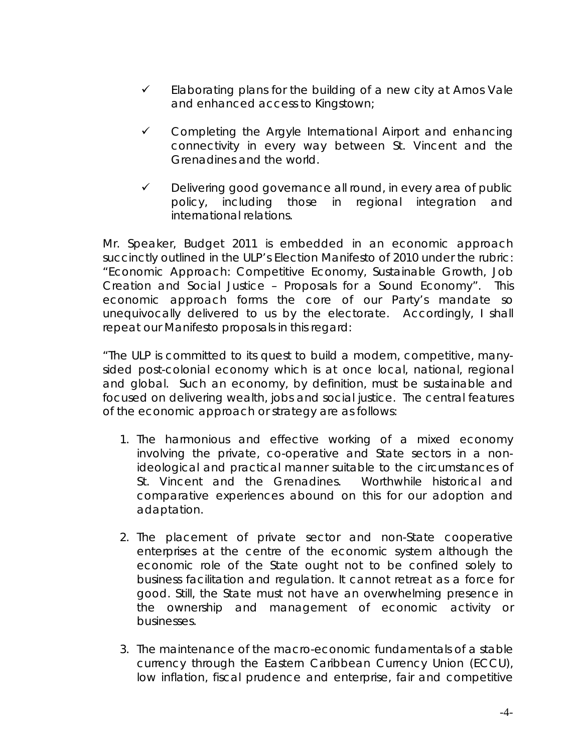- ✓ Elaborating plans for the building of a new city at Arnos Vale and enhanced access to Kingstown;

- ✓ Completing the Argyle International Airport and enhancing connectivity in every way between St. Vincent and the Grenadines and the world.

- ✓ Delivering good governance all round, in every area of public policy, including those in regional integration and international relations.

Mr. Speaker, Budget 2011 is embedded in an economic approach succinctly outlined in the ULP's Election Manifesto of 2010 under the rubric: "Economic Approach: Competitive Economy, Sustainable Growth, Job Creation and Social Justice – Proposals for a Sound Economy". This economic approach forms the core of our Party's mandate so unequivocally delivered to us by the electorate. Accordingly, I shall repeat our Manifesto proposals in this regard:

"The ULP is committed to its quest to build a modern, competitive, many-sided post-colonial economy which is at once local, national, regional and global. Such an economy, by definition, must be sustainable and focused on delivering wealth, jobs and social justice. The central features of the economic approach or strategy are as follows:

1. The harmonious and effective working of a mixed economy involving the private, co-operative and State sectors in a non-ideological and practical manner suitable to the circumstances of St. Vincent and the Grenadines. Worthwhile historical and comparative experiences abound on this for our adoption and adaptation.

2. The placement of private sector and non-State cooperative enterprises at the centre of the economic system although the economic role of the State ought not to be confined solely to business facilitation and regulation. It cannot retreat as a force for good. Still, the State must not have an overwhelming presence in the ownership and management of economic activity or businesses.

3. The maintenance of the macro-economic fundamentals of a stable currency through the Eastern Caribbean Currency Union (ECCU), low inflation, fiscal prudence and enterprise, fair and competitive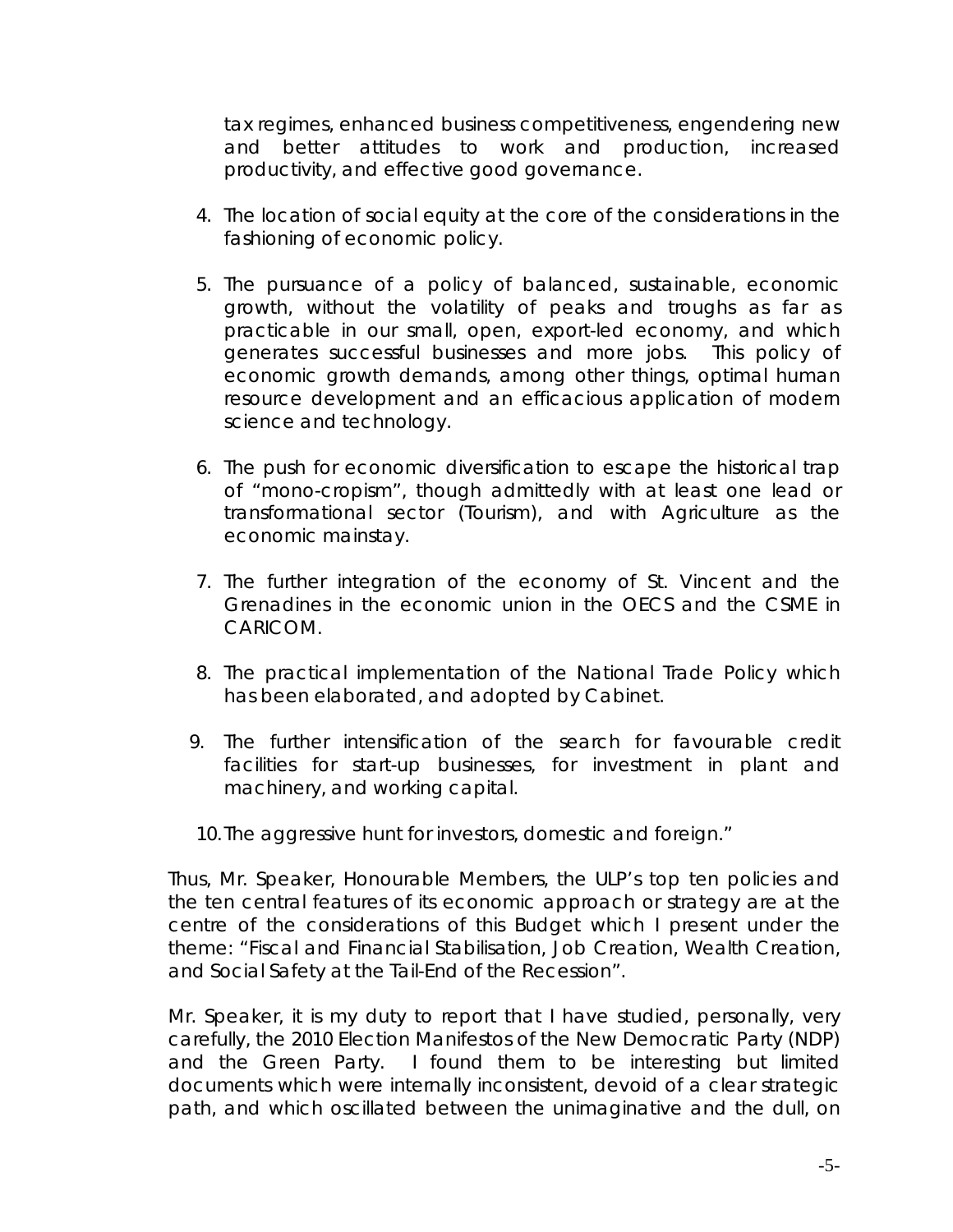tax regimes, enhanced business competitiveness, engendering new and better attitudes to work and production, increased productivity, and effective good governance.

4. The location of social equity at the core of the considerations in the fashioning of economic policy.

5. The pursuance of a policy of balanced, sustainable, economic growth, without the volatility of peaks and troughs as far as practicable in our small, open, export-led economy, and which generates successful businesses and more jobs. This policy of economic growth demands, among other things, optimal human resource development and an efficacious application of modern science and technology.

6. The push for economic diversification to escape the historical trap of "mono-cropism", though admittedly with at least one lead or transformational sector (Tourism), and with Agriculture as the economic mainstay.

7. The further integration of the economy of St. Vincent and the Grenadines in the economic union in the OECS and the CSME in CARICOM.

8. The practical implementation of the National Trade Policy which has been elaborated, and adopted by Cabinet.

9. The further intensification of the search for favourable credit facilities for start-up businesses, for investment in plant and machinery, and working capital.

10. The aggressive hunt for investors, domestic and foreign."

Thus, Mr. Speaker, Honourable Members, the ULP's top ten policies and the ten central features of its economic approach or strategy are at the centre of the considerations of this Budget which I present under the theme: "Fiscal and Financial Stabilisation, Job Creation, Wealth Creation, and Social Safety at the Tail-End of the Recession".

Mr. Speaker, it is my duty to report that I have studied, personally, very carefully, the 2010 Election Manifestos of the New Democratic Party (NDP) and the Green Party. I found them to be interesting but limited documents which were internally inconsistent, devoid of a clear strategic path, and which oscillated between the unimaginative and the dull, on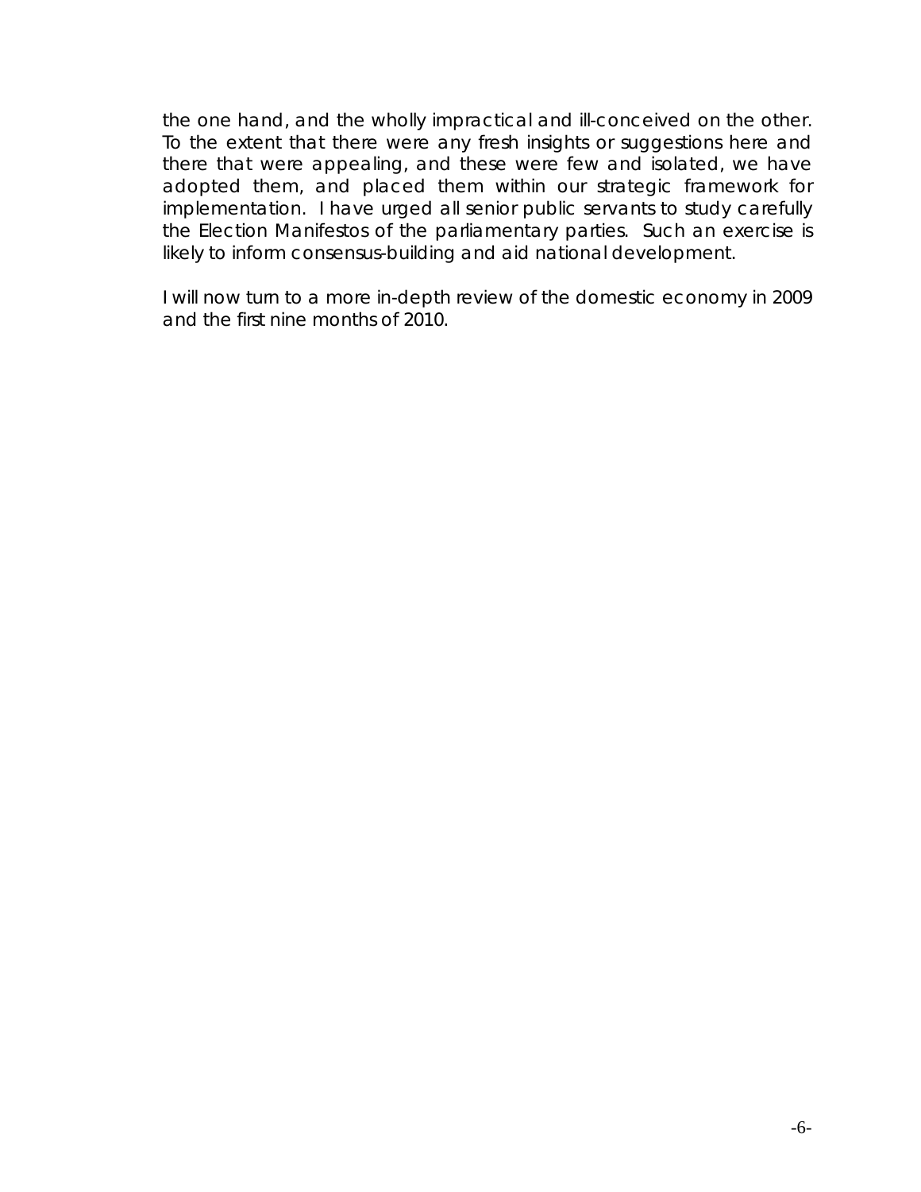the one hand, and the wholly impractical and ill-conceived on the other. To the extent that there were any fresh insights or suggestions here and there that were appealing, and these were few and isolated, we have adopted them, and placed them within our strategic framework for implementation. I have urged all senior public servants to study carefully the Election Manifestos of the parliamentary parties. Such an exercise is likely to inform consensus-building and aid national development.

I will now turn to a more in-depth review of the domestic economy in 2009 and the first nine months of 2010.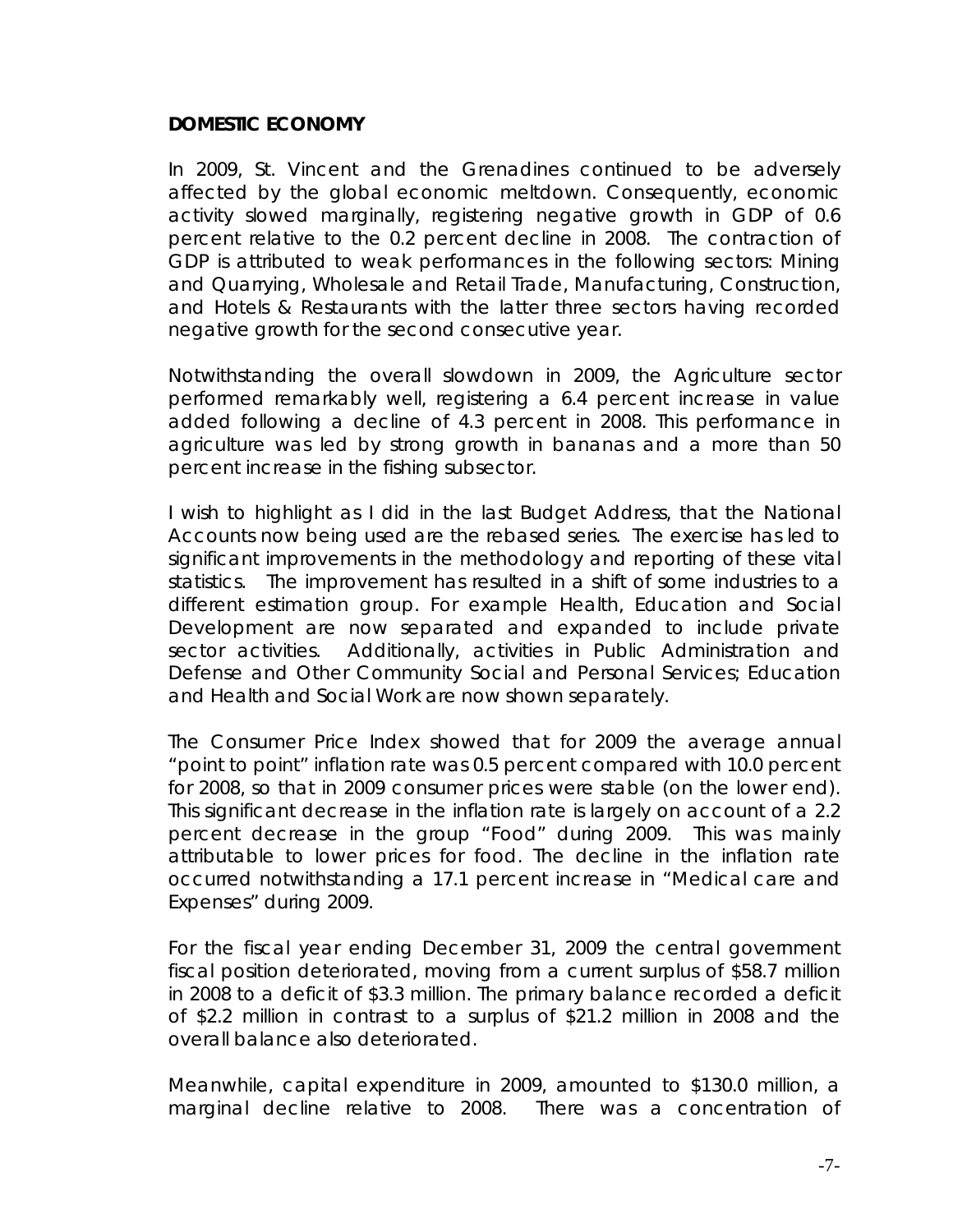**DOMESTIC ECONOMY**

In 2009, St. Vincent and the Grenadines continued to be adversely affected by the global economic meltdown. Consequently, economic activity slowed marginally, registering negative growth in GDP of 0.6 percent relative to the 0.2 percent decline in 2008. The contraction of GDP is attributed to weak performances in the following sectors: Mining and Quarrying, Wholesale and Retail Trade, Manufacturing, Construction, and Hotels & Restaurants with the latter three sectors having recorded negative growth for the second consecutive year.

Notwithstanding the overall slowdown in 2009, the Agriculture sector performed remarkably well, registering a 6.4 percent increase in value added following a decline of 4.3 percent in 2008. This performance in agriculture was led by strong growth in bananas and a more than 50 percent increase in the fishing subsector.

I wish to highlight as I did in the last Budget Address, that the National Accounts now being used are the rebased series. The exercise has led to significant improvements in the methodology and reporting of these vital statistics. The improvement has resulted in a shift of some industries to a different estimation group. For example Health, Education and Social Development are now separated and expanded to include private sector activities. Additionally, activities in Public Administration and Defense and Other Community Social and Personal Services; Education and Health and Social Work are now shown separately.

The Consumer Price Index showed that for 2009 the average annual "point to point" inflation rate was 0.5 percent compared with 10.0 percent for 2008, so that in 2009 consumer prices were stable (on the lower end). This significant decrease in the inflation rate is largely on account of a 2.2 percent decrease in the group "Food" during 2009. This was mainly attributable to lower prices for food. The decline in the inflation rate occurred notwithstanding a 17.1 percent increase in "Medical care and Expenses" during 2009.

For the fiscal year ending December 31, 2009 the central government fiscal position deteriorated, moving from a current surplus of $58.7 million in 2008 to a deficit of $3.3 million. The primary balance recorded a deficit of $2.2 million in contrast to a surplus of $21.2 million in 2008 and the overall balance also deteriorated.

Meanwhile, capital expenditure in 2009, amounted to $130.0 million, a marginal decline relative to 2008. There was a concentration of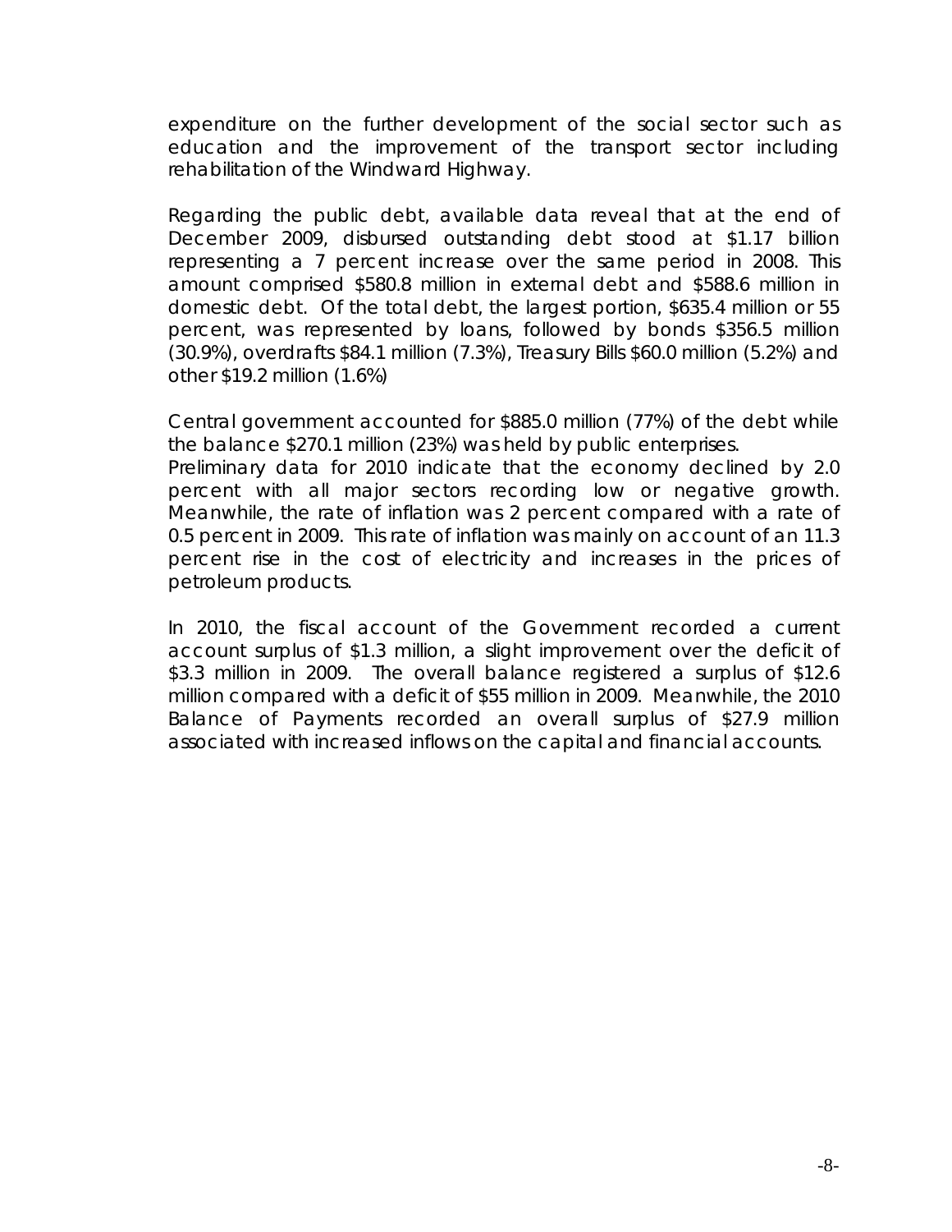expenditure on the further development of the social sector such as education and the improvement of the transport sector including rehabilitation of the Windward Highway.

Regarding the public debt, available data reveal that at the end of December 2009, disbursed outstanding debt stood at $1.17 billion representing a 7 percent increase over the same period in 2008. This amount comprised $580.8 million in external debt and $588.6 million in domestic debt. Of the total debt, the largest portion, $635.4 million or 55 percent, was represented by loans, followed by bonds $356.5 million (30.9%), overdrafts $84.1 million (7.3%), Treasury Bills $60.0 million (5.2%) and other $19.2 million (1.6%)

Central government accounted for $885.0 million (77%) of the debt while the balance $270.1 million (23%) was held by public enterprises.
Preliminary data for 2010 indicate that the economy declined by 2.0 percent with all major sectors recording low or negative growth. Meanwhile, the rate of inflation was 2 percent compared with a rate of 0.5 percent in 2009. This rate of inflation was mainly on account of an 11.3 percent rise in the cost of electricity and increases in the prices of petroleum products.

In 2010, the fiscal account of the Government recorded a current account surplus of $1.3 million, a slight improvement over the deficit of $3.3 million in 2009. The overall balance registered a surplus of $12.6 million compared with a deficit of $55 million in 2009. Meanwhile, the 2010 Balance of Payments recorded an overall surplus of $27.9 million associated with increased inflows on the capital and financial accounts.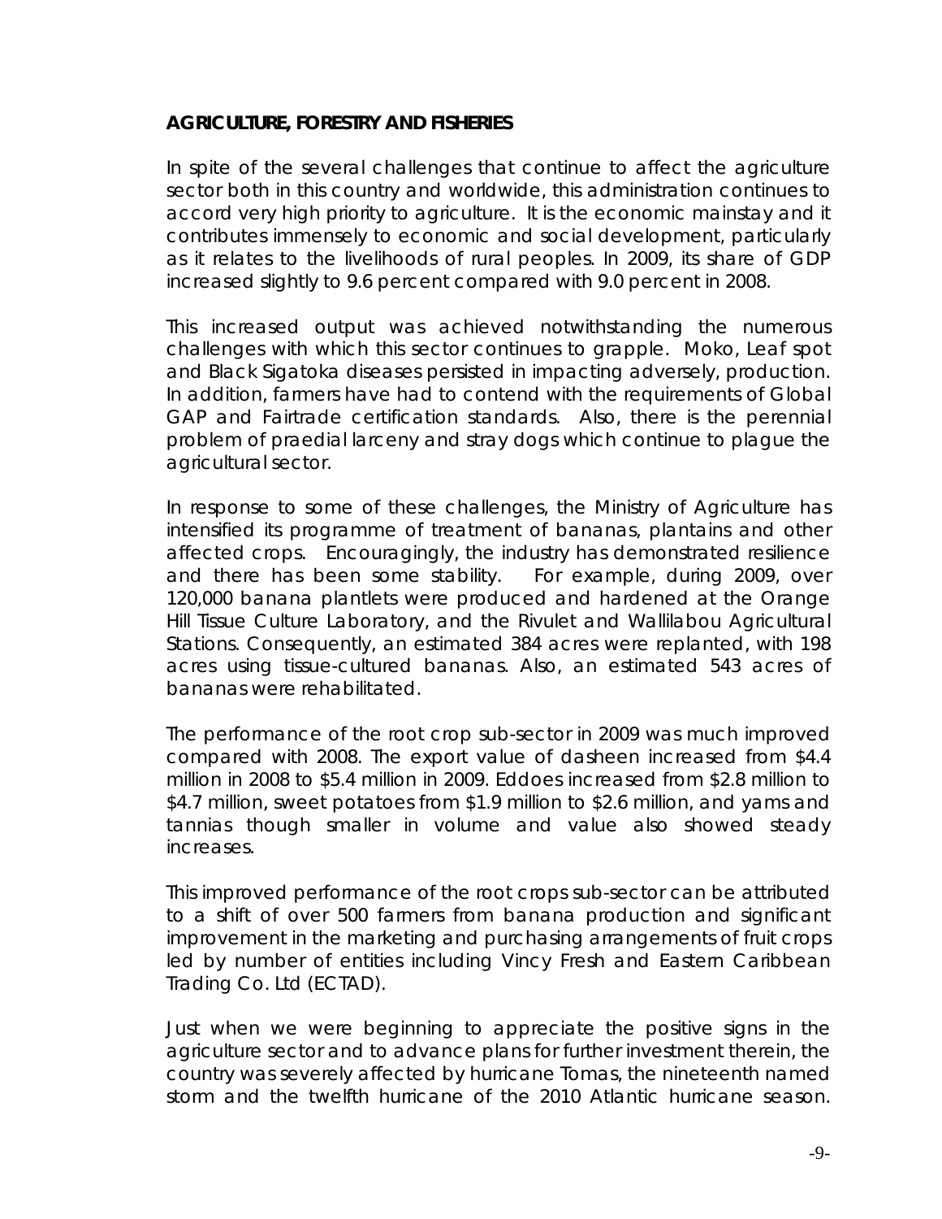**AGRICULTURE, FORESTRY AND FISHERIES**

In spite of the several challenges that continue to affect the agriculture sector both in this country and worldwide, this administration continues to accord very high priority to agriculture. It is the economic mainstay and it contributes immensely to economic and social development, particularly as it relates to the livelihoods of rural peoples. In 2009, its share of GDP increased slightly to 9.6 percent compared with 9.0 percent in 2008.

This increased output was achieved notwithstanding the numerous challenges with which this sector continues to grapple. Moko, Leaf spot and Black Sigatoka diseases persisted in impacting adversely, production. In addition, farmers have had to contend with the requirements of Global GAP and Fairtrade certification standards. Also, there is the perennial problem of praedial larceny and stray dogs which continue to plague the agricultural sector.

In response to some of these challenges, the Ministry of Agriculture has intensified its programme of treatment of bananas, plantains and other affected crops. Encouragingly, the industry has demonstrated resilience and there has been some stability. For example, during 2009, over 120,000 banana plantlets were produced and hardened at the Orange Hill Tissue Culture Laboratory, and the Rivulet and Wallilabou Agricultural Stations. Consequently, an estimated 384 acres were replanted, with 198 acres using tissue-cultured bananas. Also, an estimated 543 acres of bananas were rehabilitated.

The performance of the root crop sub-sector in 2009 was much improved compared with 2008. The export value of dasheen increased from $4.4 million in 2008 to $5.4 million in 2009. Eddoes increased from $2.8 million to $4.7 million, sweet potatoes from $1.9 million to $2.6 million, and yams and tannias though smaller in volume and value also showed steady increases.

This improved performance of the root crops sub-sector can be attributed to a shift of over 500 farmers from banana production and significant improvement in the marketing and purchasing arrangements of fruit crops led by number of entities including Vincy Fresh and Eastern Caribbean Trading Co. Ltd (ECTAD).

Just when we were beginning to appreciate the positive signs in the agriculture sector and to advance plans for further investment therein, the country was severely affected by hurricane Tomas, the nineteenth named storm and the twelfth hurricane of the 2010 Atlantic hurricane season.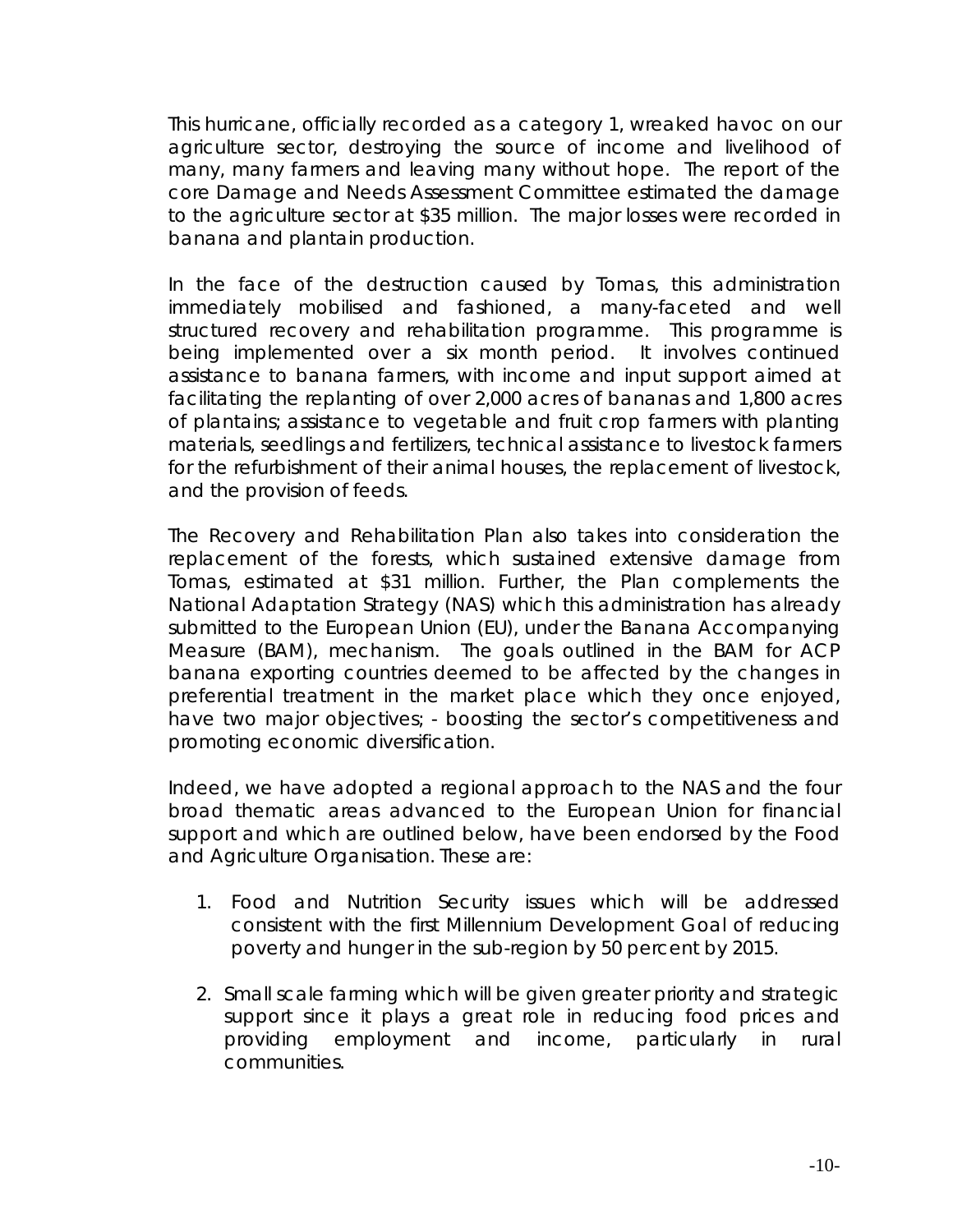This hurricane, officially recorded as a category 1, wreaked havoc on our agriculture sector, destroying the source of income and livelihood of many, many farmers and leaving many without hope. The report of the core Damage and Needs Assessment Committee estimated the damage to the agriculture sector at $35 million. The major losses were recorded in banana and plantain production.

In the face of the destruction caused by Tomas, this administration immediately mobilised and fashioned, a many-faceted and well structured recovery and rehabilitation programme. This programme is being implemented over a six month period. It involves continued assistance to banana farmers, with income and input support aimed at facilitating the replanting of over 2,000 acres of bananas and 1,800 acres of plantains; assistance to vegetable and fruit crop farmers with planting materials, seedlings and fertilizers, technical assistance to livestock farmers for the refurbishment of their animal houses, the replacement of livestock, and the provision of feeds.

The Recovery and Rehabilitation Plan also takes into consideration the replacement of the forests, which sustained extensive damage from Tomas, estimated at $31 million. Further, the Plan complements the National Adaptation Strategy (NAS) which this administration has already submitted to the European Union (EU), under the Banana Accompanying Measure (BAM), mechanism. The goals outlined in the BAM for ACP banana exporting countries deemed to be affected by the changes in preferential treatment in the market place which they once enjoyed, have two major objectives; - boosting the sector's competitiveness and promoting economic diversification.

Indeed, we have adopted a regional approach to the NAS and the four broad thematic areas advanced to the European Union for financial support and which are outlined below, have been endorsed by the Food and Agriculture Organisation. These are:

1. Food and Nutrition Security issues which will be addressed consistent with the first Millennium Development Goal of reducing poverty and hunger in the sub-region by 50 percent by 2015.

2. Small scale farming which will be given greater priority and strategic support since it plays a great role in reducing food prices and providing employment and income, particularly in rural communities.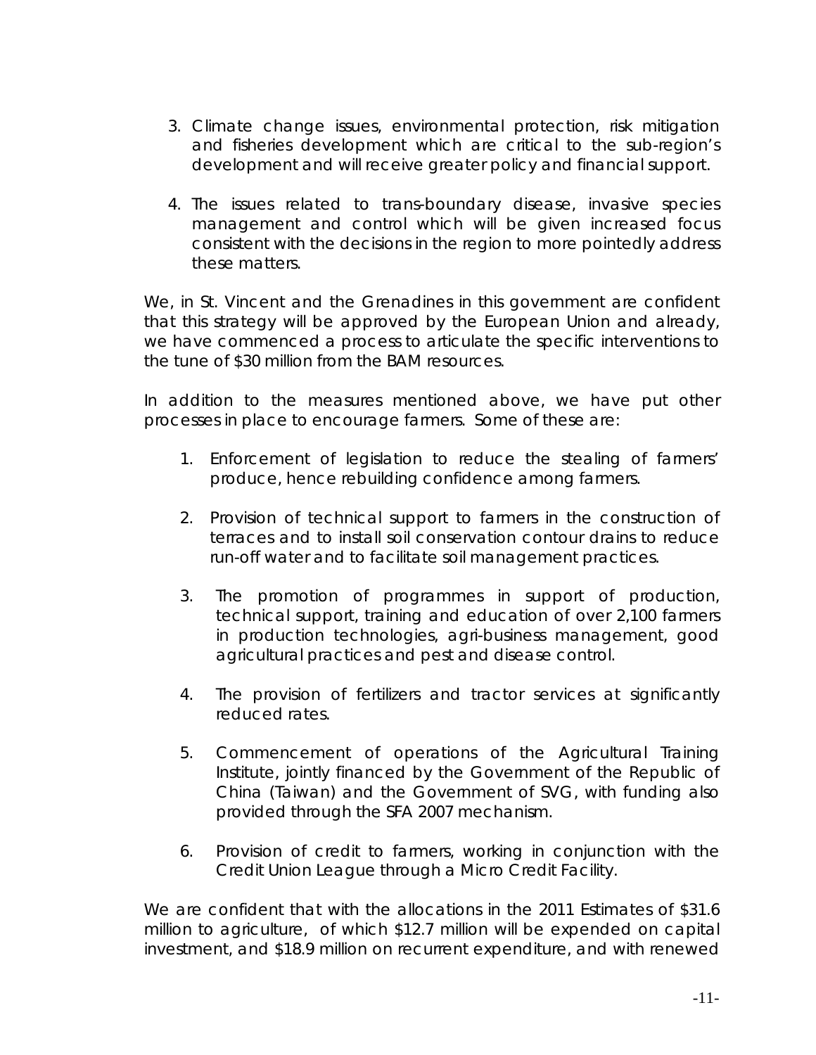3. Climate change issues, environmental protection, risk mitigation and fisheries development which are critical to the sub-region's development and will receive greater policy and financial support.

4. The issues related to trans-boundary disease, invasive species management and control which will be given increased focus consistent with the decisions in the region to more pointedly address these matters.

We, in St. Vincent and the Grenadines in this government are confident that this strategy will be approved by the European Union and already, we have commenced a process to articulate the specific interventions to the tune of $30 million from the BAM resources.

In addition to the measures mentioned above, we have put other processes in place to encourage farmers. Some of these are:

1. Enforcement of legislation to reduce the stealing of farmers' produce, hence rebuilding confidence among farmers.

2. Provision of technical support to farmers in the construction of terraces and to install soil conservation contour drains to reduce run-off water and to facilitate soil management practices.

3. The promotion of programmes in support of production, technical support, training and education of over 2,100 farmers in production technologies, agri-business management, good agricultural practices and pest and disease control.

4. The provision of fertilizers and tractor services at significantly reduced rates.

5. Commencement of operations of the Agricultural Training Institute, jointly financed by the Government of the Republic of China (Taiwan) and the Government of SVG, with funding also provided through the SFA 2007 mechanism.

6. Provision of credit to farmers, working in conjunction with the Credit Union League through a Micro Credit Facility.

We are confident that with the allocations in the 2011 Estimates of $31.6 million to agriculture, of which $12.7 million will be expended on capital investment, and $18.9 million on recurrent expenditure, and with renewed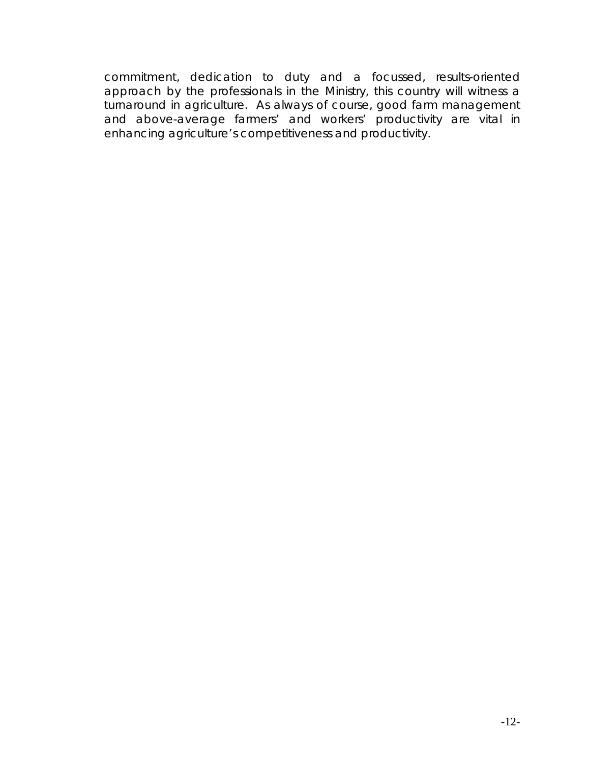commitment, dedication to duty and a focussed, results-oriented approach by the professionals in the Ministry, this country will witness a turnaround in agriculture. As always of course, good farm management and above-average farmers' and workers' productivity are vital in enhancing agriculture's competitiveness and productivity.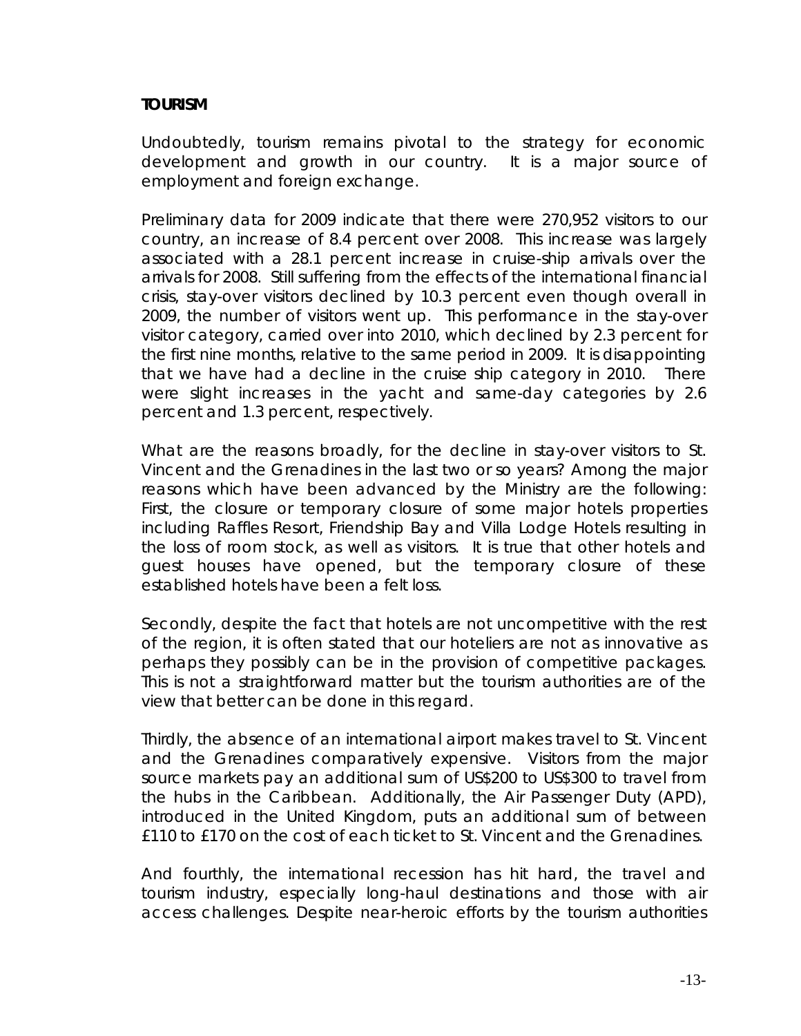**TOURISM**

Undoubtedly, tourism remains pivotal to the strategy for economic development and growth in our country. It is a major source of employment and foreign exchange.

Preliminary data for 2009 indicate that there were 270,952 visitors to our country, an increase of 8.4 percent over 2008. This increase was largely associated with a 28.1 percent increase in cruise-ship arrivals over the arrivals for 2008. Still suffering from the effects of the international financial crisis, stay-over visitors declined by 10.3 percent even though overall in 2009, the number of visitors went up. This performance in the stay-over visitor category, carried over into 2010, which declined by 2.3 percent for the first nine months, relative to the same period in 2009. It is disappointing that we have had a decline in the cruise ship category in 2010. There were slight increases in the yacht and same-day categories by 2.6 percent and 1.3 percent, respectively.

What are the reasons broadly, for the decline in stay-over visitors to St. Vincent and the Grenadines in the last two or so years? Among the major reasons which have been advanced by the Ministry are the following: First, the closure or temporary closure of some major hotels properties including Raffles Resort, Friendship Bay and Villa Lodge Hotels resulting in the loss of room stock, as well as visitors. It is true that other hotels and guest houses have opened, but the temporary closure of these established hotels have been a felt loss.

Secondly, despite the fact that hotels are not uncompetitive with the rest of the region, it is often stated that our hoteliers are not as innovative as perhaps they possibly can be in the provision of competitive packages. This is not a straightforward matter but the tourism authorities are of the view that better can be done in this regard.

Thirdly, the absence of an international airport makes travel to St. Vincent and the Grenadines comparatively expensive. Visitors from the major source markets pay an additional sum of US$200 to US$300 to travel from the hubs in the Caribbean. Additionally, the Air Passenger Duty (APD), introduced in the United Kingdom, puts an additional sum of between £110 to £170 on the cost of each ticket to St. Vincent and the Grenadines.

And fourthly, the international recession has hit hard, the travel and tourism industry, especially long-haul destinations and those with air access challenges. Despite near-heroic efforts by the tourism authorities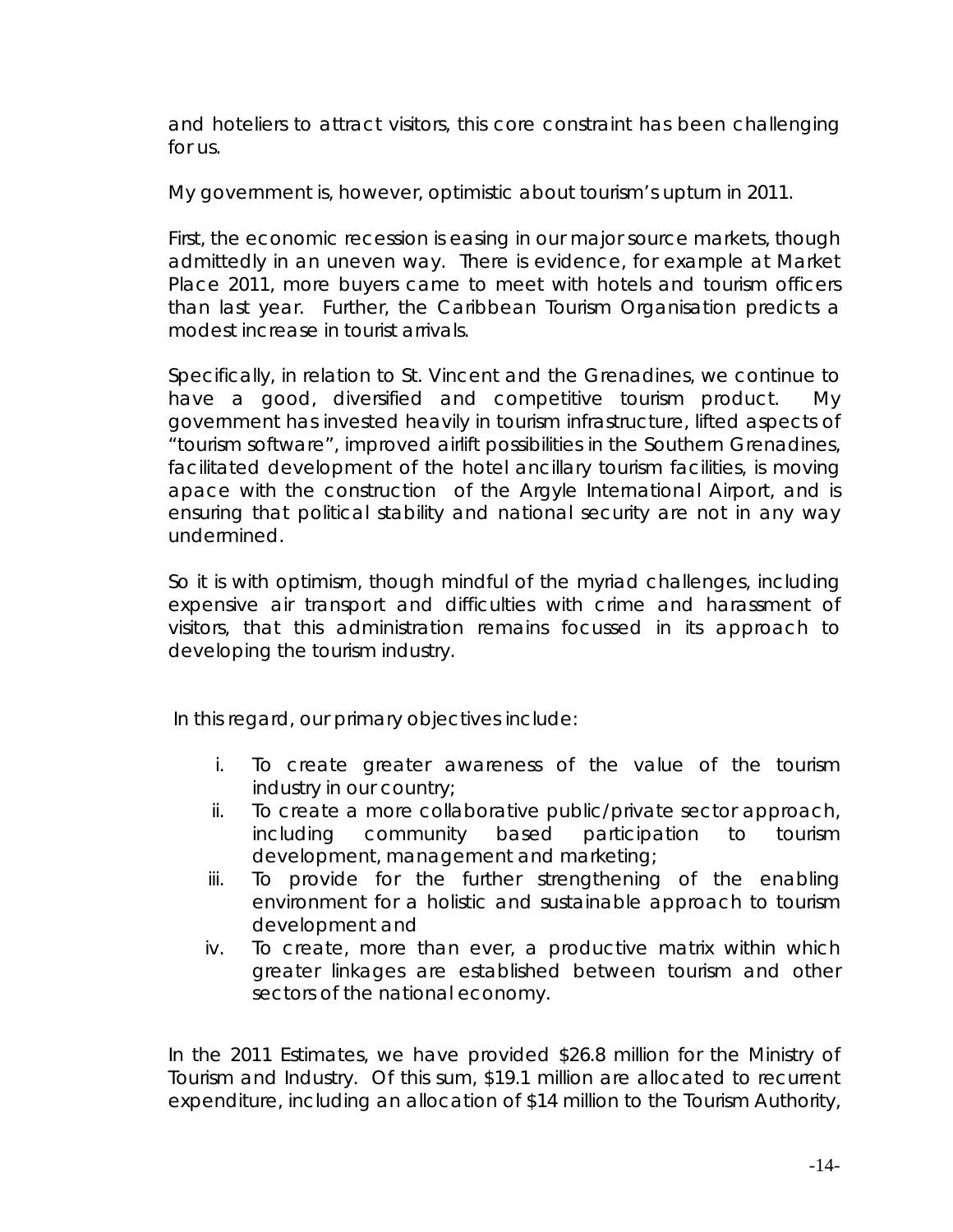and hoteliers to attract visitors, this core constraint has been challenging for us.

My government is, however, optimistic about tourism's upturn in 2011.

First, the economic recession is easing in our major source markets, though admittedly in an uneven way. There is evidence, for example at Market Place 2011, more buyers came to meet with hotels and tourism officers than last year. Further, the Caribbean Tourism Organisation predicts a modest increase in tourist arrivals.

Specifically, in relation to St. Vincent and the Grenadines, we continue to have a good, diversified and competitive tourism product. My government has invested heavily in tourism infrastructure, lifted aspects of "tourism software", improved airlift possibilities in the Southern Grenadines, facilitated development of the hotel ancillary tourism facilities, is moving apace with the construction of the Argyle International Airport, and is ensuring that political stability and national security are not in any way undermined.

So it is with optimism, though mindful of the myriad challenges, including expensive air transport and difficulties with crime and harassment of visitors, that this administration remains focussed in its approach to developing the tourism industry.

In this regard, our primary objectives include:

i. To create greater awareness of the value of the tourism industry in our country;
ii. To create a more collaborative public/private sector approach, including community based participation to tourism development, management and marketing;
iii. To provide for the further strengthening of the enabling environment for a holistic and sustainable approach to tourism development and
iv. To create, more than ever, a productive matrix within which greater linkages are established between tourism and other sectors of the national economy.

In the 2011 Estimates, we have provided $26.8 million for the Ministry of Tourism and Industry. Of this sum, $19.1 million are allocated to recurrent expenditure, including an allocation of $14 million to the Tourism Authority,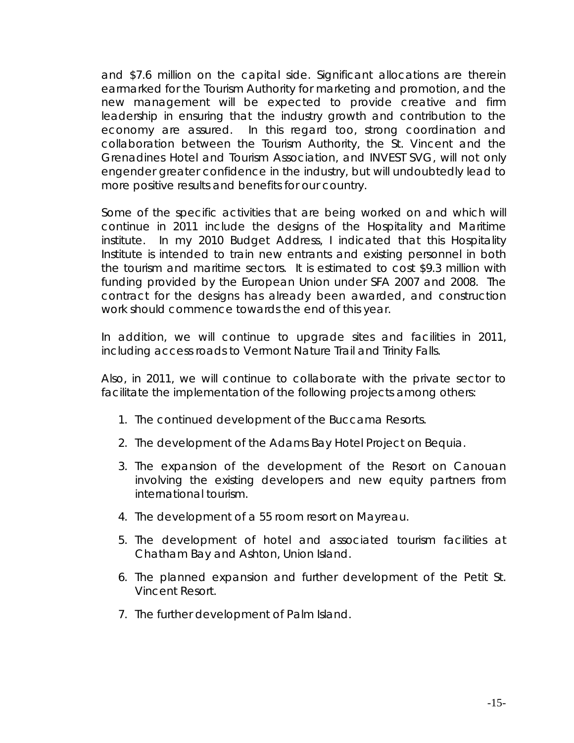and $7.6 million on the capital side. Significant allocations are therein earmarked for the Tourism Authority for marketing and promotion, and the new management will be expected to provide creative and firm leadership in ensuring that the industry growth and contribution to the economy are assured. In this regard too, strong coordination and collaboration between the Tourism Authority, the St. Vincent and the Grenadines Hotel and Tourism Association, and INVEST SVG, will not only engender greater confidence in the industry, but will undoubtedly lead to more positive results and benefits for our country.

Some of the specific activities that are being worked on and which will continue in 2011 include the designs of the Hospitality and Maritime institute. In my 2010 Budget Address, I indicated that this Hospitality Institute is intended to train new entrants and existing personnel in both the tourism and maritime sectors. It is estimated to cost $9.3 million with funding provided by the European Union under SFA 2007 and 2008. The contract for the designs has already been awarded, and construction work should commence towards the end of this year.

In addition, we will continue to upgrade sites and facilities in 2011, including access roads to Vermont Nature Trail and Trinity Falls.

Also, in 2011, we will continue to collaborate with the private sector to facilitate the implementation of the following projects among others:

1. The continued development of the Buccama Resorts.
2. The development of the Adams Bay Hotel Project on Bequia.
3. The expansion of the development of the Resort on Canouan involving the existing developers and new equity partners from international tourism.
4. The development of a 55 room resort on Mayreau.
5. The development of hotel and associated tourism facilities at Chatham Bay and Ashton, Union Island.
6. The planned expansion and further development of the Petit St. Vincent Resort.
7. The further development of Palm Island.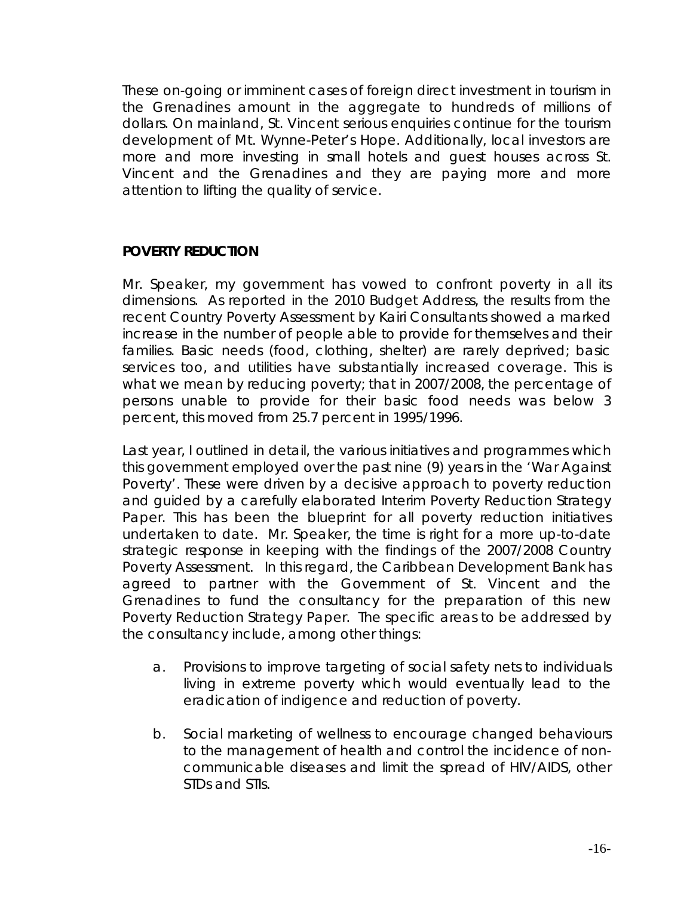These on-going or imminent cases of foreign direct investment in tourism in the Grenadines amount in the aggregate to hundreds of millions of dollars. On mainland, St. Vincent serious enquiries continue for the tourism development of Mt. Wynne-Peter's Hope. Additionally, local investors are more and more investing in small hotels and guest houses across St. Vincent and the Grenadines and they are paying more and more attention to lifting the quality of service.

## POVERTY REDUCTION

Mr. Speaker, my government has vowed to confront poverty in all its dimensions. As reported in the 2010 Budget Address, the results from the recent Country Poverty Assessment by Kairi Consultants showed a marked increase in the number of people able to provide for themselves and their families. Basic needs (food, clothing, shelter) are rarely deprived; basic services too, and utilities have substantially increased coverage. This is what we mean by reducing poverty; that in 2007/2008, the percentage of persons unable to provide for their basic food needs was below 3 percent, this moved from 25.7 percent in 1995/1996.

Last year, I outlined in detail, the various initiatives and programmes which this government employed over the past nine (9) years in the 'War Against Poverty'. These were driven by a decisive approach to poverty reduction and guided by a carefully elaborated Interim Poverty Reduction Strategy Paper. This has been the blueprint for all poverty reduction initiatives undertaken to date. Mr. Speaker, the time is right for a more up-to-date strategic response in keeping with the findings of the 2007/2008 Country Poverty Assessment. In this regard, the Caribbean Development Bank has agreed to partner with the Government of St. Vincent and the Grenadines to fund the consultancy for the preparation of this new Poverty Reduction Strategy Paper. The specific areas to be addressed by the consultancy include, among other things:

a. Provisions to improve targeting of social safety nets to individuals living in extreme poverty which would eventually lead to the eradication of indigence and reduction of poverty.

b. Social marketing of wellness to encourage changed behaviours to the management of health and control the incidence of non-communicable diseases and limit the spread of HIV/AIDS, other STDs and STIs.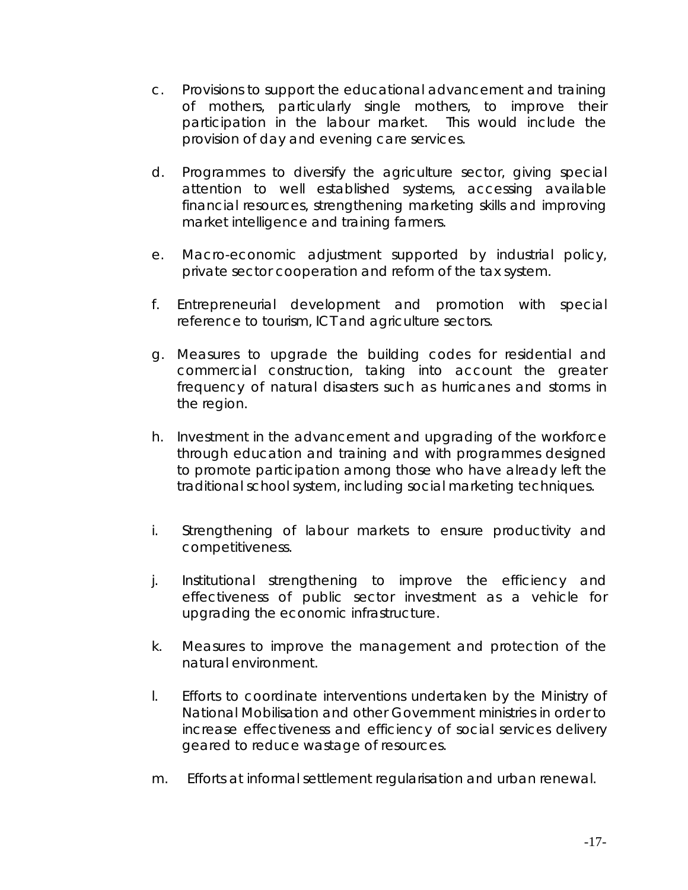c. Provisions to support the educational advancement and training of mothers, particularly single mothers, to improve their participation in the labour market. This would include the provision of day and evening care services.

d. Programmes to diversify the agriculture sector, giving special attention to well established systems, accessing available financial resources, strengthening marketing skills and improving market intelligence and training farmers.

e. Macro-economic adjustment supported by industrial policy, private sector cooperation and reform of the tax system.

f. Entrepreneurial development and promotion with special reference to tourism, ICT and agriculture sectors.

g. Measures to upgrade the building codes for residential and commercial construction, taking into account the greater frequency of natural disasters such as hurricanes and storms in the region.

h. Investment in the advancement and upgrading of the workforce through education and training and with programmes designed to promote participation among those who have already left the traditional school system, including social marketing techniques.

i. Strengthening of labour markets to ensure productivity and competitiveness.

j. Institutional strengthening to improve the efficiency and effectiveness of public sector investment as a vehicle for upgrading the economic infrastructure.

k. Measures to improve the management and protection of the natural environment.

l. Efforts to coordinate interventions undertaken by the Ministry of National Mobilisation and other Government ministries in order to increase effectiveness and efficiency of social services delivery geared to reduce wastage of resources.

m. Efforts at informal settlement regularisation and urban renewal.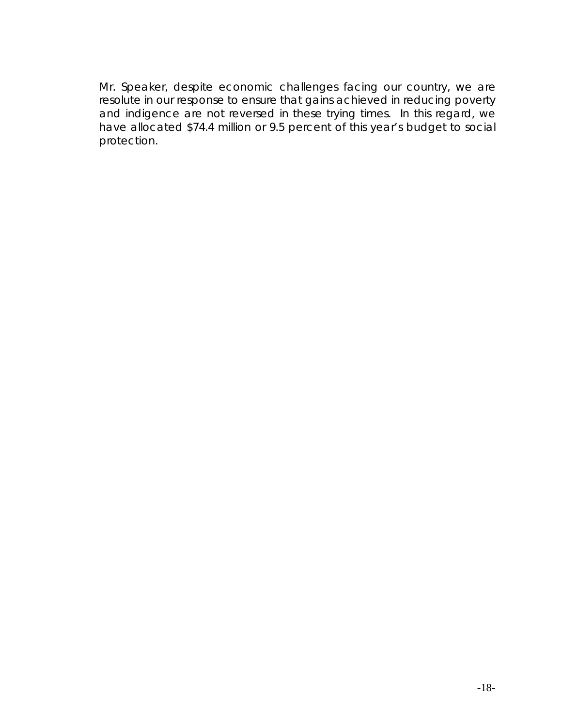Mr. Speaker, despite economic challenges facing our country, we are resolute in our response to ensure that gains achieved in reducing poverty and indigence are not reversed in these trying times. In this regard, we have allocated $74.4 million or 9.5 percent of this year's budget to social protection.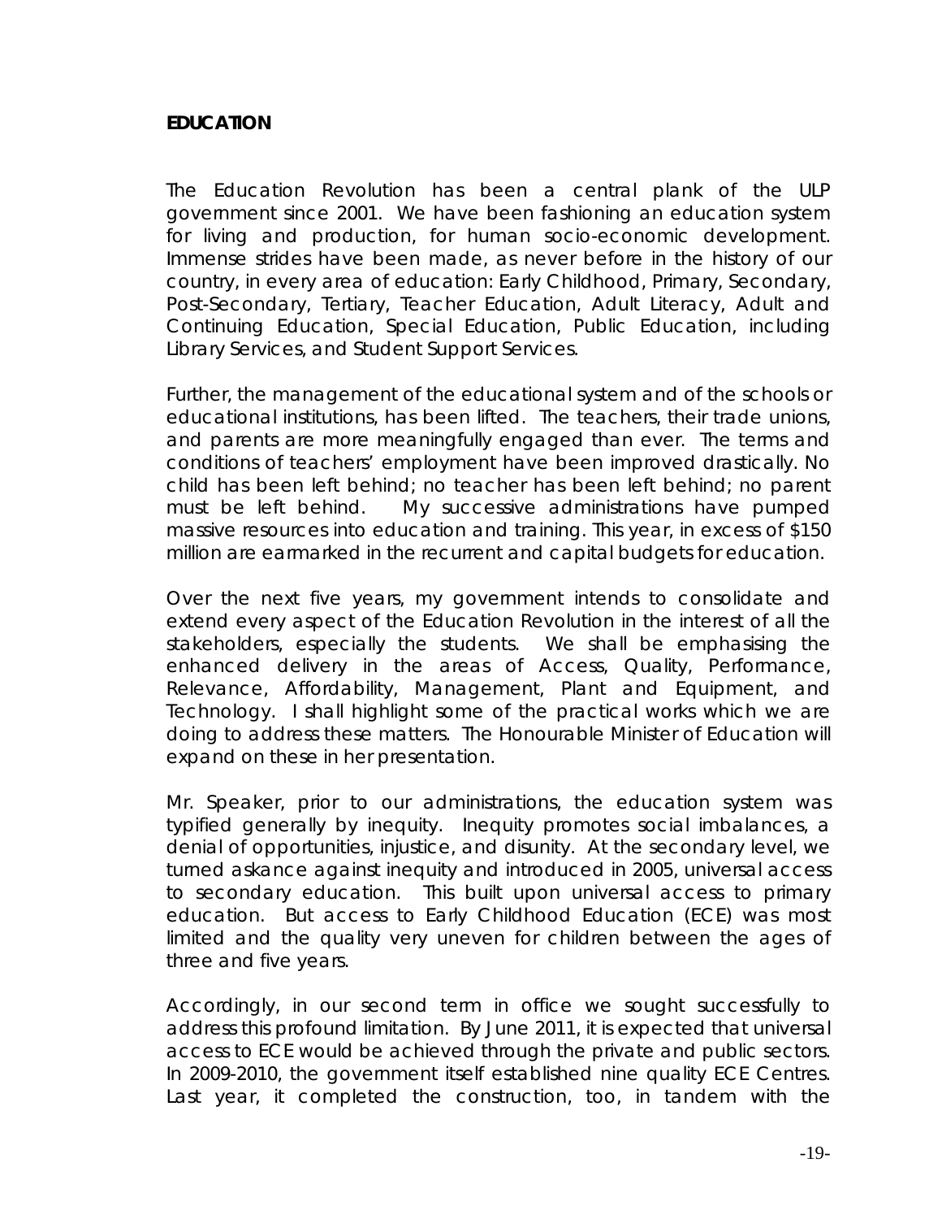## EDUCATION

The Education Revolution has been a central plank of the ULP government since 2001. We have been fashioning an education system for living and production, for human socio-economic development. Immense strides have been made, as never before in the history of our country, in every area of education: Early Childhood, Primary, Secondary, Post-Secondary, Tertiary, Teacher Education, Adult Literacy, Adult and Continuing Education, Special Education, Public Education, including Library Services, and Student Support Services.

Further, the management of the educational system and of the schools or educational institutions, has been lifted. The teachers, their trade unions, and parents are more meaningfully engaged than ever. The terms and conditions of teachers' employment have been improved drastically. No child has been left behind; no teacher has been left behind; no parent must be left behind. My successive administrations have pumped massive resources into education and training. This year, in excess of $150 million are earmarked in the recurrent and capital budgets for education.

Over the next five years, my government intends to consolidate and extend every aspect of the Education Revolution in the interest of all the stakeholders, especially the students. We shall be emphasising the enhanced delivery in the areas of Access, Quality, Performance, Relevance, Affordability, Management, Plant and Equipment, and Technology. I shall highlight some of the practical works which we are doing to address these matters. The Honourable Minister of Education will expand on these in her presentation.

Mr. Speaker, prior to our administrations, the education system was typified generally by inequity. Inequity promotes social imbalances, a denial of opportunities, injustice, and disunity. At the secondary level, we turned askance against inequity and introduced in 2005, universal access to secondary education. This built upon universal access to primary education. But access to Early Childhood Education (ECE) was most limited and the quality very uneven for children between the ages of three and five years.

Accordingly, in our second term in office we sought successfully to address this profound limitation. By June 2011, it is expected that universal access to ECE would be achieved through the private and public sectors. In 2009-2010, the government itself established nine quality ECE Centres. Last year, it completed the construction, too, in tandem with the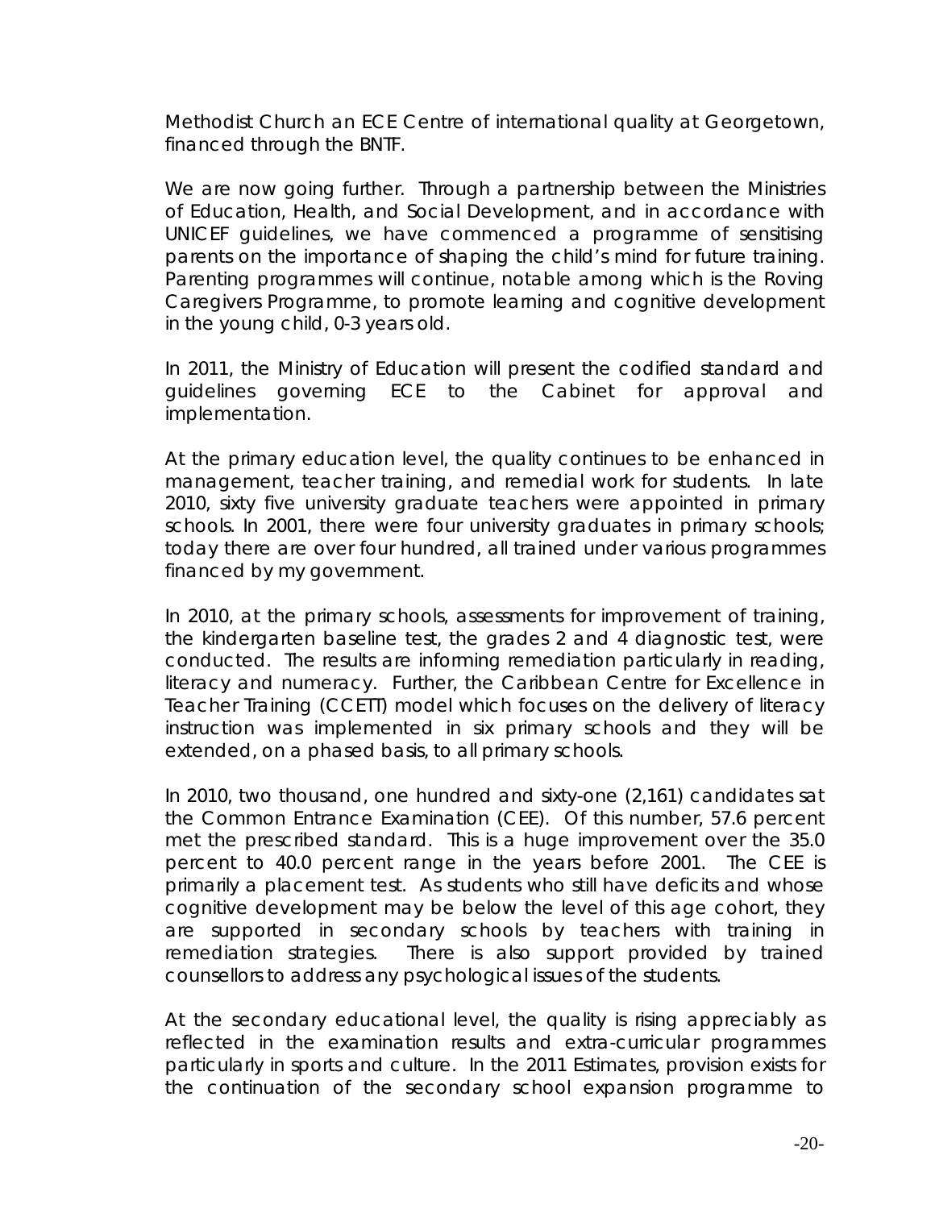Methodist Church an ECE Centre of international quality at Georgetown, financed through the BNTF.

We are now going further. Through a partnership between the Ministries of Education, Health, and Social Development, and in accordance with UNICEF guidelines, we have commenced a programme of sensitising parents on the importance of shaping the child's mind for future training. Parenting programmes will continue, notable among which is the Roving Caregivers Programme, to promote learning and cognitive development in the young child, 0-3 years old.

In 2011, the Ministry of Education will present the codified standard and guidelines governing ECE to the Cabinet for approval and implementation.

At the primary education level, the quality continues to be enhanced in management, teacher training, and remedial work for students. In late 2010, sixty five university graduate teachers were appointed in primary schools. In 2001, there were four university graduates in primary schools; today there are over four hundred, all trained under various programmes financed by my government.

In 2010, at the primary schools, assessments for improvement of training, the kindergarten baseline test, the grades 2 and 4 diagnostic test, were conducted. The results are informing remediation particularly in reading, literacy and numeracy. Further, the Caribbean Centre for Excellence in Teacher Training (CCETT) model which focuses on the delivery of literacy instruction was implemented in six primary schools and they will be extended, on a phased basis, to all primary schools.

In 2010, two thousand, one hundred and sixty-one (2,161) candidates sat the Common Entrance Examination (CEE). Of this number, 57.6 percent met the prescribed standard. This is a huge improvement over the 35.0 percent to 40.0 percent range in the years before 2001. The CEE is primarily a placement test. As students who still have deficits and whose cognitive development may be below the level of this age cohort, they are supported in secondary schools by teachers with training in remediation strategies. There is also support provided by trained counsellors to address any psychological issues of the students.

At the secondary educational level, the quality is rising appreciably as reflected in the examination results and extra-curricular programmes particularly in sports and culture. In the 2011 Estimates, provision exists for the continuation of the secondary school expansion programme to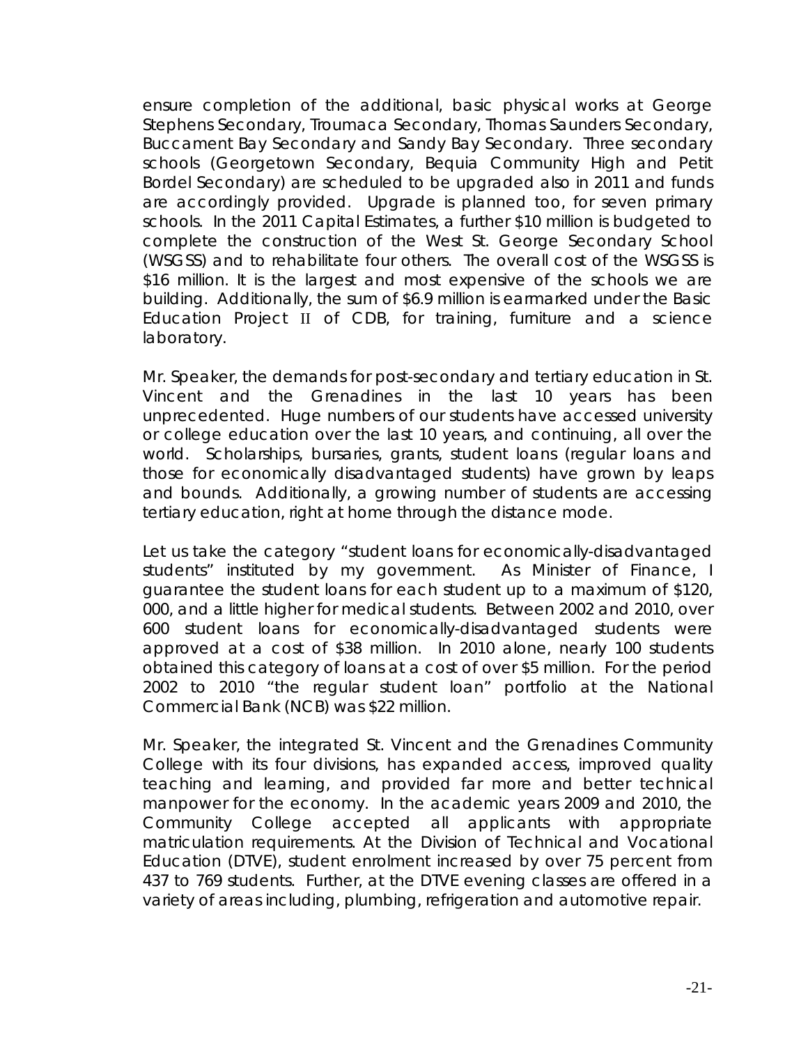ensure completion of the additional, basic physical works at George Stephens Secondary, Troumaca Secondary, Thomas Saunders Secondary, Buccament Bay Secondary and Sandy Bay Secondary. Three secondary schools (Georgetown Secondary, Bequia Community High and Petit Bordel Secondary) are scheduled to be upgraded also in 2011 and funds are accordingly provided. Upgrade is planned too, for seven primary schools. In the 2011 Capital Estimates, a further $10 million is budgeted to complete the construction of the West St. George Secondary School (WSGSS) and to rehabilitate four others. The overall cost of the WSGSS is $16 million. It is the largest and most expensive of the schools we are building. Additionally, the sum of $6.9 million is earmarked under the Basic Education Project II of CDB, for training, furniture and a science laboratory.

Mr. Speaker, the demands for post-secondary and tertiary education in St. Vincent and the Grenadines in the last 10 years has been unprecedented. Huge numbers of our students have accessed university or college education over the last 10 years, and continuing, all over the world. Scholarships, bursaries, grants, student loans (regular loans and those for economically disadvantaged students) have grown by leaps and bounds. Additionally, a growing number of students are accessing tertiary education, right at home through the distance mode.

Let us take the category "student loans for economically-disadvantaged students" instituted by my government. As Minister of Finance, I guarantee the student loans for each student up to a maximum of $120, 000, and a little higher for medical students. Between 2002 and 2010, over 600 student loans for economically-disadvantaged students were approved at a cost of $38 million. In 2010 alone, nearly 100 students obtained this category of loans at a cost of over $5 million. For the period 2002 to 2010 "the regular student loan" portfolio at the National Commercial Bank (NCB) was $22 million.

Mr. Speaker, the integrated St. Vincent and the Grenadines Community College with its four divisions, has expanded access, improved quality teaching and learning, and provided far more and better technical manpower for the economy. In the academic years 2009 and 2010, the Community College accepted all applicants with appropriate matriculation requirements. At the Division of Technical and Vocational Education (DTVE), student enrolment increased by over 75 percent from 437 to 769 students. Further, at the DTVE evening classes are offered in a variety of areas including, plumbing, refrigeration and automotive repair.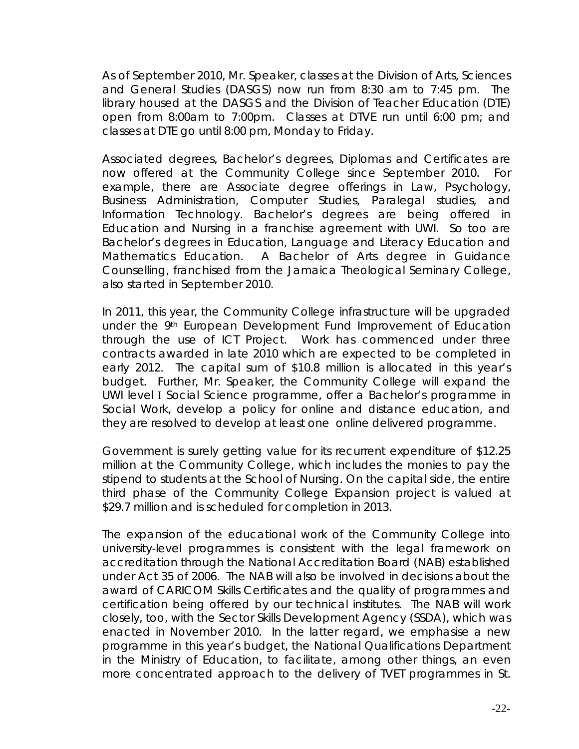As of September 2010, Mr. Speaker, classes at the Division of Arts, Sciences and General Studies (DASGS) now run from 8:30 am to 7:45 pm. The library housed at the DASGS and the Division of Teacher Education (DTE) open from 8:00am to 7:00pm. Classes at DTVE run until 6:00 pm; and classes at DTE go until 8:00 pm, Monday to Friday.

Associated degrees, Bachelor's degrees, Diplomas and Certificates are now offered at the Community College since September 2010. For example, there are Associate degree offerings in Law, Psychology, Business Administration, Computer Studies, Paralegal studies, and Information Technology. Bachelor's degrees are being offered in Education and Nursing in a franchise agreement with UWI. So too are Bachelor's degrees in Education, Language and Literacy Education and Mathematics Education. A Bachelor of Arts degree in Guidance Counselling, franchised from the Jamaica Theological Seminary College, also started in September 2010.

In 2011, this year, the Community College infrastructure will be upgraded under the 9th European Development Fund Improvement of Education through the use of ICT Project. Work has commenced under three contracts awarded in late 2010 which are expected to be completed in early 2012. The capital sum of $10.8 million is allocated in this year's budget. Further, Mr. Speaker, the Community College will expand the UWI level I Social Science programme, offer a Bachelor's programme in Social Work, develop a policy for online and distance education, and they are resolved to develop at least one online delivered programme.

Government is surely getting value for its recurrent expenditure of $12.25 million at the Community College, which includes the monies to pay the stipend to students at the School of Nursing. On the capital side, the entire third phase of the Community College Expansion project is valued at $29.7 million and is scheduled for completion in 2013.

The expansion of the educational work of the Community College into university-level programmes is consistent with the legal framework on accreditation through the National Accreditation Board (NAB) established under Act 35 of 2006. The NAB will also be involved in decisions about the award of CARICOM Skills Certificates and the quality of programmes and certification being offered by our technical institutes. The NAB will work closely, too, with the Sector Skills Development Agency (SSDA), which was enacted in November 2010. In the latter regard, we emphasise a new programme in this year's budget, the National Qualifications Department in the Ministry of Education, to facilitate, among other things, an even more concentrated approach to the delivery of TVET programmes in St.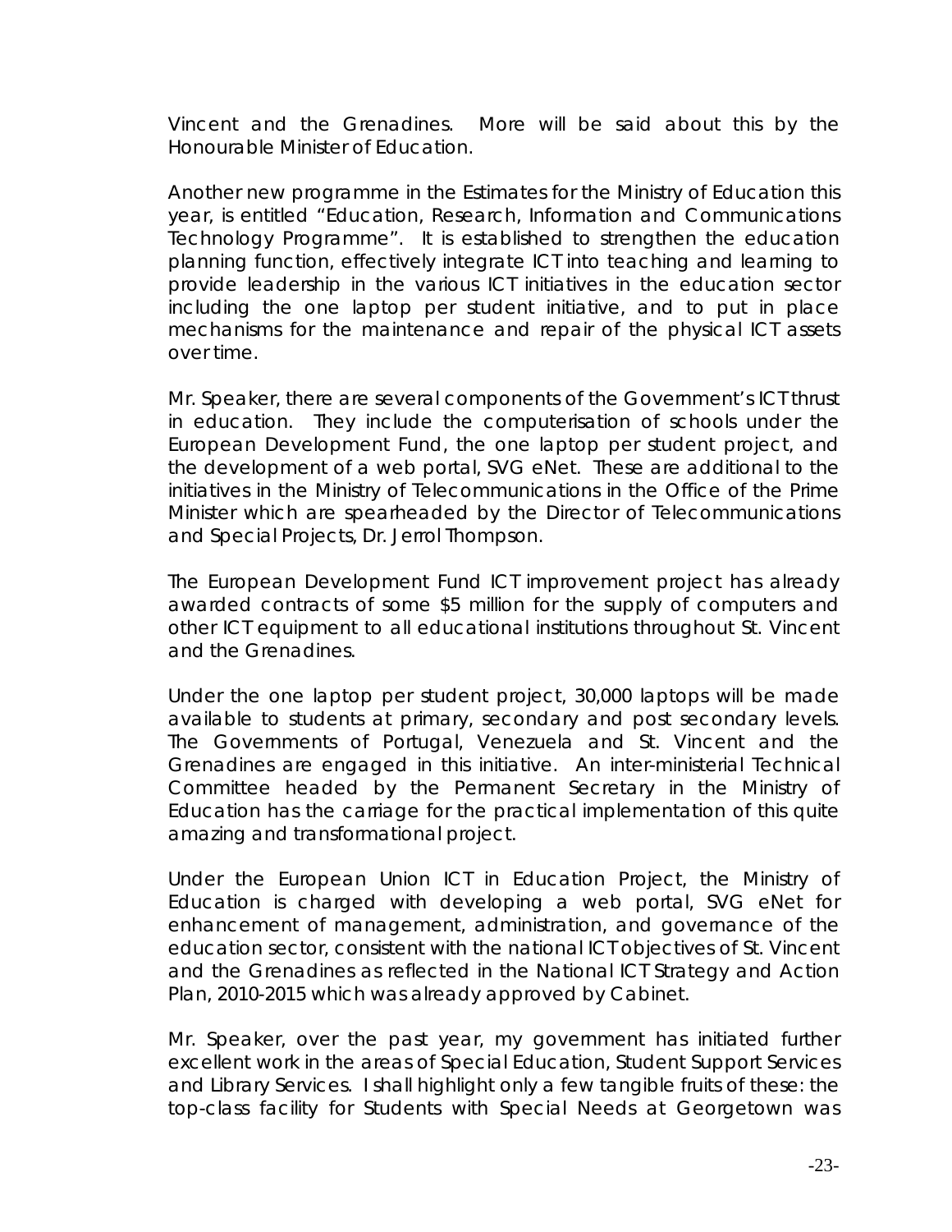Vincent and the Grenadines. More will be said about this by the Honourable Minister of Education.

Another new programme in the Estimates for the Ministry of Education this year, is entitled "Education, Research, Information and Communications Technology Programme". It is established to strengthen the education planning function, effectively integrate ICT into teaching and learning to provide leadership in the various ICT initiatives in the education sector including the one laptop per student initiative, and to put in place mechanisms for the maintenance and repair of the physical ICT assets over time.

Mr. Speaker, there are several components of the Government's ICT thrust in education. They include the computerisation of schools under the European Development Fund, the one laptop per student project, and the development of a web portal, SVG eNet. These are additional to the initiatives in the Ministry of Telecommunications in the Office of the Prime Minister which are spearheaded by the Director of Telecommunications and Special Projects, Dr. Jerrol Thompson.

The European Development Fund ICT improvement project has already awarded contracts of some $5 million for the supply of computers and other ICT equipment to all educational institutions throughout St. Vincent and the Grenadines.

Under the one laptop per student project, 30,000 laptops will be made available to students at primary, secondary and post secondary levels. The Governments of Portugal, Venezuela and St. Vincent and the Grenadines are engaged in this initiative. An inter-ministerial Technical Committee headed by the Permanent Secretary in the Ministry of Education has the carriage for the practical implementation of this quite amazing and transformational project.

Under the European Union ICT in Education Project, the Ministry of Education is charged with developing a web portal, SVG eNet for enhancement of management, administration, and governance of the education sector, consistent with the national ICT objectives of St. Vincent and the Grenadines as reflected in the National ICT Strategy and Action Plan, 2010-2015 which was already approved by Cabinet.

Mr. Speaker, over the past year, my government has initiated further excellent work in the areas of Special Education, Student Support Services and Library Services. I shall highlight only a few tangible fruits of these: the top-class facility for Students with Special Needs at Georgetown was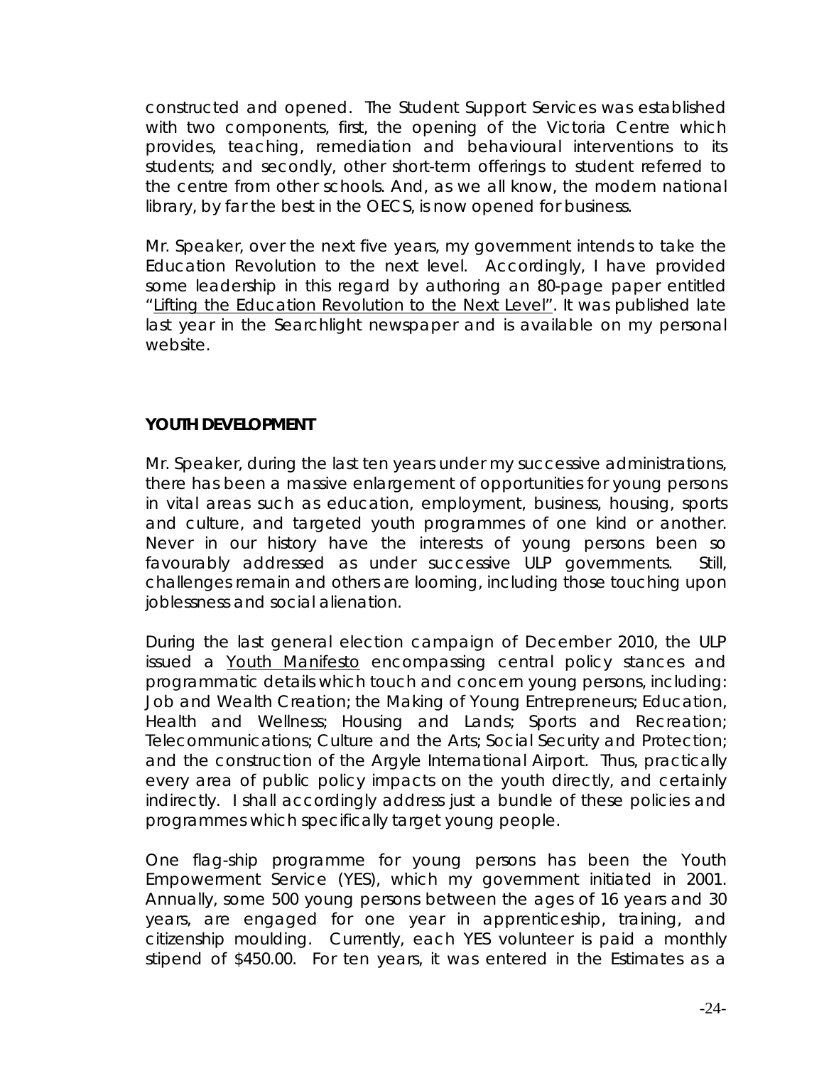constructed and opened. The Student Support Services was established with two components, first, the opening of the Victoria Centre which provides, teaching, remediation and behavioural interventions to its students; and secondly, other short-term offerings to student referred to the centre from other schools. And, as we all know, the modern national library, by far the best in the OECS, is now opened for business.

Mr. Speaker, over the next five years, my government intends to take the Education Revolution to the next level. Accordingly, I have provided some leadership in this regard by authoring an 80-page paper entitled "Lifting the Education Revolution to the Next Level". It was published late last year in the Searchlight newspaper and is available on my personal website.

**YOUTH DEVELOPMENT**

Mr. Speaker, during the last ten years under my successive administrations, there has been a massive enlargement of opportunities for young persons in vital areas such as education, employment, business, housing, sports and culture, and targeted youth programmes of one kind or another. Never in our history have the interests of young persons been so favourably addressed as under successive ULP governments. Still, challenges remain and others are looming, including those touching upon joblessness and social alienation.

During the last general election campaign of December 2010, the ULP issued a Youth Manifesto encompassing central policy stances and programmatic details which touch and concern young persons, including: Job and Wealth Creation; the Making of Young Entrepreneurs; Education, Health and Wellness; Housing and Lands; Sports and Recreation; Telecommunications; Culture and the Arts; Social Security and Protection; and the construction of the Argyle International Airport. Thus, practically every area of public policy impacts on the youth directly, and certainly indirectly. I shall accordingly address just a bundle of these policies and programmes which specifically target young people.

One flag-ship programme for young persons has been the Youth Empowerment Service (YES), which my government initiated in 2001. Annually, some 500 young persons between the ages of 16 years and 30 years, are engaged for one year in apprenticeship, training, and citizenship moulding. Currently, each YES volunteer is paid a monthly stipend of $450.00. For ten years, it was entered in the Estimates as a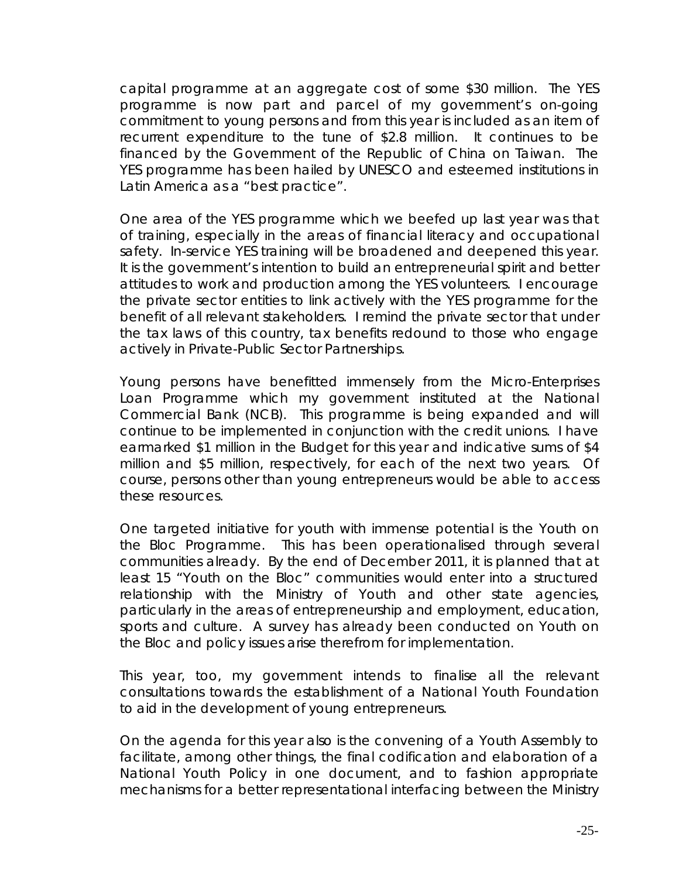capital programme at an aggregate cost of some $30 million. The YES programme is now part and parcel of my government's on-going commitment to young persons and from this year is included as an item of recurrent expenditure to the tune of $2.8 million. It continues to be financed by the Government of the Republic of China on Taiwan. The YES programme has been hailed by UNESCO and esteemed institutions in Latin America as a "best practice".

One area of the YES programme which we beefed up last year was that of training, especially in the areas of financial literacy and occupational safety. In-service YES training will be broadened and deepened this year. It is the government's intention to build an entrepreneurial spirit and better attitudes to work and production among the YES volunteers. I encourage the private sector entities to link actively with the YES programme for the benefit of all relevant stakeholders. I remind the private sector that under the tax laws of this country, tax benefits redound to those who engage actively in Private-Public Sector Partnerships.

Young persons have benefitted immensely from the Micro-Enterprises Loan Programme which my government instituted at the National Commercial Bank (NCB). This programme is being expanded and will continue to be implemented in conjunction with the credit unions. I have earmarked $1 million in the Budget for this year and indicative sums of $4 million and $5 million, respectively, for each of the next two years. Of course, persons other than young entrepreneurs would be able to access these resources.

One targeted initiative for youth with immense potential is the Youth on the Bloc Programme. This has been operationalised through several communities already. By the end of December 2011, it is planned that at least 15 "Youth on the Bloc" communities would enter into a structured relationship with the Ministry of Youth and other state agencies, particularly in the areas of entrepreneurship and employment, education, sports and culture. A survey has already been conducted on Youth on the Bloc and policy issues arise therefrom for implementation.

This year, too, my government intends to finalise all the relevant consultations towards the establishment of a National Youth Foundation to aid in the development of young entrepreneurs.

On the agenda for this year also is the convening of a Youth Assembly to facilitate, among other things, the final codification and elaboration of a National Youth Policy in one document, and to fashion appropriate mechanisms for a better representational interfacing between the Ministry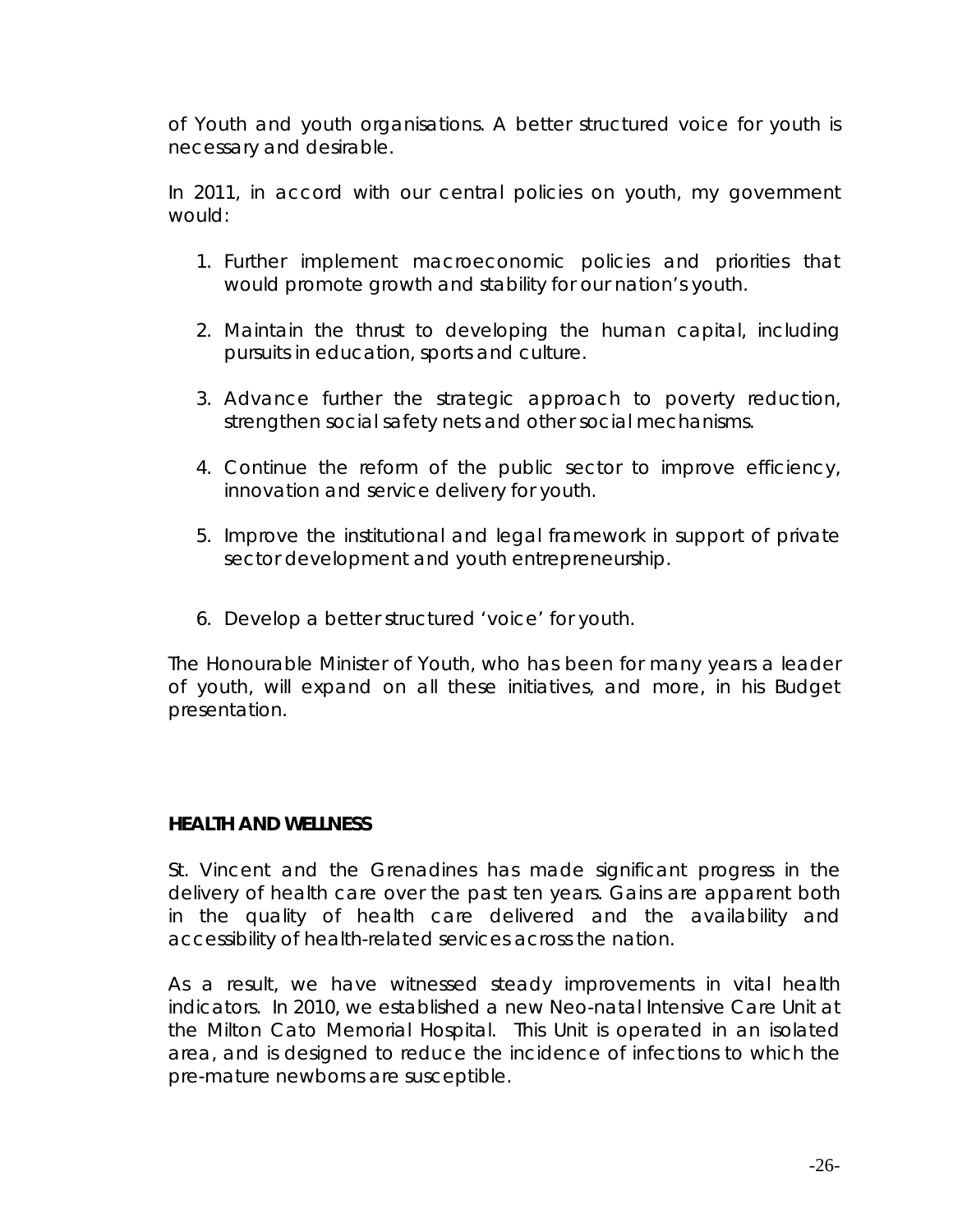of Youth and youth organisations. A better structured voice for youth is necessary and desirable.

In 2011, in accord with our central policies on youth, my government would:

1. Further implement macroeconomic policies and priorities that would promote growth and stability for our nation's youth.

2. Maintain the thrust to developing the human capital, including pursuits in education, sports and culture.

3. Advance further the strategic approach to poverty reduction, strengthen social safety nets and other social mechanisms.

4. Continue the reform of the public sector to improve efficiency, innovation and service delivery for youth.

5. Improve the institutional and legal framework in support of private sector development and youth entrepreneurship.

6. Develop a better structured 'voice' for youth.

The Honourable Minister of Youth, who has been for many years a leader of youth, will expand on all these initiatives, and more, in his Budget presentation.

## HEALTH AND WELLNESS

St. Vincent and the Grenadines has made significant progress in the delivery of health care over the past ten years. Gains are apparent both in the quality of health care delivered and the availability and accessibility of health-related services across the nation.

As a result, we have witnessed steady improvements in vital health indicators. In 2010, we established a new Neo-natal Intensive Care Unit at the Milton Cato Memorial Hospital. This Unit is operated in an isolated area, and is designed to reduce the incidence of infections to which the pre-mature newborns are susceptible.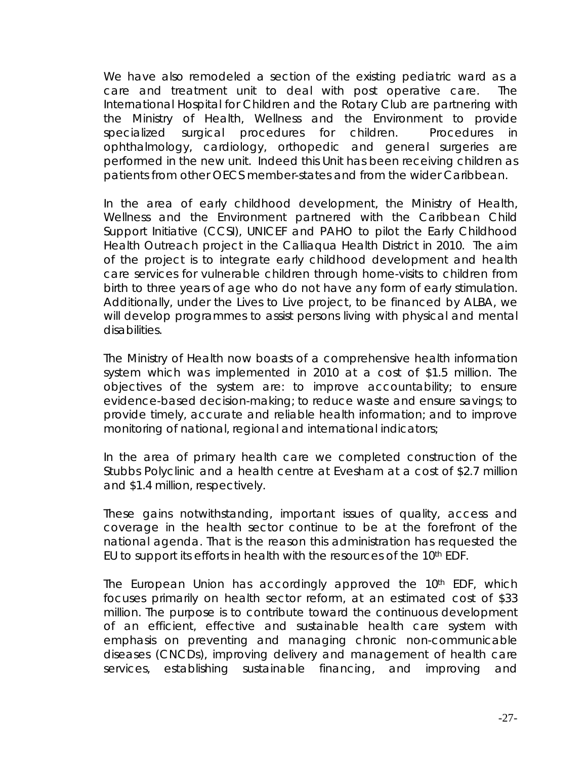We have also remodeled a section of the existing pediatric ward as a care and treatment unit to deal with post operative care. The International Hospital for Children and the Rotary Club are partnering with the Ministry of Health, Wellness and the Environment to provide specialized surgical procedures for children. Procedures in ophthalmology, cardiology, orthopedic and general surgeries are performed in the new unit. Indeed this Unit has been receiving children as patients from other OECS member-states and from the wider Caribbean.

In the area of early childhood development, the Ministry of Health, Wellness and the Environment partnered with the Caribbean Child Support Initiative (CCSI), UNICEF and PAHO to pilot the Early Childhood Health Outreach project in the Calliaqua Health District in 2010. The aim of the project is to integrate early childhood development and health care services for vulnerable children through home-visits to children from birth to three years of age who do not have any form of early stimulation. Additionally, under the Lives to Live project, to be financed by ALBA, we will develop programmes to assist persons living with physical and mental disabilities.

The Ministry of Health now boasts of a comprehensive health information system which was implemented in 2010 at a cost of $1.5 million. The objectives of the system are: to improve accountability; to ensure evidence-based decision-making; to reduce waste and ensure savings; to provide timely, accurate and reliable health information; and to improve monitoring of national, regional and international indicators;

In the area of primary health care we completed construction of the Stubbs Polyclinic and a health centre at Evesham at a cost of $2.7 million and $1.4 million, respectively.

These gains notwithstanding, important issues of quality, access and coverage in the health sector continue to be at the forefront of the national agenda. That is the reason this administration has requested the EU to support its efforts in health with the resources of the 10th EDF.

The European Union has accordingly approved the 10th EDF, which focuses primarily on health sector reform, at an estimated cost of $33 million. The purpose is to contribute toward the continuous development of an efficient, effective and sustainable health care system with emphasis on preventing and managing chronic non-communicable diseases (CNCDs), improving delivery and management of health care services, establishing sustainable financing, and improving and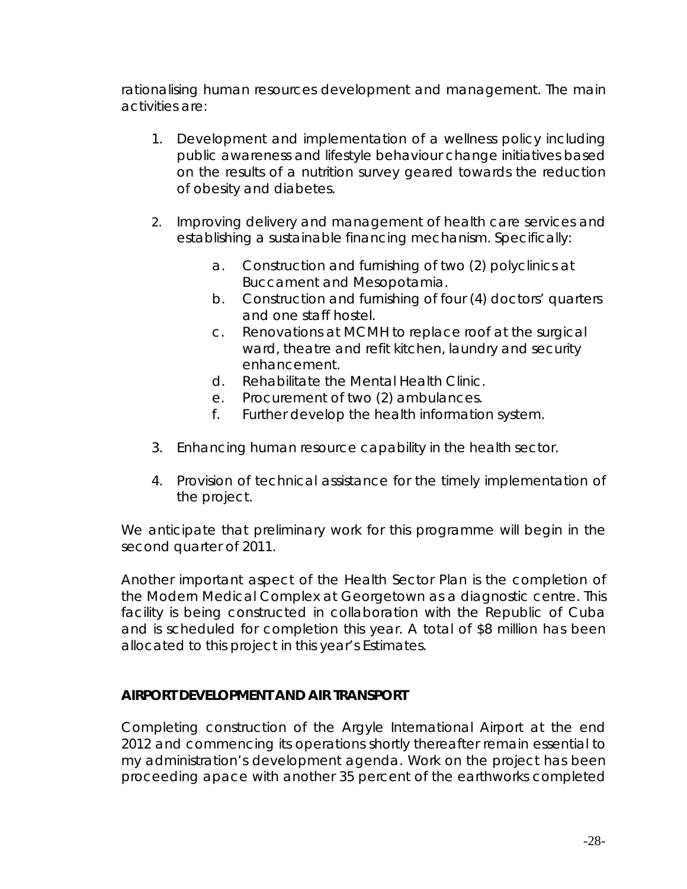rationalising human resources development and management. The main activities are:

1. Development and implementation of a wellness policy including public awareness and lifestyle behaviour change initiatives based on the results of a nutrition survey geared towards the reduction of obesity and diabetes.

2. Improving delivery and management of health care services and establishing a sustainable financing mechanism. Specifically:

    a. Construction and furnishing of two (2) polyclinics at Buccament and Mesopotamia.
    b. Construction and furnishing of four (4) doctors' quarters and one staff hostel.
    c. Renovations at MCMH to replace roof at the surgical ward, theatre and refit kitchen, laundry and security enhancement.
    d. Rehabilitate the Mental Health Clinic.
    e. Procurement of two (2) ambulances.
    f. Further develop the health information system.

3. Enhancing human resource capability in the health sector.

4. Provision of technical assistance for the timely implementation of the project.

We anticipate that preliminary work for this programme will begin in the second quarter of 2011.

Another important aspect of the Health Sector Plan is the completion of the Modern Medical Complex at Georgetown as a diagnostic centre. This facility is being constructed in collaboration with the Republic of Cuba and is scheduled for completion this year. A total of $8 million has been allocated to this project in this year's Estimates.

**AIRPORT DEVELOPMENT AND AIR TRANSPORT**

Completing construction of the Argyle International Airport at the end 2012 and commencing its operations shortly thereafter remain essential to my administration's development agenda. Work on the project has been proceeding apace with another 35 percent of the earthworks completed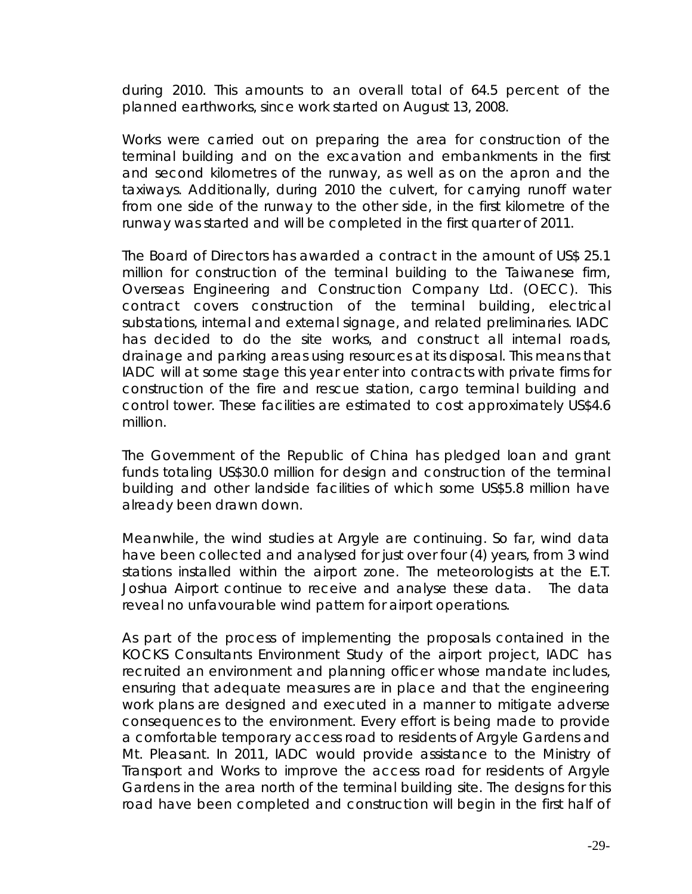during 2010. This amounts to an overall total of 64.5 percent of the planned earthworks, since work started on August 13, 2008.

Works were carried out on preparing the area for construction of the terminal building and on the excavation and embankments in the first and second kilometres of the runway, as well as on the apron and the taxiways. Additionally, during 2010 the culvert, for carrying runoff water from one side of the runway to the other side, in the first kilometre of the runway was started and will be completed in the first quarter of 2011.

The Board of Directors has awarded a contract in the amount of US$ 25.1 million for construction of the terminal building to the Taiwanese firm, Overseas Engineering and Construction Company Ltd. (OECC). This contract covers construction of the terminal building, electrical substations, internal and external signage, and related preliminaries. IADC has decided to do the site works, and construct all internal roads, drainage and parking areas using resources at its disposal. This means that IADC will at some stage this year enter into contracts with private firms for construction of the fire and rescue station, cargo terminal building and control tower. These facilities are estimated to cost approximately US$4.6 million.

The Government of the Republic of China has pledged loan and grant funds totaling US$30.0 million for design and construction of the terminal building and other landside facilities of which some US$5.8 million have already been drawn down.

Meanwhile, the wind studies at Argyle are continuing. So far, wind data have been collected and analysed for just over four (4) years, from 3 wind stations installed within the airport zone. The meteorologists at the E.T. Joshua Airport continue to receive and analyse these data. The data reveal no unfavourable wind pattern for airport operations.

As part of the process of implementing the proposals contained in the KOCKS Consultants Environment Study of the airport project, IADC has recruited an environment and planning officer whose mandate includes, ensuring that adequate measures are in place and that the engineering work plans are designed and executed in a manner to mitigate adverse consequences to the environment. Every effort is being made to provide a comfortable temporary access road to residents of Argyle Gardens and Mt. Pleasant. In 2011, IADC would provide assistance to the Ministry of Transport and Works to improve the access road for residents of Argyle Gardens in the area north of the terminal building site. The designs for this road have been completed and construction will begin in the first half of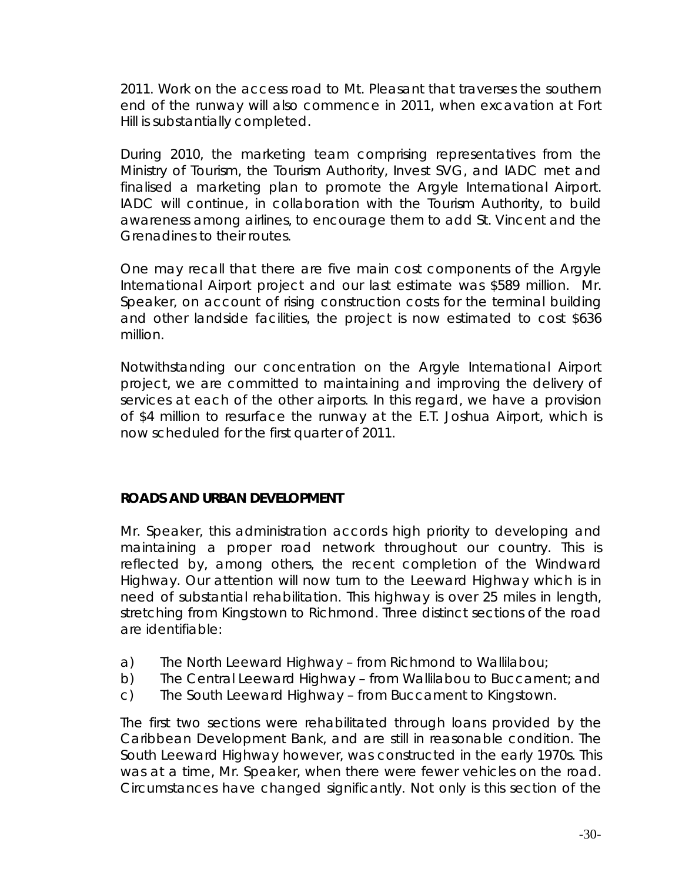2011. Work on the access road to Mt. Pleasant that traverses the southern end of the runway will also commence in 2011, when excavation at Fort Hill is substantially completed.

During 2010, the marketing team comprising representatives from the Ministry of Tourism, the Tourism Authority, Invest SVG, and IADC met and finalised a marketing plan to promote the Argyle International Airport. IADC will continue, in collaboration with the Tourism Authority, to build awareness among airlines, to encourage them to add St. Vincent and the Grenadines to their routes.

One may recall that there are five main cost components of the Argyle International Airport project and our last estimate was $589 million. Mr. Speaker, on account of rising construction costs for the terminal building and other landside facilities, the project is now estimated to cost $636 million.

Notwithstanding our concentration on the Argyle International Airport project, we are committed to maintaining and improving the delivery of services at each of the other airports. In this regard, we have a provision of $4 million to resurface the runway at the E.T. Joshua Airport, which is now scheduled for the first quarter of 2011.

**ROADS AND URBAN DEVELOPMENT**

Mr. Speaker, this administration accords high priority to developing and maintaining a proper road network throughout our country. This is reflected by, among others, the recent completion of the Windward Highway. Our attention will now turn to the Leeward Highway which is in need of substantial rehabilitation. This highway is over 25 miles in length, stretching from Kingstown to Richmond. Three distinct sections of the road are identifiable:

a) The North Leeward Highway – from Richmond to Wallilabou;
b) The Central Leeward Highway – from Wallilabou to Buccament; and
c) The South Leeward Highway – from Buccament to Kingstown.

The first two sections were rehabilitated through loans provided by the Caribbean Development Bank, and are still in reasonable condition. The South Leeward Highway however, was constructed in the early 1970s. This was at a time, Mr. Speaker, when there were fewer vehicles on the road. Circumstances have changed significantly. Not only is this section of the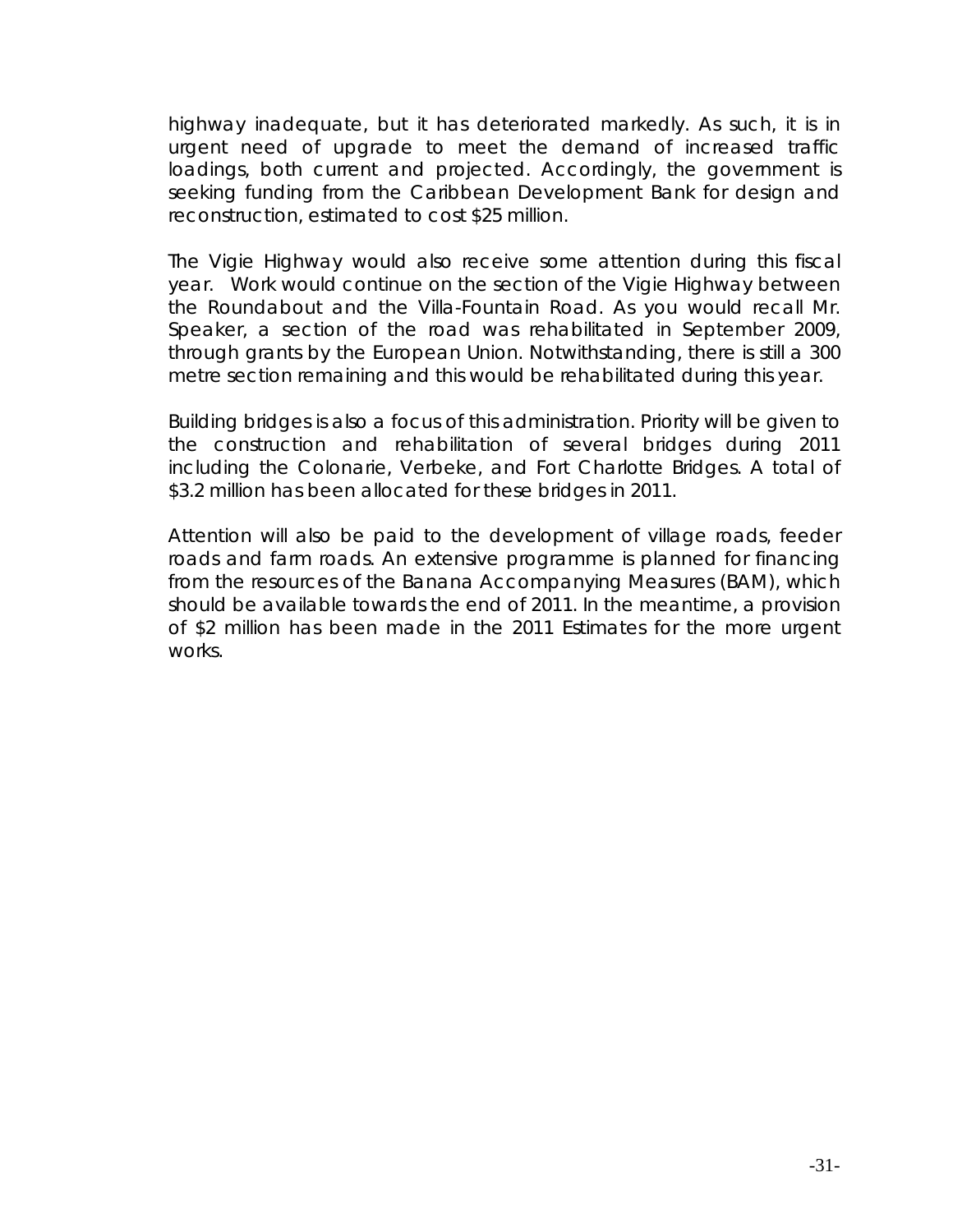highway inadequate, but it has deteriorated markedly. As such, it is in urgent need of upgrade to meet the demand of increased traffic loadings, both current and projected. Accordingly, the government is seeking funding from the Caribbean Development Bank for design and reconstruction, estimated to cost $25 million.

The Vigie Highway would also receive some attention during this fiscal year. Work would continue on the section of the Vigie Highway between the Roundabout and the Villa-Fountain Road. As you would recall Mr. Speaker, a section of the road was rehabilitated in September 2009, through grants by the European Union. Notwithstanding, there is still a 300 metre section remaining and this would be rehabilitated during this year.

Building bridges is also a focus of this administration. Priority will be given to the construction and rehabilitation of several bridges during 2011 including the Colonarie, Verbeke, and Fort Charlotte Bridges. A total of $3.2 million has been allocated for these bridges in 2011.

Attention will also be paid to the development of village roads, feeder roads and farm roads. An extensive programme is planned for financing from the resources of the Banana Accompanying Measures (BAM), which should be available towards the end of 2011. In the meantime, a provision of $2 million has been made in the 2011 Estimates for the more urgent works.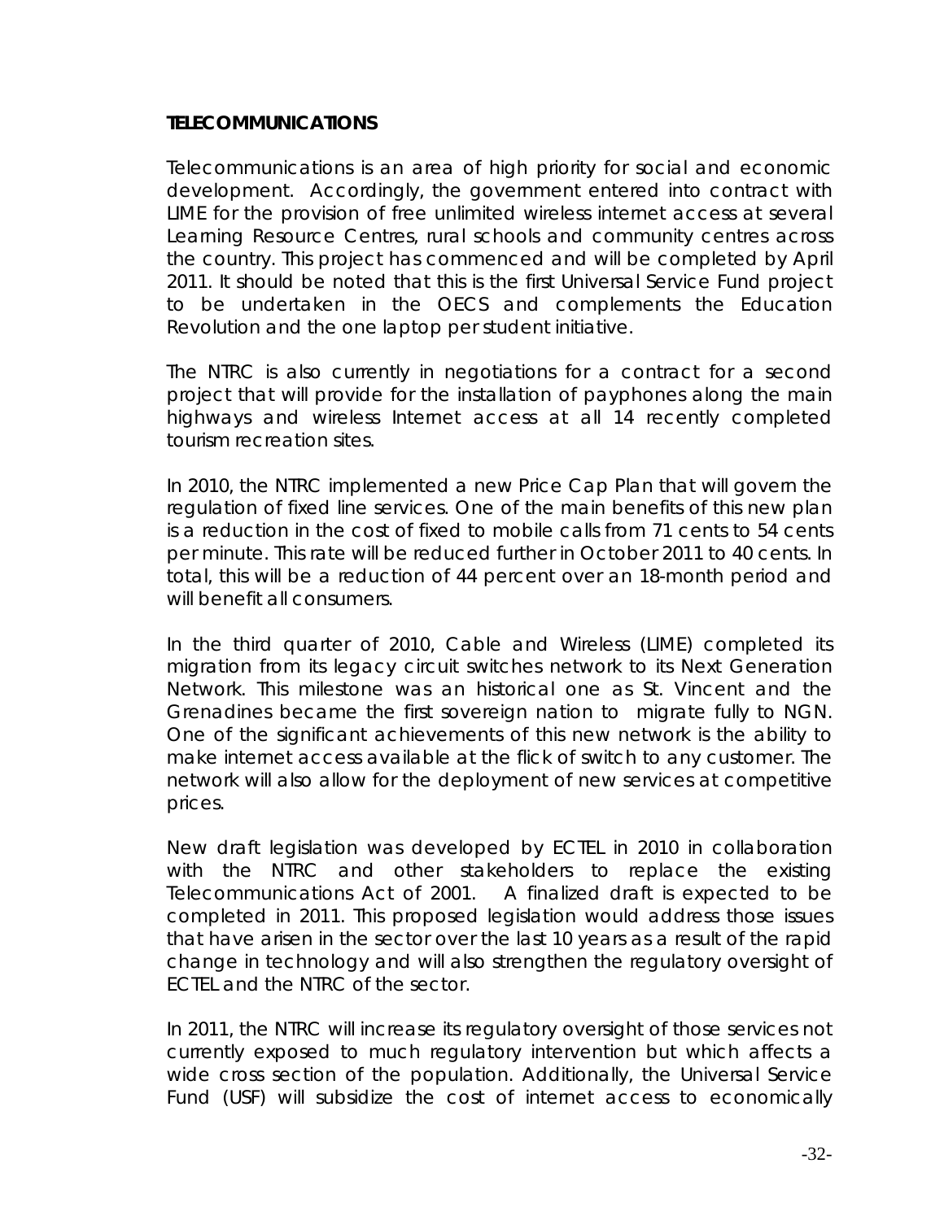**TELECOMMUNICATIONS**

Telecommunications is an area of high priority for social and economic development. Accordingly, the government entered into contract with LIME for the provision of free unlimited wireless internet access at several Learning Resource Centres, rural schools and community centres across the country. This project has commenced and will be completed by April 2011. It should be noted that this is the first Universal Service Fund project to be undertaken in the OECS and complements the Education Revolution and the one laptop per student initiative.

The NTRC is also currently in negotiations for a contract for a second project that will provide for the installation of payphones along the main highways and wireless Internet access at all 14 recently completed tourism recreation sites.

In 2010, the NTRC implemented a new Price Cap Plan that will govern the regulation of fixed line services. One of the main benefits of this new plan is a reduction in the cost of fixed to mobile calls from 71 cents to 54 cents per minute. This rate will be reduced further in October 2011 to 40 cents. In total, this will be a reduction of 44 percent over an 18-month period and will benefit all consumers.

In the third quarter of 2010, Cable and Wireless (LIME) completed its migration from its legacy circuit switches network to its Next Generation Network. This milestone was an historical one as St. Vincent and the Grenadines became the first sovereign nation to migrate fully to NGN. One of the significant achievements of this new network is the ability to make internet access available at the flick of switch to any customer. The network will also allow for the deployment of new services at competitive prices.

New draft legislation was developed by ECTEL in 2010 in collaboration with the NTRC and other stakeholders to replace the existing Telecommunications Act of 2001. A finalized draft is expected to be completed in 2011. This proposed legislation would address those issues that have arisen in the sector over the last 10 years as a result of the rapid change in technology and will also strengthen the regulatory oversight of ECTEL and the NTRC of the sector.

In 2011, the NTRC will increase its regulatory oversight of those services not currently exposed to much regulatory intervention but which affects a wide cross section of the population. Additionally, the Universal Service Fund (USF) will subsidize the cost of internet access to economically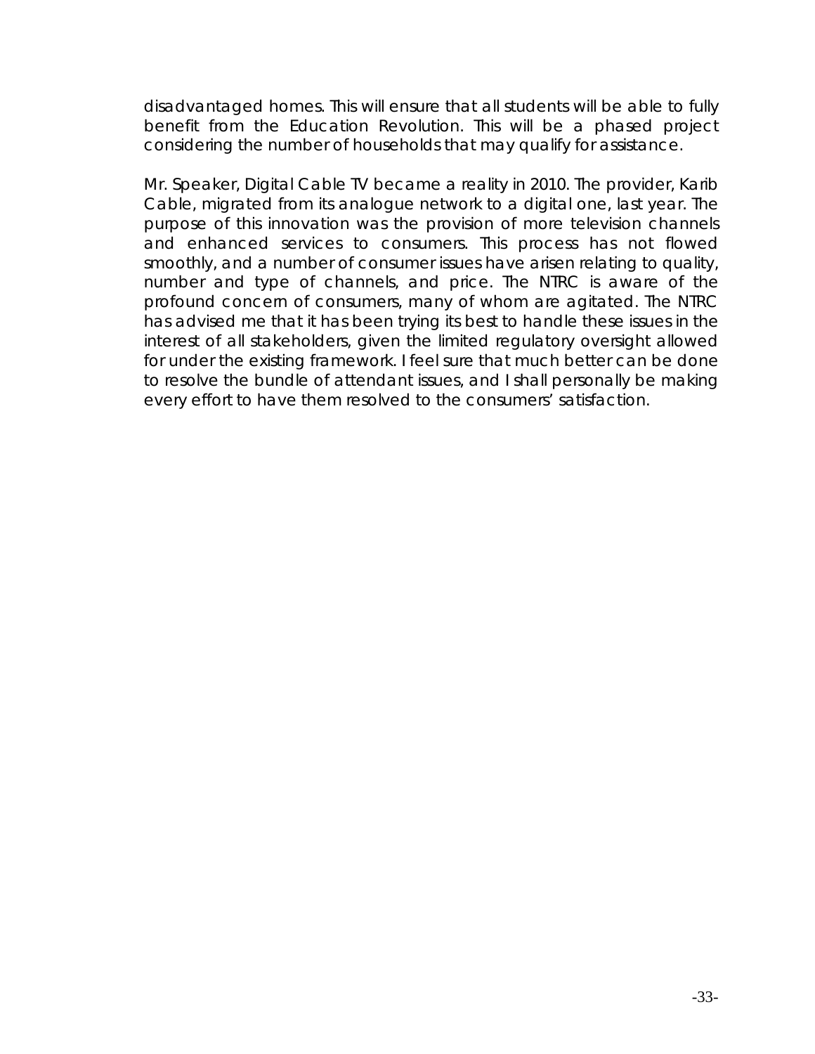disadvantaged homes. This will ensure that all students will be able to fully benefit from the Education Revolution. This will be a phased project considering the number of households that may qualify for assistance.

Mr. Speaker, Digital Cable TV became a reality in 2010. The provider, Karib Cable, migrated from its analogue network to a digital one, last year. The purpose of this innovation was the provision of more television channels and enhanced services to consumers. This process has not flowed smoothly, and a number of consumer issues have arisen relating to quality, number and type of channels, and price. The NTRC is aware of the profound concern of consumers, many of whom are agitated. The NTRC has advised me that it has been trying its best to handle these issues in the interest of all stakeholders, given the limited regulatory oversight allowed for under the existing framework. I feel sure that much better can be done to resolve the bundle of attendant issues, and I shall personally be making every effort to have them resolved to the consumers' satisfaction.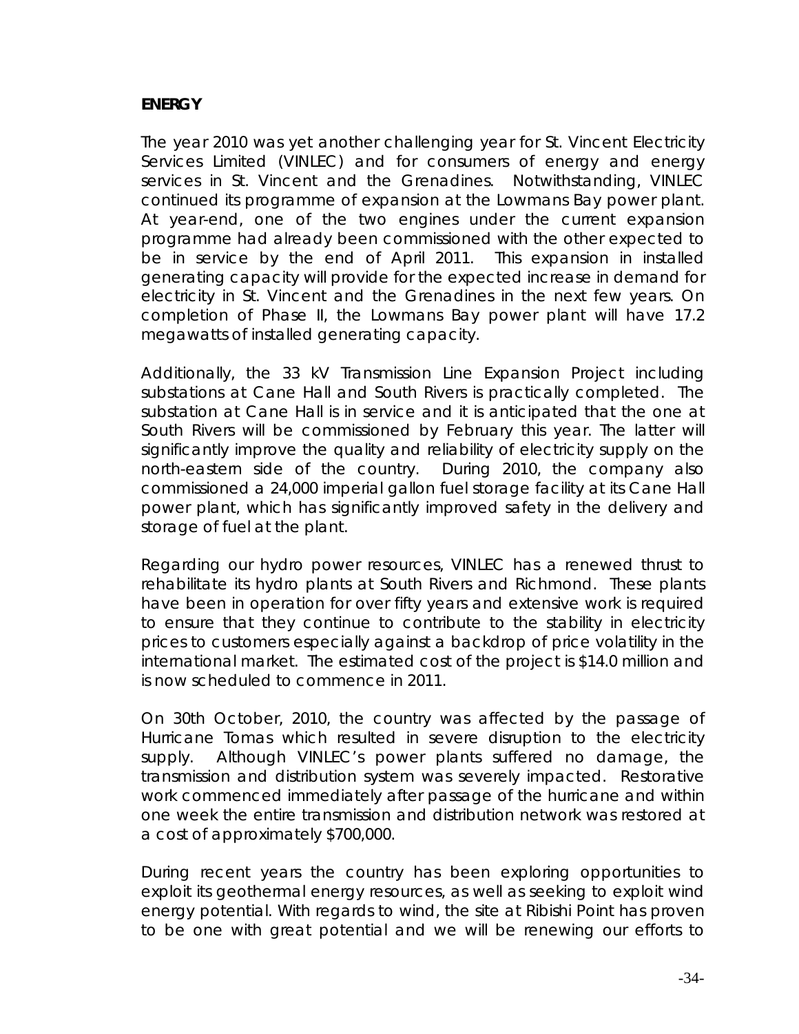**ENERGY**

The year 2010 was yet another challenging year for St. Vincent Electricity Services Limited (VINLEC) and for consumers of energy and energy services in St. Vincent and the Grenadines. Notwithstanding, VINLEC continued its programme of expansion at the Lowmans Bay power plant. At year-end, one of the two engines under the current expansion programme had already been commissioned with the other expected to be in service by the end of April 2011. This expansion in installed generating capacity will provide for the expected increase in demand for electricity in St. Vincent and the Grenadines in the next few years. On completion of Phase II, the Lowmans Bay power plant will have 17.2 megawatts of installed generating capacity.

Additionally, the 33 kV Transmission Line Expansion Project including substations at Cane Hall and South Rivers is practically completed. The substation at Cane Hall is in service and it is anticipated that the one at South Rivers will be commissioned by February this year. The latter will significantly improve the quality and reliability of electricity supply on the north-eastern side of the country. During 2010, the company also commissioned a 24,000 imperial gallon fuel storage facility at its Cane Hall power plant, which has significantly improved safety in the delivery and storage of fuel at the plant.

Regarding our hydro power resources, VINLEC has a renewed thrust to rehabilitate its hydro plants at South Rivers and Richmond. These plants have been in operation for over fifty years and extensive work is required to ensure that they continue to contribute to the stability in electricity prices to customers especially against a backdrop of price volatility in the international market. The estimated cost of the project is $14.0 million and is now scheduled to commence in 2011.

On 30th October, 2010, the country was affected by the passage of Hurricane Tomas which resulted in severe disruption to the electricity supply. Although VINLEC's power plants suffered no damage, the transmission and distribution system was severely impacted. Restorative work commenced immediately after passage of the hurricane and within one week the entire transmission and distribution network was restored at a cost of approximately $700,000.

During recent years the country has been exploring opportunities to exploit its geothermal energy resources, as well as seeking to exploit wind energy potential. With regards to wind, the site at Ribishi Point has proven to be one with great potential and we will be renewing our efforts to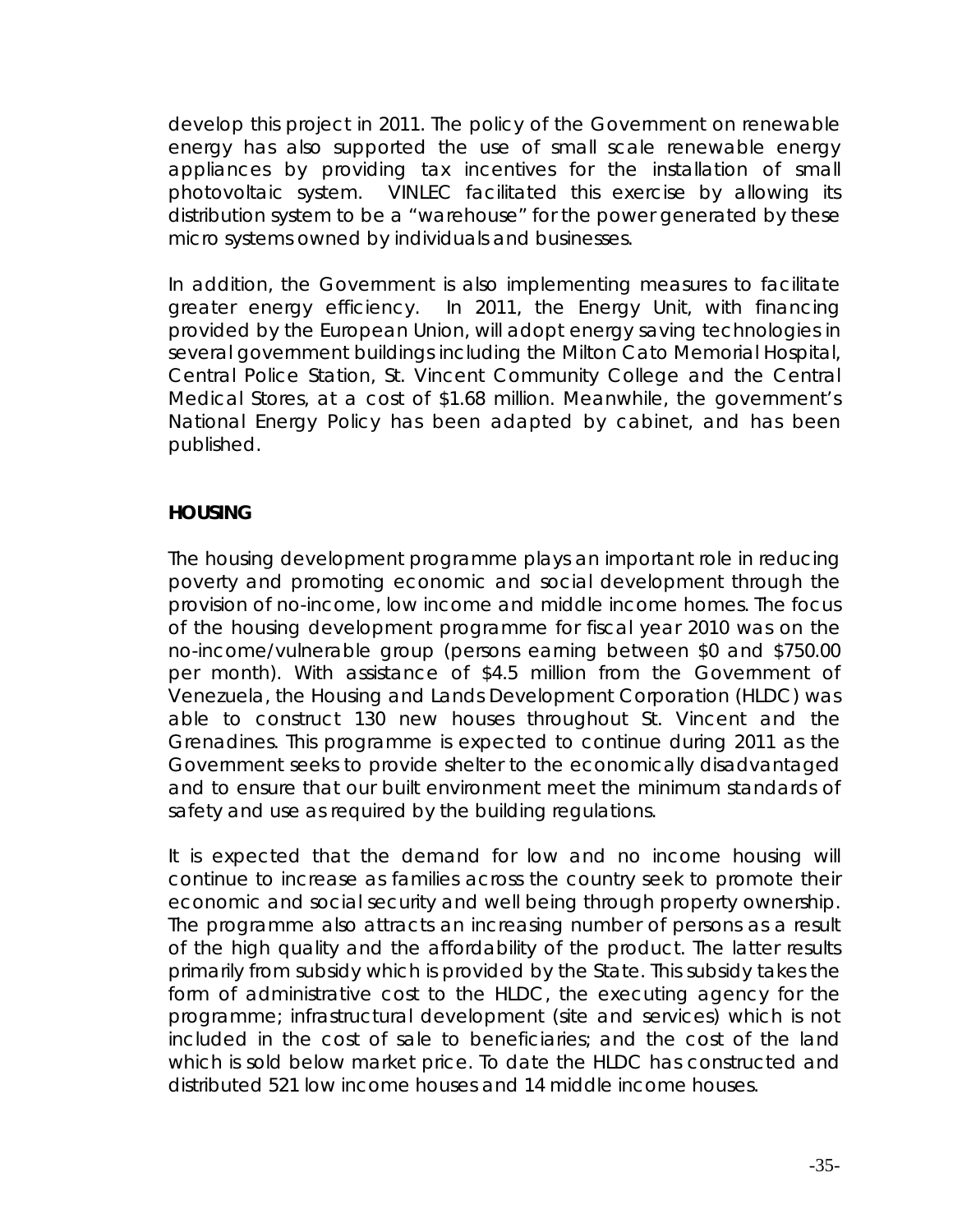develop this project in 2011. The policy of the Government on renewable energy has also supported the use of small scale renewable energy appliances by providing tax incentives for the installation of small photovoltaic system. VINLEC facilitated this exercise by allowing its distribution system to be a "warehouse" for the power generated by these micro systems owned by individuals and businesses.

In addition, the Government is also implementing measures to facilitate greater energy efficiency. In 2011, the Energy Unit, with financing provided by the European Union, will adopt energy saving technologies in several government buildings including the Milton Cato Memorial Hospital, Central Police Station, St. Vincent Community College and the Central Medical Stores, at a cost of $1.68 million. Meanwhile, the government's National Energy Policy has been adapted by cabinet, and has been published.

**HOUSING**

The housing development programme plays an important role in reducing poverty and promoting economic and social development through the provision of no-income, low income and middle income homes. The focus of the housing development programme for fiscal year 2010 was on the no-income/vulnerable group (persons earning between $0 and $750.00 per month). With assistance of $4.5 million from the Government of Venezuela, the Housing and Lands Development Corporation (HLDC) was able to construct 130 new houses throughout St. Vincent and the Grenadines. This programme is expected to continue during 2011 as the Government seeks to provide shelter to the economically disadvantaged and to ensure that our built environment meet the minimum standards of safety and use as required by the building regulations.

It is expected that the demand for low and no income housing will continue to increase as families across the country seek to promote their economic and social security and well being through property ownership. The programme also attracts an increasing number of persons as a result of the high quality and the affordability of the product. The latter results primarily from subsidy which is provided by the State. This subsidy takes the form of administrative cost to the HLDC, the executing agency for the programme; infrastructural development (site and services) which is not included in the cost of sale to beneficiaries; and the cost of the land which is sold below market price. To date the HLDC has constructed and distributed 521 low income houses and 14 middle income houses.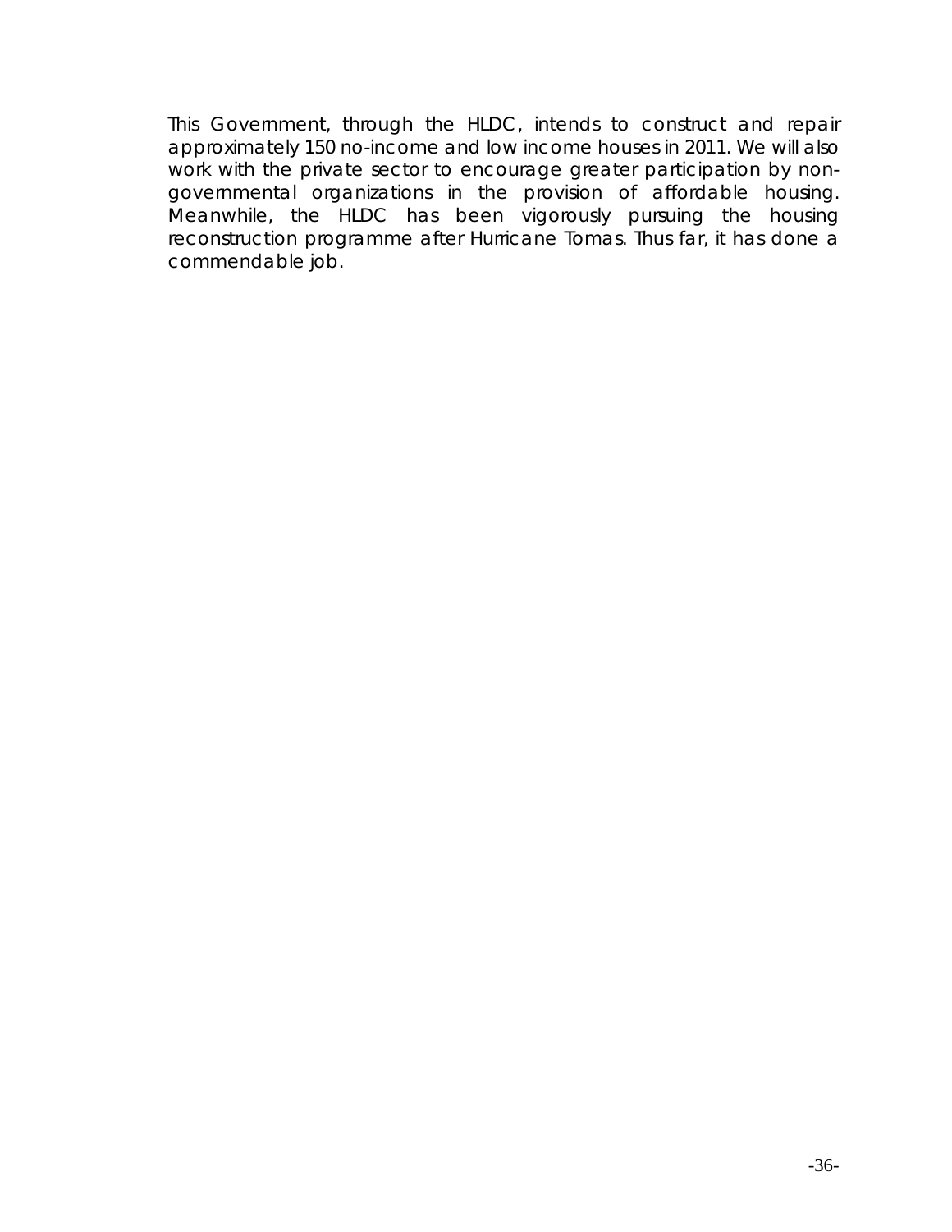This Government, through the HLDC, intends to construct and repair approximately 150 no-income and low income houses in 2011. We will also work with the private sector to encourage greater participation by non-governmental organizations in the provision of affordable housing. Meanwhile, the HLDC has been vigorously pursuing the housing reconstruction programme after Hurricane Tomas. Thus far, it has done a commendable job.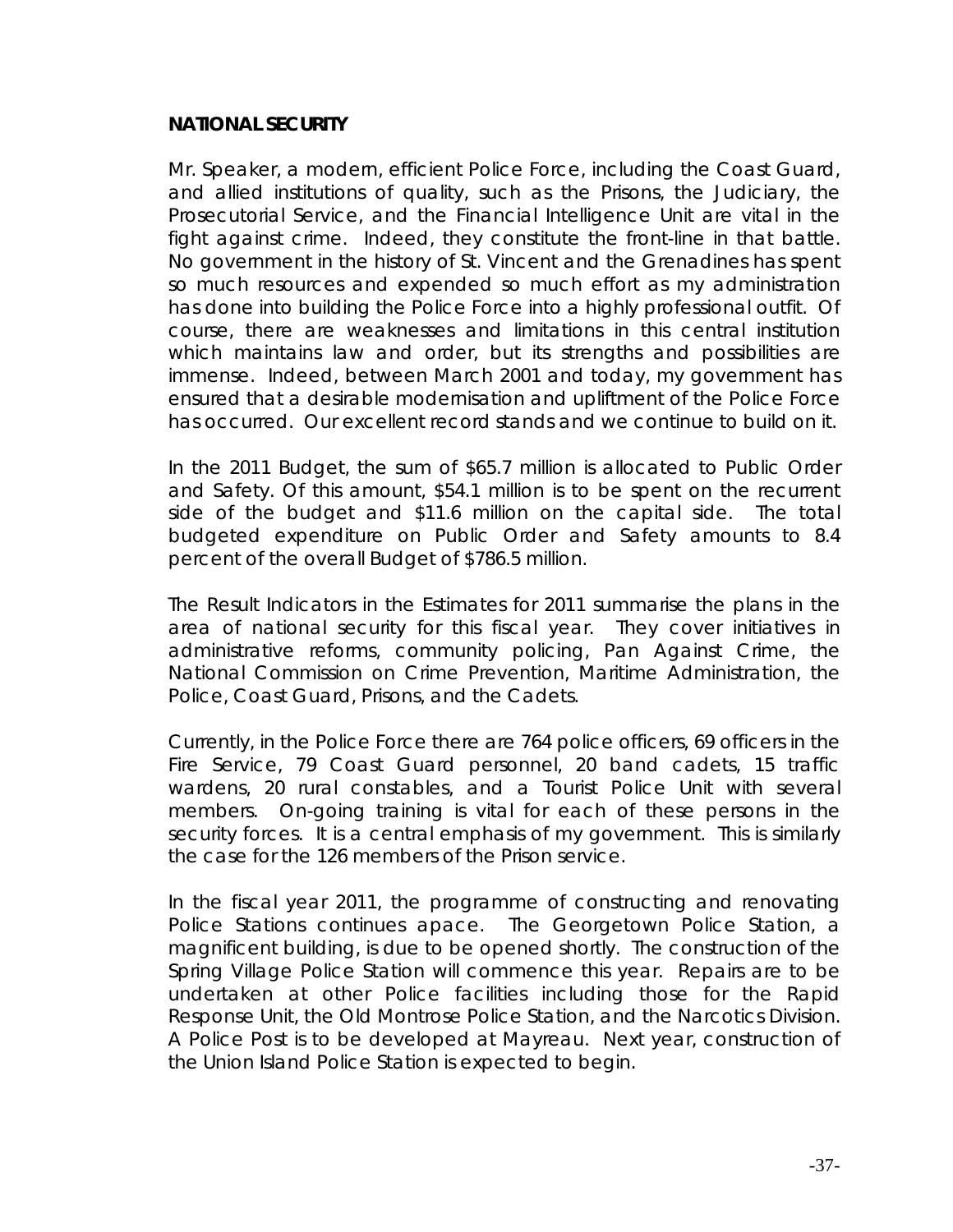**NATIONAL SECURITY**

Mr. Speaker, a modern, efficient Police Force, including the Coast Guard, and allied institutions of quality, such as the Prisons, the Judiciary, the Prosecutorial Service, and the Financial Intelligence Unit are vital in the fight against crime. Indeed, they constitute the front-line in that battle. No government in the history of St. Vincent and the Grenadines has spent so much resources and expended so much effort as my administration has done into building the Police Force into a highly professional outfit. Of course, there are weaknesses and limitations in this central institution which maintains law and order, but its strengths and possibilities are immense. Indeed, between March 2001 and today, my government has ensured that a desirable modernisation and upliftment of the Police Force has occurred. Our excellent record stands and we continue to build on it.

In the 2011 Budget, the sum of $65.7 million is allocated to Public Order and Safety. Of this amount, $54.1 million is to be spent on the recurrent side of the budget and $11.6 million on the capital side. The total budgeted expenditure on Public Order and Safety amounts to 8.4 percent of the overall Budget of $786.5 million.

The Result Indicators in the Estimates for 2011 summarise the plans in the area of national security for this fiscal year. They cover initiatives in administrative reforms, community policing, Pan Against Crime, the National Commission on Crime Prevention, Maritime Administration, the Police, Coast Guard, Prisons, and the Cadets.

Currently, in the Police Force there are 764 police officers, 69 officers in the Fire Service, 79 Coast Guard personnel, 20 band cadets, 15 traffic wardens, 20 rural constables, and a Tourist Police Unit with several members. On-going training is vital for each of these persons in the security forces. It is a central emphasis of my government. This is similarly the case for the 126 members of the Prison service.

In the fiscal year 2011, the programme of constructing and renovating Police Stations continues apace. The Georgetown Police Station, a magnificent building, is due to be opened shortly. The construction of the Spring Village Police Station will commence this year. Repairs are to be undertaken at other Police facilities including those for the Rapid Response Unit, the Old Montrose Police Station, and the Narcotics Division. A Police Post is to be developed at Mayreau. Next year, construction of the Union Island Police Station is expected to begin.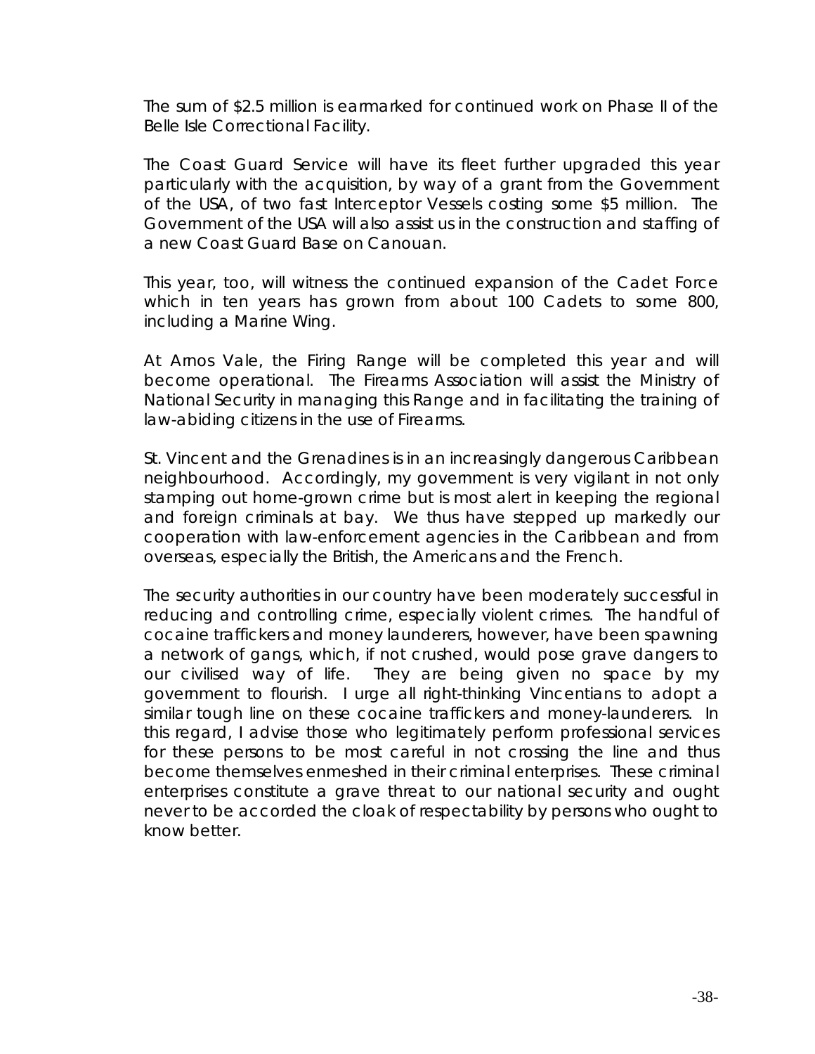The sum of $2.5 million is earmarked for continued work on Phase II of the Belle Isle Correctional Facility.

The Coast Guard Service will have its fleet further upgraded this year particularly with the acquisition, by way of a grant from the Government of the USA, of two fast Interceptor Vessels costing some $5 million. The Government of the USA will also assist us in the construction and staffing of a new Coast Guard Base on Canouan.

This year, too, will witness the continued expansion of the Cadet Force which in ten years has grown from about 100 Cadets to some 800, including a Marine Wing.

At Arnos Vale, the Firing Range will be completed this year and will become operational. The Firearms Association will assist the Ministry of National Security in managing this Range and in facilitating the training of law-abiding citizens in the use of Firearms.

St. Vincent and the Grenadines is in an increasingly dangerous Caribbean neighbourhood. Accordingly, my government is very vigilant in not only stamping out home-grown crime but is most alert in keeping the regional and foreign criminals at bay. We thus have stepped up markedly our cooperation with law-enforcement agencies in the Caribbean and from overseas, especially the British, the Americans and the French.

The security authorities in our country have been moderately successful in reducing and controlling crime, especially violent crimes. The handful of cocaine traffickers and money launderers, however, have been spawning a network of gangs, which, if not crushed, would pose grave dangers to our civilised way of life. They are being given no space by my government to flourish. I urge all right-thinking Vincentians to adopt a similar tough line on these cocaine traffickers and money-launderers. In this regard, I advise those who legitimately perform professional services for these persons to be most careful in not crossing the line and thus become themselves enmeshed in their criminal enterprises. These criminal enterprises constitute a grave threat to our national security and ought never to be accorded the cloak of respectability by persons who ought to know better.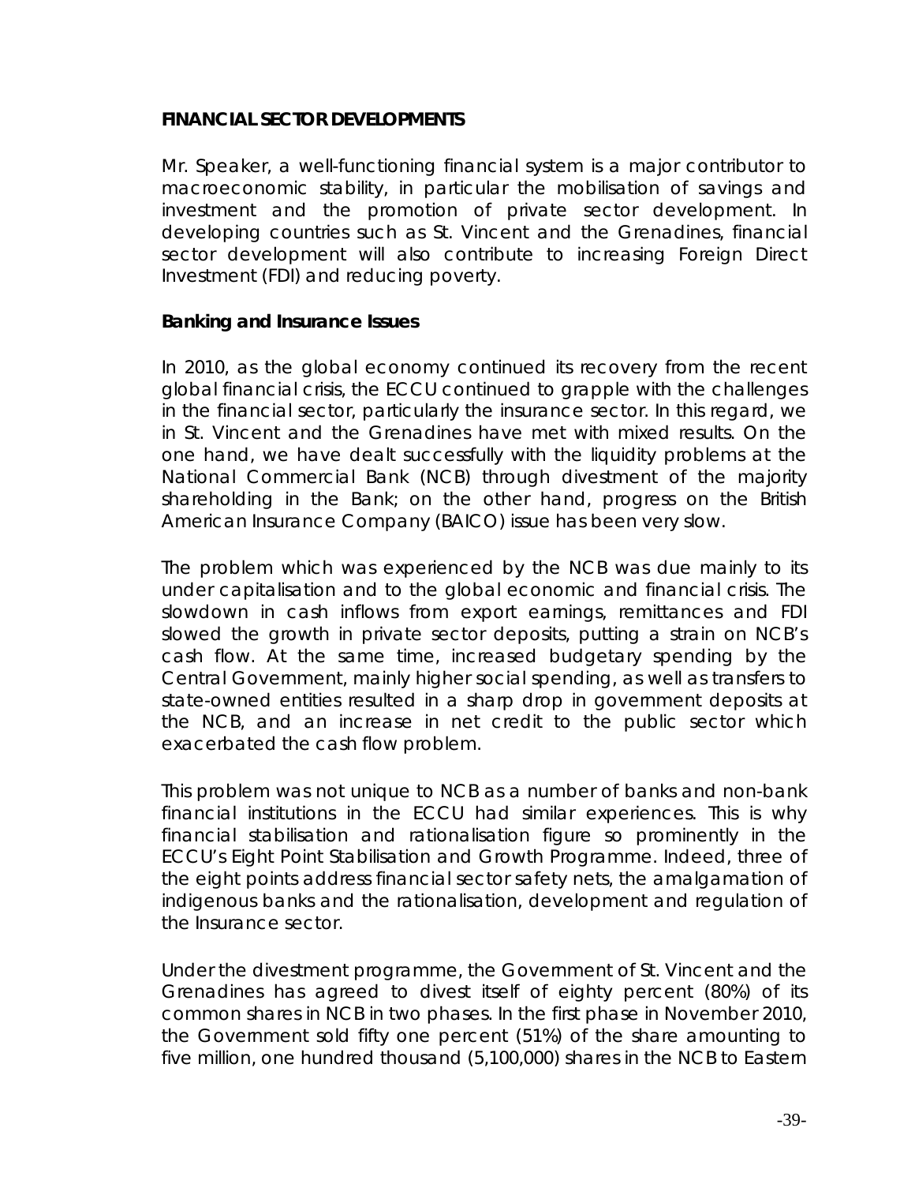## FINANCIAL SECTOR DEVELOPMENTS

Mr. Speaker, a well-functioning financial system is a major contributor to macroeconomic stability, in particular the mobilisation of savings and investment and the promotion of private sector development. In developing countries such as St. Vincent and the Grenadines, financial sector development will also contribute to increasing Foreign Direct Investment (FDI) and reducing poverty.

### Banking and Insurance Issues

In 2010, as the global economy continued its recovery from the recent global financial crisis, the ECCU continued to grapple with the challenges in the financial sector, particularly the insurance sector. In this regard, we in St. Vincent and the Grenadines have met with mixed results. On the one hand, we have dealt successfully with the liquidity problems at the National Commercial Bank (NCB) through divestment of the majority shareholding in the Bank; on the other hand, progress on the British American Insurance Company (BAICO) issue has been very slow.

The problem which was experienced by the NCB was due mainly to its under capitalisation and to the global economic and financial crisis. The slowdown in cash inflows from export earnings, remittances and FDI slowed the growth in private sector deposits, putting a strain on NCB's cash flow. At the same time, increased budgetary spending by the Central Government, mainly higher social spending, as well as transfers to state-owned entities resulted in a sharp drop in government deposits at the NCB, and an increase in net credit to the public sector which exacerbated the cash flow problem.

This problem was not unique to NCB as a number of banks and non-bank financial institutions in the ECCU had similar experiences. This is why financial stabilisation and rationalisation figure so prominently in the ECCU's Eight Point Stabilisation and Growth Programme. Indeed, three of the eight points address financial sector safety nets, the amalgamation of indigenous banks and the rationalisation, development and regulation of the Insurance sector.

Under the divestment programme, the Government of St. Vincent and the Grenadines has agreed to divest itself of eighty percent (80%) of its common shares in NCB in two phases. In the first phase in November 2010, the Government sold fifty one percent (51%) of the share amounting to five million, one hundred thousand (5,100,000) shares in the NCB to Eastern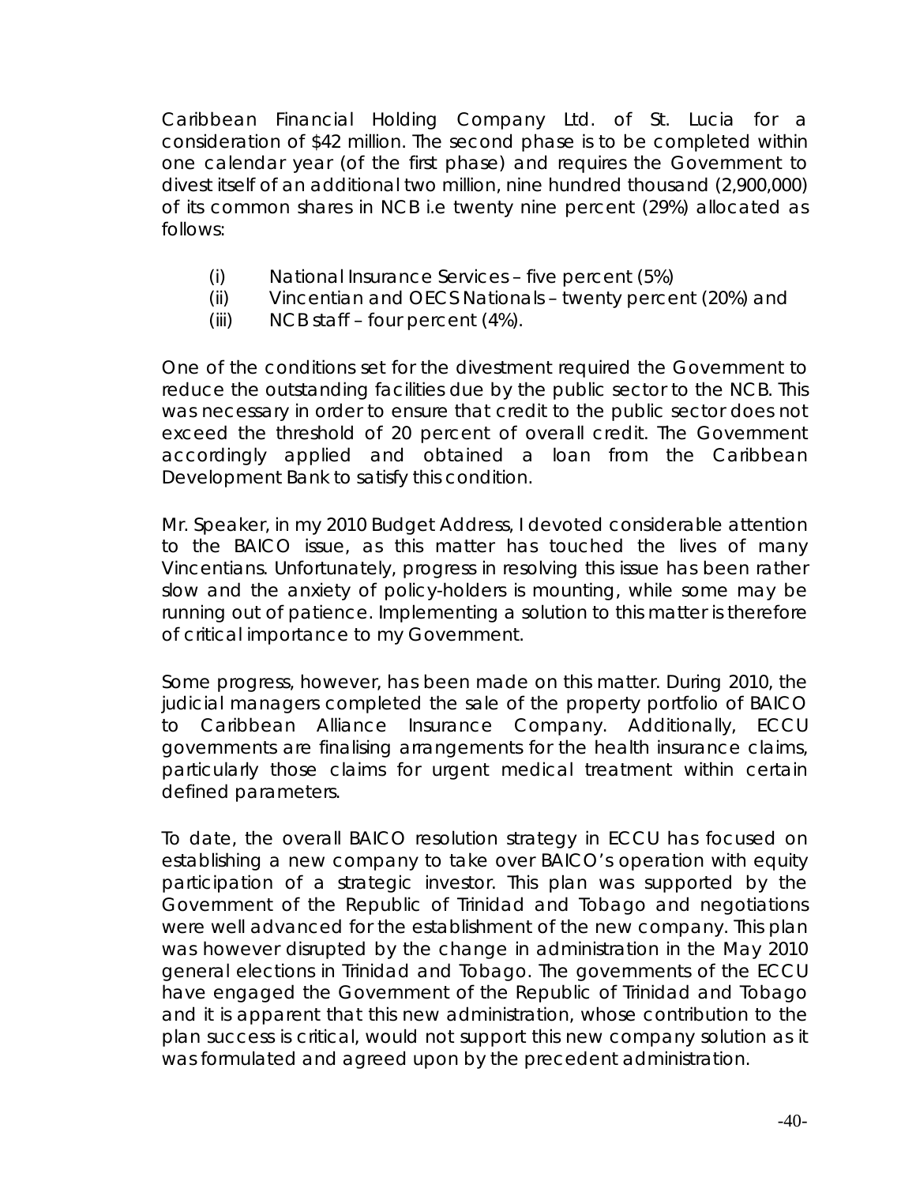Caribbean Financial Holding Company Ltd. of St. Lucia for a consideration of $42 million. The second phase is to be completed within one calendar year (of the first phase) and requires the Government to divest itself of an additional two million, nine hundred thousand (2,900,000) of its common shares in NCB i.e twenty nine percent (29%) allocated as follows:

(i) National Insurance Services – five percent (5%)
(ii) Vincentian and OECS Nationals – twenty percent (20%) and
(iii) NCB staff – four percent (4%).

One of the conditions set for the divestment required the Government to reduce the outstanding facilities due by the public sector to the NCB. This was necessary in order to ensure that credit to the public sector does not exceed the threshold of 20 percent of overall credit. The Government accordingly applied and obtained a loan from the Caribbean Development Bank to satisfy this condition.

Mr. Speaker, in my 2010 Budget Address, I devoted considerable attention to the BAICO issue, as this matter has touched the lives of many Vincentians. Unfortunately, progress in resolving this issue has been rather slow and the anxiety of policy-holders is mounting, while some may be running out of patience. Implementing a solution to this matter is therefore of critical importance to my Government.

Some progress, however, has been made on this matter. During 2010, the judicial managers completed the sale of the property portfolio of BAICO to Caribbean Alliance Insurance Company. Additionally, ECCU governments are finalising arrangements for the health insurance claims, particularly those claims for urgent medical treatment within certain defined parameters.

To date, the overall BAICO resolution strategy in ECCU has focused on establishing a new company to take over BAICO's operation with equity participation of a strategic investor. This plan was supported by the Government of the Republic of Trinidad and Tobago and negotiations were well advanced for the establishment of the new company. This plan was however disrupted by the change in administration in the May 2010 general elections in Trinidad and Tobago. The governments of the ECCU have engaged the Government of the Republic of Trinidad and Tobago and it is apparent that this new administration, whose contribution to the plan success is critical, would not support this new company solution as it was formulated and agreed upon by the precedent administration.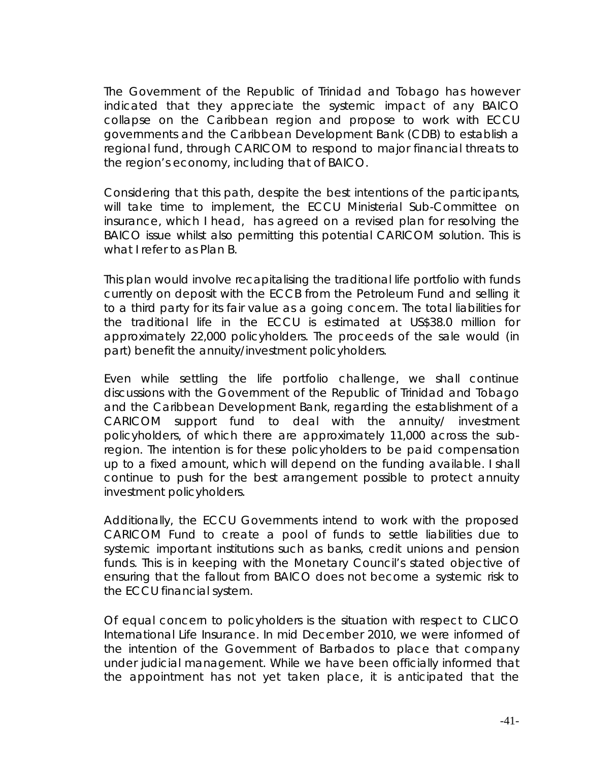The Government of the Republic of Trinidad and Tobago has however indicated that they appreciate the systemic impact of any BAICO collapse on the Caribbean region and propose to work with ECCU governments and the Caribbean Development Bank (CDB) to establish a regional fund, through CARICOM to respond to major financial threats to the region's economy, including that of BAICO.

Considering that this path, despite the best intentions of the participants, will take time to implement, the ECCU Ministerial Sub-Committee on insurance, which I head, has agreed on a revised plan for resolving the BAICO issue whilst also permitting this potential CARICOM solution. This is what I refer to as Plan B.

This plan would involve recapitalising the traditional life portfolio with funds currently on deposit with the ECCB from the Petroleum Fund and selling it to a third party for its fair value as a going concern. The total liabilities for the traditional life in the ECCU is estimated at US$38.0 million for approximately 22,000 policyholders. The proceeds of the sale would (in part) benefit the annuity/investment policyholders.

Even while settling the life portfolio challenge, we shall continue discussions with the Government of the Republic of Trinidad and Tobago and the Caribbean Development Bank, regarding the establishment of a CARICOM support fund to deal with the annuity/ investment policyholders, of which there are approximately 11,000 across the sub-region. The intention is for these policyholders to be paid compensation up to a fixed amount, which will depend on the funding available. I shall continue to push for the best arrangement possible to protect annuity investment policyholders.

Additionally, the ECCU Governments intend to work with the proposed CARICOM Fund to create a pool of funds to settle liabilities due to systemic important institutions such as banks, credit unions and pension funds. This is in keeping with the Monetary Council's stated objective of ensuring that the fallout from BAICO does not become a systemic risk to the ECCU financial system.

Of equal concern to policyholders is the situation with respect to CLICO International Life Insurance. In mid December 2010, we were informed of the intention of the Government of Barbados to place that company under judicial management. While we have been officially informed that the appointment has not yet taken place, it is anticipated that the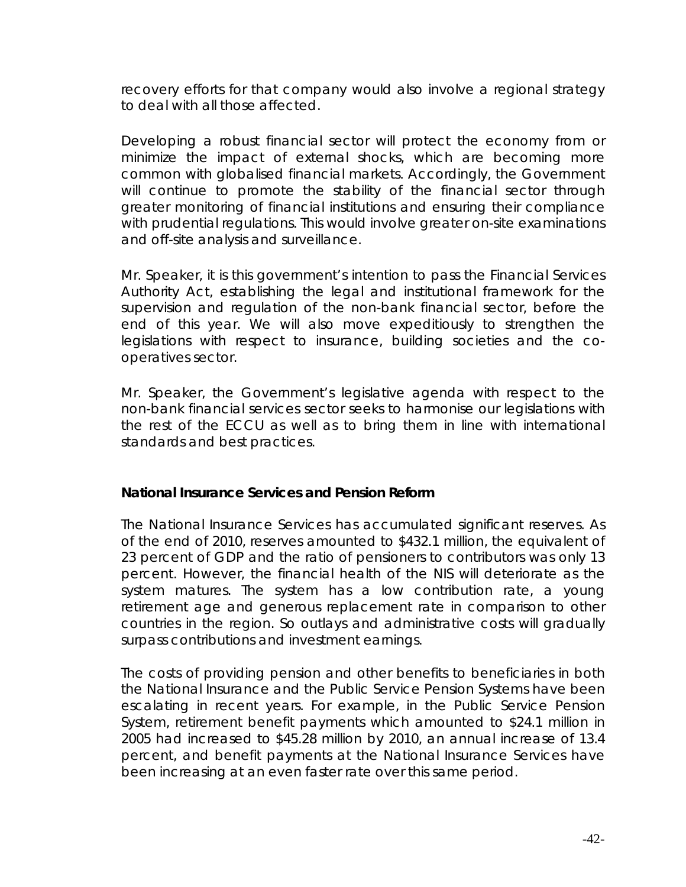recovery efforts for that company would also involve a regional strategy to deal with all those affected.

Developing a robust financial sector will protect the economy from or minimize the impact of external shocks, which are becoming more common with globalised financial markets. Accordingly, the Government will continue to promote the stability of the financial sector through greater monitoring of financial institutions and ensuring their compliance with prudential regulations. This would involve greater on-site examinations and off-site analysis and surveillance.

Mr. Speaker, it is this government's intention to pass the Financial Services Authority Act, establishing the legal and institutional framework for the supervision and regulation of the non-bank financial sector, before the end of this year. We will also move expeditiously to strengthen the legislations with respect to insurance, building societies and the co-operatives sector.

Mr. Speaker, the Government's legislative agenda with respect to the non-bank financial services sector seeks to harmonise our legislations with the rest of the ECCU as well as to bring them in line with international standards and best practices.

**National Insurance Services and Pension Reform**

The National Insurance Services has accumulated significant reserves. As of the end of 2010, reserves amounted to $432.1 million, the equivalent of 23 percent of GDP and the ratio of pensioners to contributors was only 13 percent. However, the financial health of the NIS will deteriorate as the system matures. The system has a low contribution rate, a young retirement age and generous replacement rate in comparison to other countries in the region. So outlays and administrative costs will gradually surpass contributions and investment earnings.

The costs of providing pension and other benefits to beneficiaries in both the National Insurance and the Public Service Pension Systems have been escalating in recent years. For example, in the Public Service Pension System, retirement benefit payments which amounted to $24.1 million in 2005 had increased to $45.28 million by 2010, an annual increase of 13.4 percent, and benefit payments at the National Insurance Services have been increasing at an even faster rate over this same period.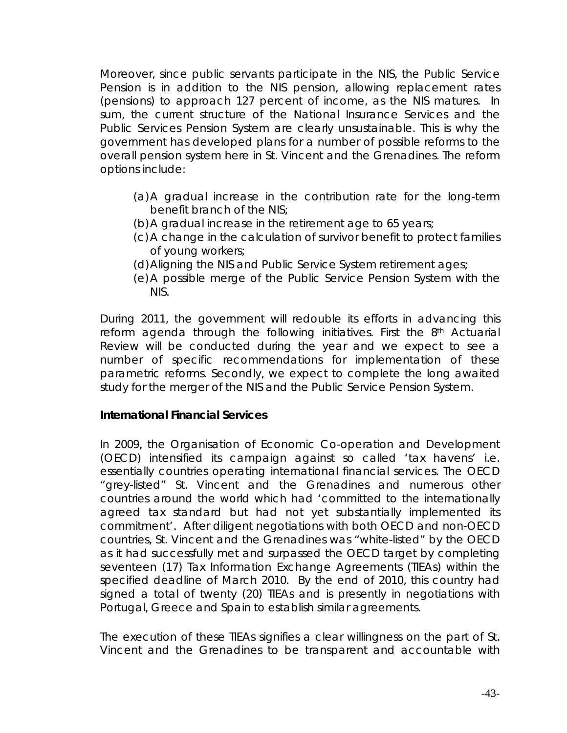Moreover, since public servants participate in the NIS, the Public Service Pension is in addition to the NIS pension, allowing replacement rates (pensions) to approach 127 percent of income, as the NIS matures. In sum, the current structure of the National Insurance Services and the Public Services Pension System are clearly unsustainable. This is why the government has developed plans for a number of possible reforms to the overall pension system here in St. Vincent and the Grenadines. The reform options include:

(a) A gradual increase in the contribution rate for the long-term benefit branch of the NIS;
(b) A gradual increase in the retirement age to 65 years;
(c) A change in the calculation of survivor benefit to protect families of young workers;
(d) Aligning the NIS and Public Service System retirement ages;
(e) A possible merge of the Public Service Pension System with the NIS.

During 2011, the government will redouble its efforts in advancing this reform agenda through the following initiatives. First the 8th Actuarial Review will be conducted during the year and we expect to see a number of specific recommendations for implementation of these parametric reforms. Secondly, we expect to complete the long awaited study for the merger of the NIS and the Public Service Pension System.

**International Financial Services**

In 2009, the Organisation of Economic Co-operation and Development (OECD) intensified its campaign against so called 'tax havens' i.e. essentially countries operating international financial services. The OECD "grey-listed" St. Vincent and the Grenadines and numerous other countries around the world which had 'committed to the internationally agreed tax standard but had not yet substantially implemented its commitment'. After diligent negotiations with both OECD and non-OECD countries, St. Vincent and the Grenadines was "white-listed" by the OECD as it had successfully met and surpassed the OECD target by completing seventeen (17) Tax Information Exchange Agreements (TIEAs) within the specified deadline of March 2010. By the end of 2010, this country had signed a total of twenty (20) TIEAs and is presently in negotiations with Portugal, Greece and Spain to establish similar agreements.

The execution of these TIEAs signifies a clear willingness on the part of St. Vincent and the Grenadines to be transparent and accountable with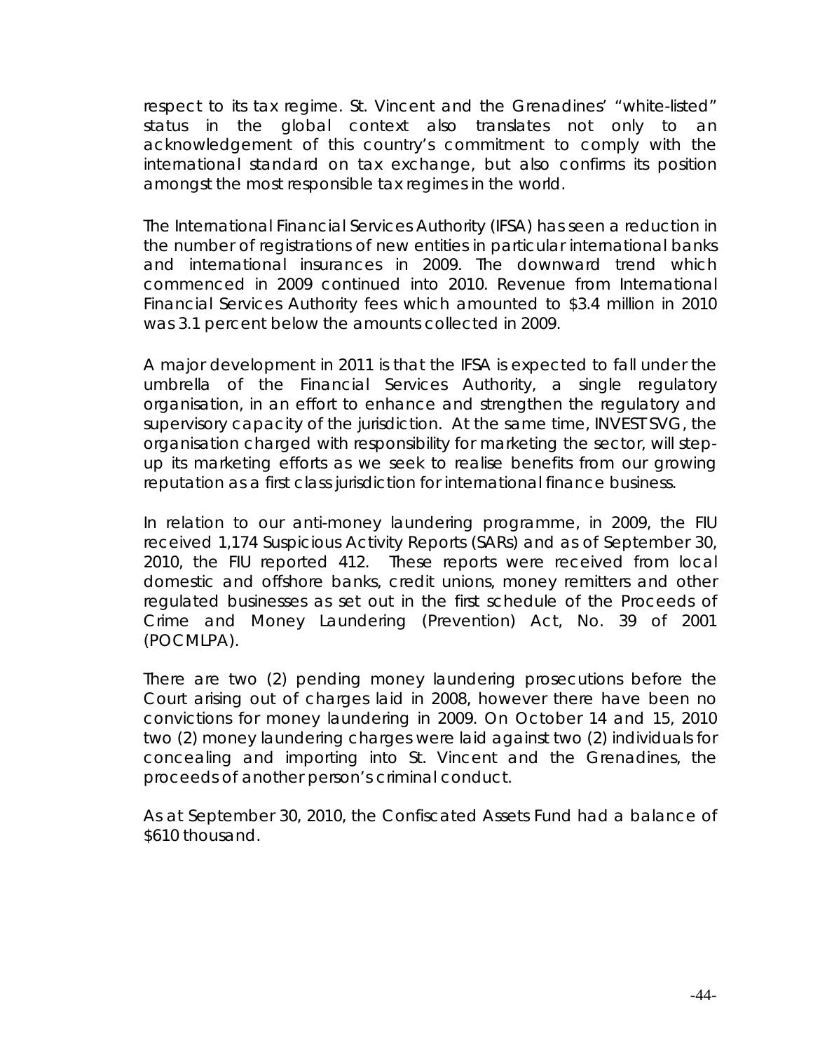respect to its tax regime. St. Vincent and the Grenadines' "white-listed" status in the global context also translates not only to an acknowledgement of this country's commitment to comply with the international standard on tax exchange, but also confirms its position amongst the most responsible tax regimes in the world.

The International Financial Services Authority (IFSA) has seen a reduction in the number of registrations of new entities in particular international banks and international insurances in 2009. The downward trend which commenced in 2009 continued into 2010. Revenue from International Financial Services Authority fees which amounted to $3.4 million in 2010 was 3.1 percent below the amounts collected in 2009.

A major development in 2011 is that the IFSA is expected to fall under the umbrella of the Financial Services Authority, a single regulatory organisation, in an effort to enhance and strengthen the regulatory and supervisory capacity of the jurisdiction. At the same time, INVEST SVG, the organisation charged with responsibility for marketing the sector, will step-up its marketing efforts as we seek to realise benefits from our growing reputation as a first class jurisdiction for international finance business.

In relation to our anti-money laundering programme, in 2009, the FIU received 1,174 Suspicious Activity Reports (SARs) and as of September 30, 2010, the FIU reported 412. These reports were received from local domestic and offshore banks, credit unions, money remitters and other regulated businesses as set out in the first schedule of the Proceeds of Crime and Money Laundering (Prevention) Act, No. 39 of 2001 (POCMLPA).

There are two (2) pending money laundering prosecutions before the Court arising out of charges laid in 2008, however there have been no convictions for money laundering in 2009. On October 14 and 15, 2010 two (2) money laundering charges were laid against two (2) individuals for concealing and importing into St. Vincent and the Grenadines, the proceeds of another person's criminal conduct.

As at September 30, 2010, the Confiscated Assets Fund had a balance of $610 thousand.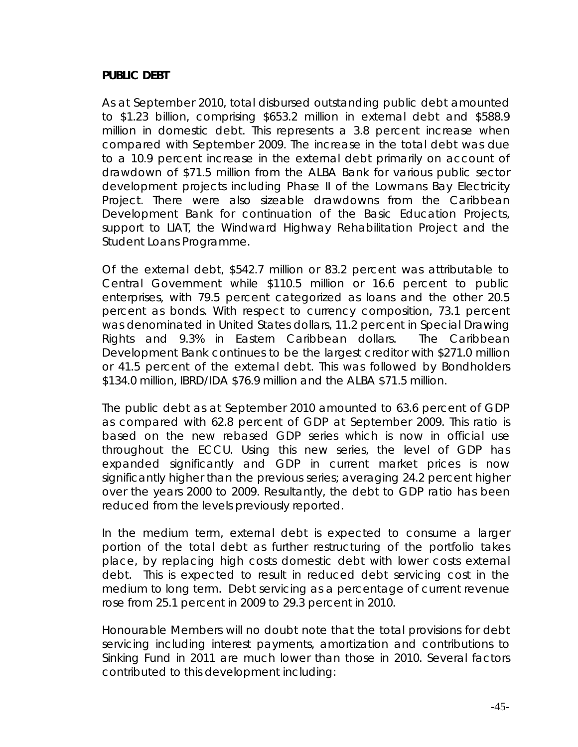**PUBLIC DEBT**

As at September 2010, total disbursed outstanding public debt amounted to $1.23 billion, comprising $653.2 million in external debt and $588.9 million in domestic debt. This represents a 3.8 percent increase when compared with September 2009. The increase in the total debt was due to a 10.9 percent increase in the external debt primarily on account of drawdown of $71.5 million from the ALBA Bank for various public sector development projects including Phase II of the Lowmans Bay Electricity Project. There were also sizeable drawdowns from the Caribbean Development Bank for continuation of the Basic Education Projects, support to LIAT, the Windward Highway Rehabilitation Project and the Student Loans Programme.

Of the external debt, $542.7 million or 83.2 percent was attributable to Central Government while $110.5 million or 16.6 percent to public enterprises, with 79.5 percent categorized as loans and the other 20.5 percent as bonds. With respect to currency composition, 73.1 percent was denominated in United States dollars, 11.2 percent in Special Drawing Rights and 9.3% in Eastern Caribbean dollars. The Caribbean Development Bank continues to be the largest creditor with $271.0 million or 41.5 percent of the external debt. This was followed by Bondholders $134.0 million, IBRD/IDA $76.9 million and the ALBA $71.5 million.

The public debt as at September 2010 amounted to 63.6 percent of GDP as compared with 62.8 percent of GDP at September 2009. This ratio is based on the new rebased GDP series which is now in official use throughout the ECCU. Using this new series, the level of GDP has expanded significantly and GDP in current market prices is now significantly higher than the previous series; averaging 24.2 percent higher over the years 2000 to 2009. Resultantly, the debt to GDP ratio has been reduced from the levels previously reported.

In the medium term, external debt is expected to consume a larger portion of the total debt as further restructuring of the portfolio takes place, by replacing high costs domestic debt with lower costs external debt. This is expected to result in reduced debt servicing cost in the medium to long term. Debt servicing as a percentage of current revenue rose from 25.1 percent in 2009 to 29.3 percent in 2010.

Honourable Members will no doubt note that the total provisions for debt servicing including interest payments, amortization and contributions to Sinking Fund in 2011 are much lower than those in 2010. Several factors contributed to this development including: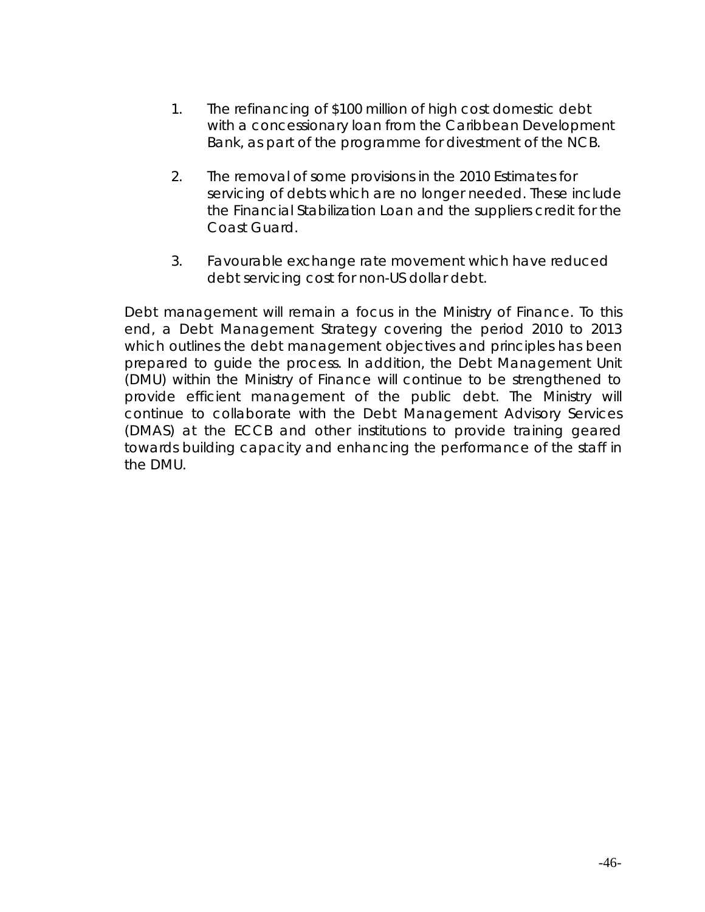1. The refinancing of $100 million of high cost domestic debt with a concessionary loan from the Caribbean Development Bank, as part of the programme for divestment of the NCB.

2. The removal of some provisions in the 2010 Estimates for servicing of debts which are no longer needed. These include the Financial Stabilization Loan and the suppliers credit for the Coast Guard.

3. Favourable exchange rate movement which have reduced debt servicing cost for non-US dollar debt.

Debt management will remain a focus in the Ministry of Finance. To this end, a Debt Management Strategy covering the period 2010 to 2013 which outlines the debt management objectives and principles has been prepared to guide the process. In addition, the Debt Management Unit (DMU) within the Ministry of Finance will continue to be strengthened to provide efficient management of the public debt. The Ministry will continue to collaborate with the Debt Management Advisory Services (DMAS) at the ECCB and other institutions to provide training geared towards building capacity and enhancing the performance of the staff in the DMU.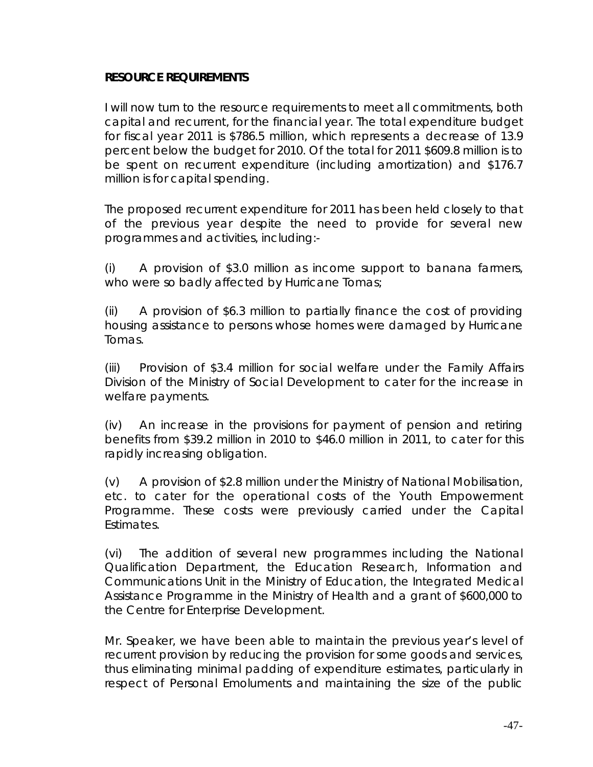**RESOURCE REQUIREMENTS**

I will now turn to the resource requirements to meet all commitments, both capital and recurrent, for the financial year. The total expenditure budget for fiscal year 2011 is $786.5 million, which represents a decrease of 13.9 percent below the budget for 2010. Of the total for 2011 $609.8 million is to be spent on recurrent expenditure (including amortization) and $176.7 million is for capital spending.

The proposed recurrent expenditure for 2011 has been held closely to that of the previous year despite the need to provide for several new programmes and activities, including:-

(i) A provision of $3.0 million as income support to banana farmers, who were so badly affected by Hurricane Tomas;

(ii) A provision of $6.3 million to partially finance the cost of providing housing assistance to persons whose homes were damaged by Hurricane Tomas.

(iii) Provision of $3.4 million for social welfare under the Family Affairs Division of the Ministry of Social Development to cater for the increase in welfare payments.

(iv) An increase in the provisions for payment of pension and retiring benefits from $39.2 million in 2010 to $46.0 million in 2011, to cater for this rapidly increasing obligation.

(v) A provision of $2.8 million under the Ministry of National Mobilisation, etc. to cater for the operational costs of the Youth Empowerment Programme. These costs were previously carried under the Capital Estimates.

(vi) The addition of several new programmes including the National Qualification Department, the Education Research, Information and Communications Unit in the Ministry of Education, the Integrated Medical Assistance Programme in the Ministry of Health and a grant of $600,000 to the Centre for Enterprise Development.

Mr. Speaker, we have been able to maintain the previous year's level of recurrent provision by reducing the provision for some goods and services, thus eliminating minimal padding of expenditure estimates, particularly in respect of Personal Emoluments and maintaining the size of the public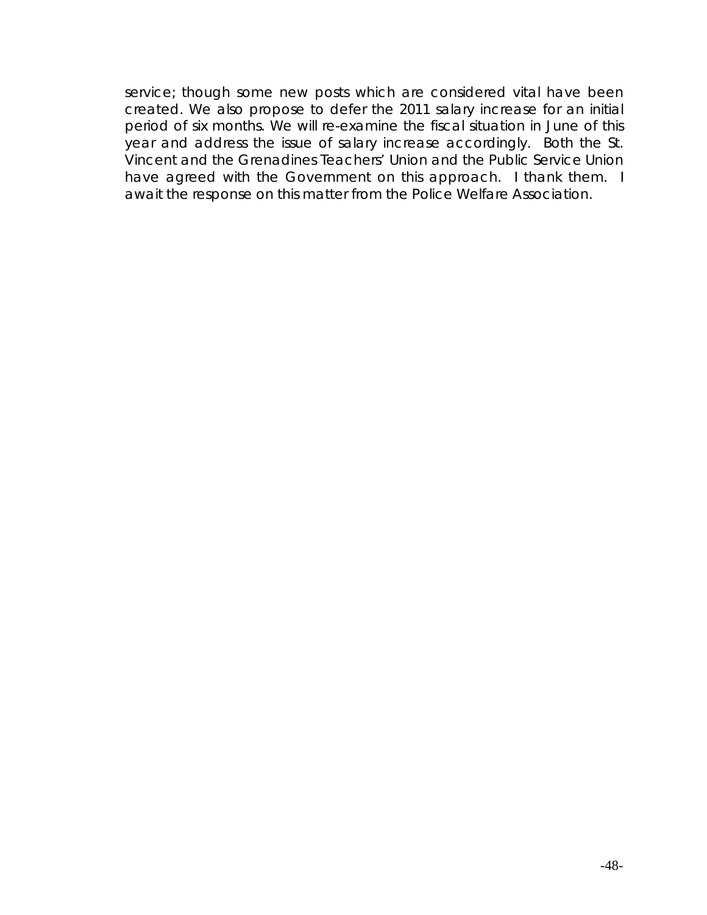service; though some new posts which are considered vital have been created. We also propose to defer the 2011 salary increase for an initial period of six months. We will re-examine the fiscal situation in June of this year and address the issue of salary increase accordingly. Both the St. Vincent and the Grenadines Teachers' Union and the Public Service Union have agreed with the Government on this approach. I thank them. I await the response on this matter from the Police Welfare Association.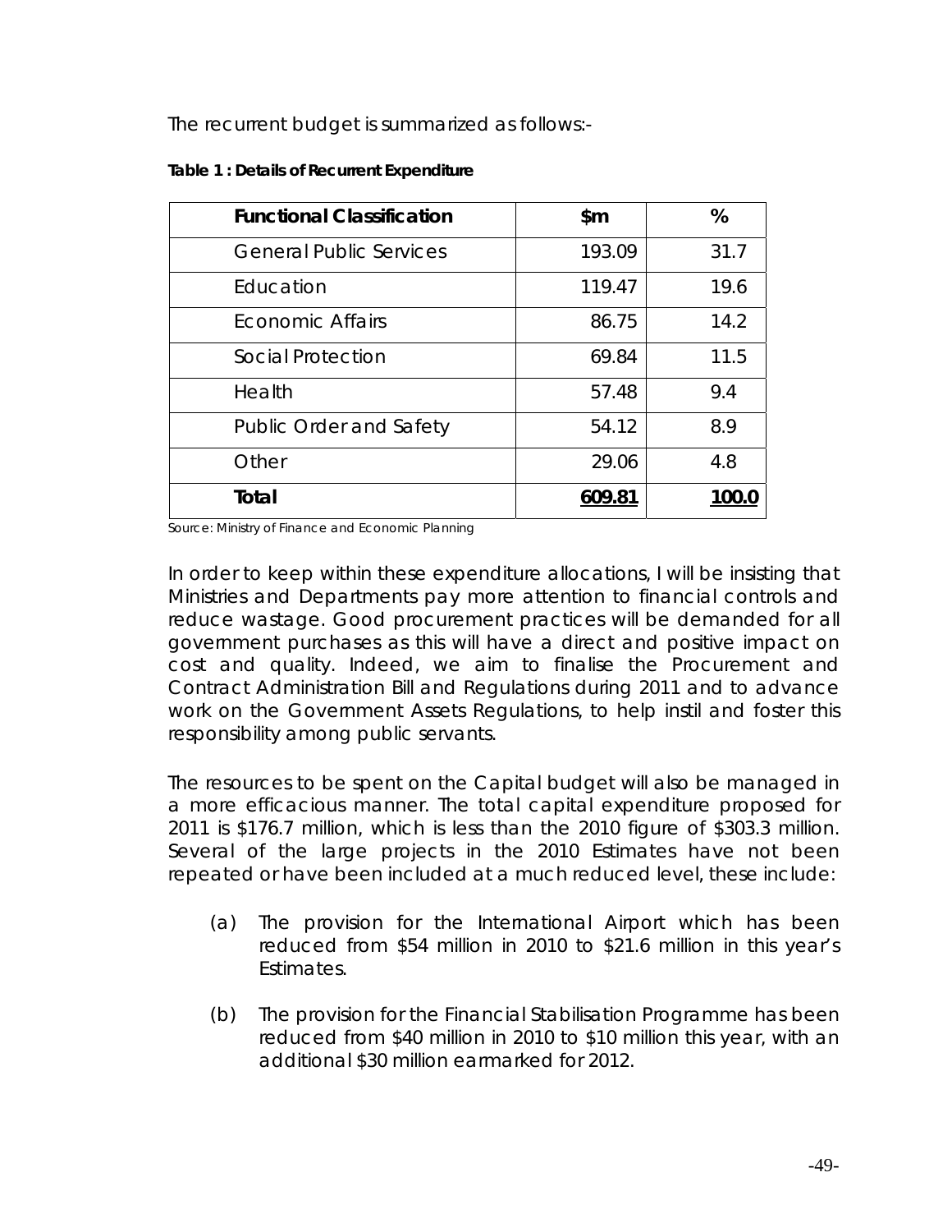The recurrent budget is summarized as follows:-

**Table 1 : Details of Recurrent Expenditure**

| Functional Classification | $m | % |
|---|---|---|
| General Public Services | 193.09 | 31.7 |
| Education | 119.47 | 19.6 |
| Economic Affairs | 86.75 | 14.2 |
| Social Protection | 69.84 | 11.5 |
| Health | 57.48 | 9.4 |
| Public Order and Safety | 54.12 | 8.9 |
| Other | 29.06 | 4.8 |
| **Total** | **609.81** | **100.0** |

Source: Ministry of Finance and Economic Planning

In order to keep within these expenditure allocations, I will be insisting that Ministries and Departments pay more attention to financial controls and reduce wastage. Good procurement practices will be demanded for all government purchases as this will have a direct and positive impact on cost and quality. Indeed, we aim to finalise the Procurement and Contract Administration Bill and Regulations during 2011 and to advance work on the Government Assets Regulations, to help instil and foster this responsibility among public servants.

The resources to be spent on the Capital budget will also be managed in a more efficacious manner. The total capital expenditure proposed for 2011 is $176.7 million, which is less than the 2010 figure of $303.3 million. Several of the large projects in the 2010 Estimates have not been repeated or have been included at a much reduced level, these include:

(a) The provision for the International Airport which has been reduced from $54 million in 2010 to $21.6 million in this year's Estimates.

(b) The provision for the Financial Stabilisation Programme has been reduced from $40 million in 2010 to $10 million this year, with an additional $30 million earmarked for 2012.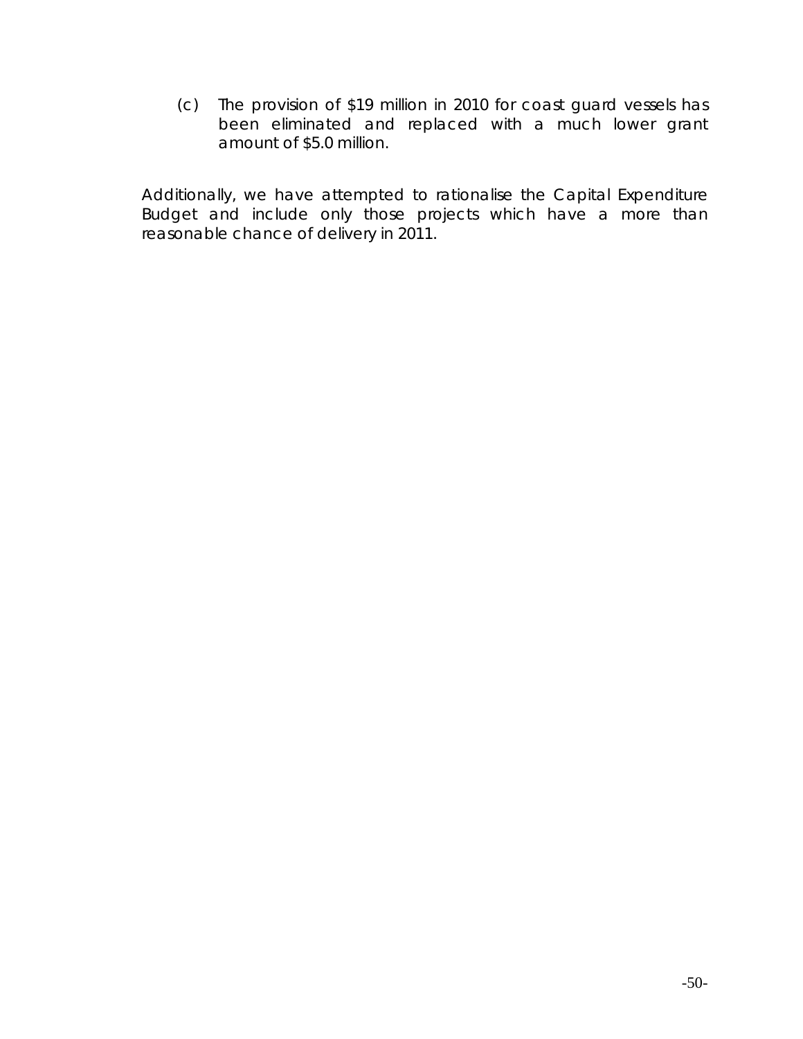(c) The provision of $19 million in 2010 for coast guard vessels has been eliminated and replaced with a much lower grant amount of $5.0 million.

Additionally, we have attempted to rationalise the Capital Expenditure Budget and include only those projects which have a more than reasonable chance of delivery in 2011.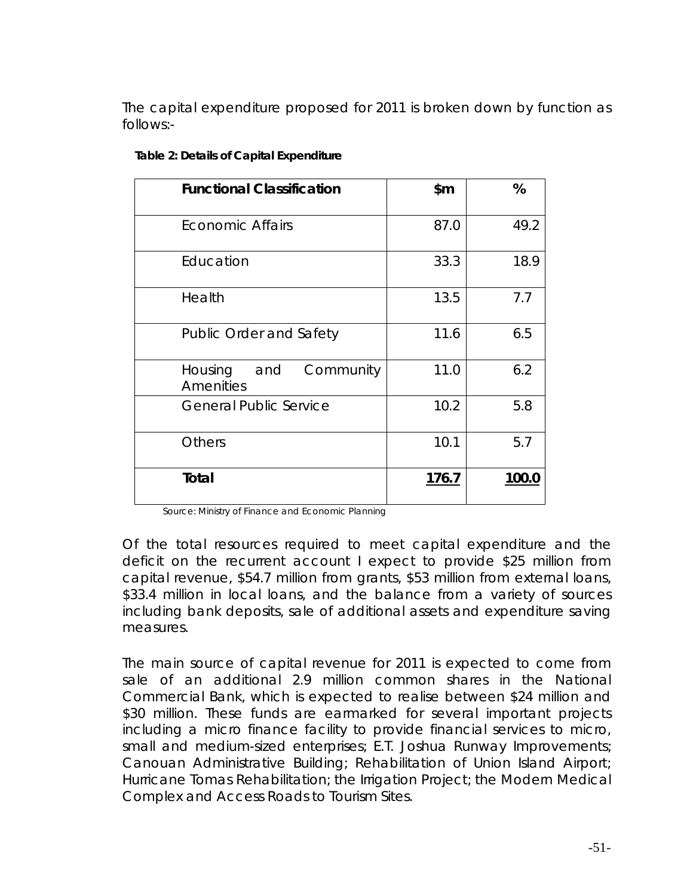The capital expenditure proposed for 2011 is broken down by function as follows:-

**Table 2: Details of Capital Expenditure**

| Functional Classification | $m | % |
|---|---|---|
| Economic Affairs | 87.0 | 49.2 |
| Education | 33.3 | 18.9 |
| Health | 13.5 | 7.7 |
| Public Order and Safety | 11.6 | 6.5 |
| Housing and Community Amenities | 11.0 | 6.2 |
| General Public Service | 10.2 | 5.8 |
| Others | 10.1 | 5.7 |
| **Total** | **176.7** | **100.0** |

Source: Ministry of Finance and Economic Planning

Of the total resources required to meet capital expenditure and the deficit on the recurrent account I expect to provide $25 million from capital revenue, $54.7 million from grants, $53 million from external loans, $33.4 million in local loans, and the balance from a variety of sources including bank deposits, sale of additional assets and expenditure saving measures.

The main source of capital revenue for 2011 is expected to come from sale of an additional 2.9 million common shares in the National Commercial Bank, which is expected to realise between $24 million and $30 million. These funds are earmarked for several important projects including a micro finance facility to provide financial services to micro, small and medium-sized enterprises; E.T. Joshua Runway Improvements; Canouan Administrative Building; Rehabilitation of Union Island Airport; Hurricane Tomas Rehabilitation; the Irrigation Project; the Modern Medical Complex and Access Roads to Tourism Sites.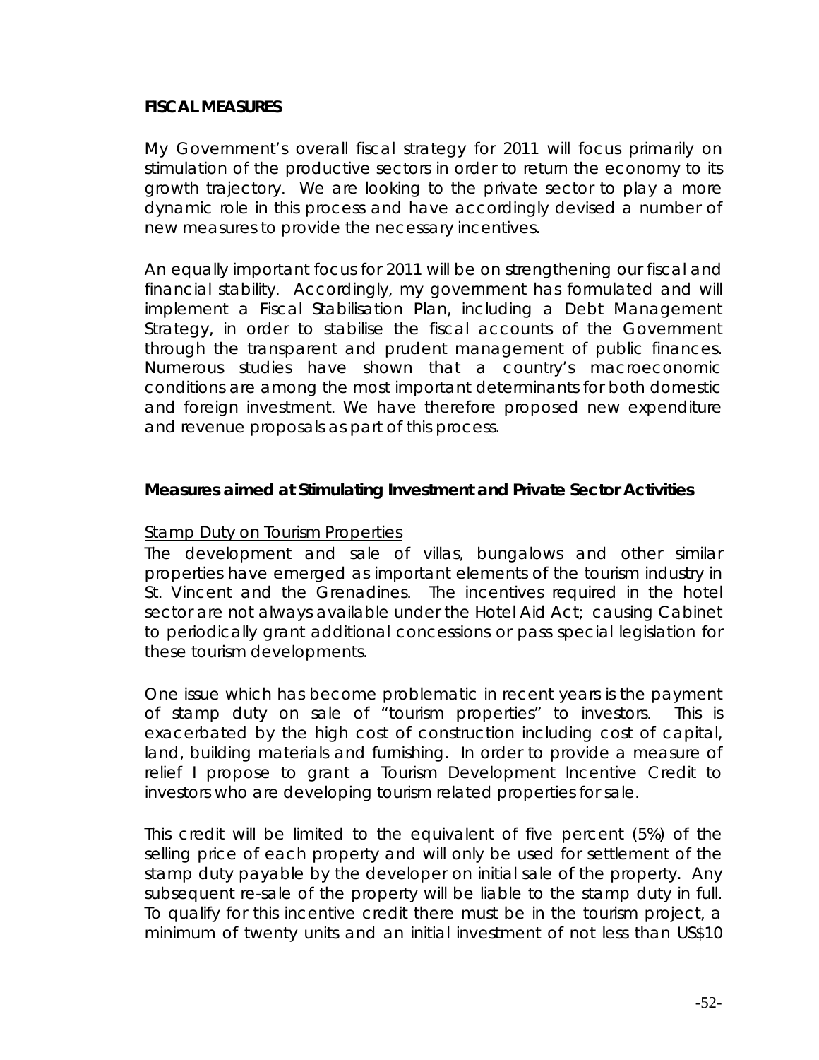**FISCAL MEASURES**

My Government's overall fiscal strategy for 2011 will focus primarily on stimulation of the productive sectors in order to return the economy to its growth trajectory. We are looking to the private sector to play a more dynamic role in this process and have accordingly devised a number of new measures to provide the necessary incentives.

An equally important focus for 2011 will be on strengthening our fiscal and financial stability. Accordingly, my government has formulated and will implement a Fiscal Stabilisation Plan, including a Debt Management Strategy, in order to stabilise the fiscal accounts of the Government through the transparent and prudent management of public finances. Numerous studies have shown that a country's macroeconomic conditions are among the most important determinants for both domestic and foreign investment. We have therefore proposed new expenditure and revenue proposals as part of this process.

**Measures aimed at Stimulating Investment and Private Sector Activities**

<u>Stamp Duty on Tourism Properties</u>

The development and sale of villas, bungalows and other similar properties have emerged as important elements of the tourism industry in St. Vincent and the Grenadines. The incentives required in the hotel sector are not always available under the Hotel Aid Act; causing Cabinet to periodically grant additional concessions or pass special legislation for these tourism developments.

One issue which has become problematic in recent years is the payment of stamp duty on sale of "tourism properties" to investors. This is exacerbated by the high cost of construction including cost of capital, land, building materials and furnishing. In order to provide a measure of relief I propose to grant a Tourism Development Incentive Credit to investors who are developing tourism related properties for sale.

This credit will be limited to the equivalent of five percent (5%) of the selling price of each property and will only be used for settlement of the stamp duty payable by the developer on initial sale of the property. Any subsequent re-sale of the property will be liable to the stamp duty in full. To qualify for this incentive credit there must be in the tourism project, a minimum of twenty units and an initial investment of not less than US$10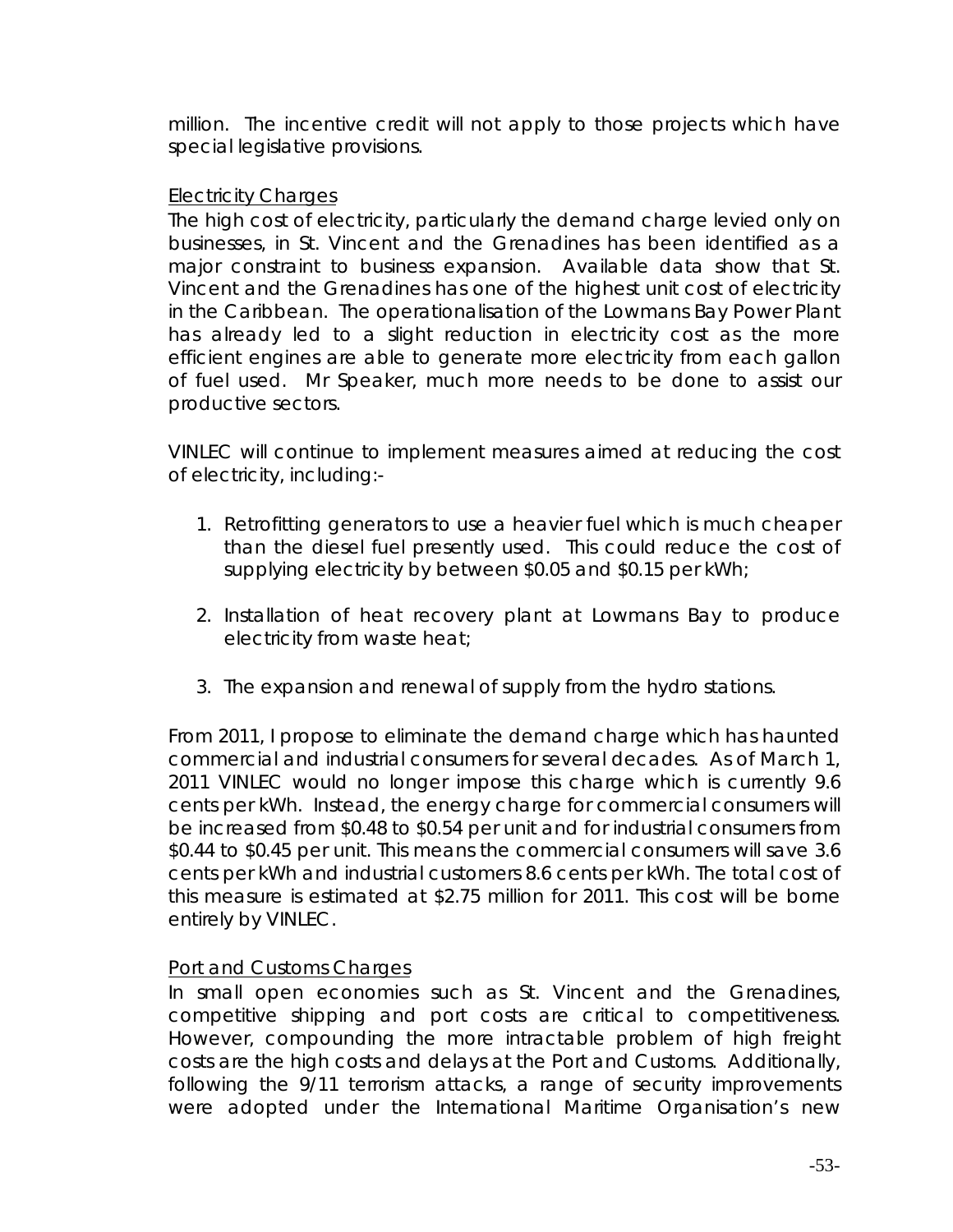million. The incentive credit will not apply to those projects which have special legislative provisions.

Electricity Charges

The high cost of electricity, particularly the demand charge levied only on businesses, in St. Vincent and the Grenadines has been identified as a major constraint to business expansion. Available data show that St. Vincent and the Grenadines has one of the highest unit cost of electricity in the Caribbean. The operationalisation of the Lowmans Bay Power Plant has already led to a slight reduction in electricity cost as the more efficient engines are able to generate more electricity from each gallon of fuel used. Mr Speaker, much more needs to be done to assist our productive sectors.

VINLEC will continue to implement measures aimed at reducing the cost of electricity, including:-

1. Retrofitting generators to use a heavier fuel which is much cheaper than the diesel fuel presently used. This could reduce the cost of supplying electricity by between $0.05 and $0.15 per kWh;

2. Installation of heat recovery plant at Lowmans Bay to produce electricity from waste heat;

3. The expansion and renewal of supply from the hydro stations.

From 2011, I propose to eliminate the demand charge which has haunted commercial and industrial consumers for several decades. As of March 1, 2011 VINLEC would no longer impose this charge which is currently 9.6 cents per kWh. Instead, the energy charge for commercial consumers will be increased from $0.48 to $0.54 per unit and for industrial consumers from $0.44 to $0.45 per unit. This means the commercial consumers will save 3.6 cents per kWh and industrial customers 8.6 cents per kWh. The total cost of this measure is estimated at $2.75 million for 2011. This cost will be borne entirely by VINLEC.

Port and Customs Charges

In small open economies such as St. Vincent and the Grenadines, competitive shipping and port costs are critical to competitiveness. However, compounding the more intractable problem of high freight costs are the high costs and delays at the Port and Customs. Additionally, following the 9/11 terrorism attacks, a range of security improvements were adopted under the International Maritime Organisation's new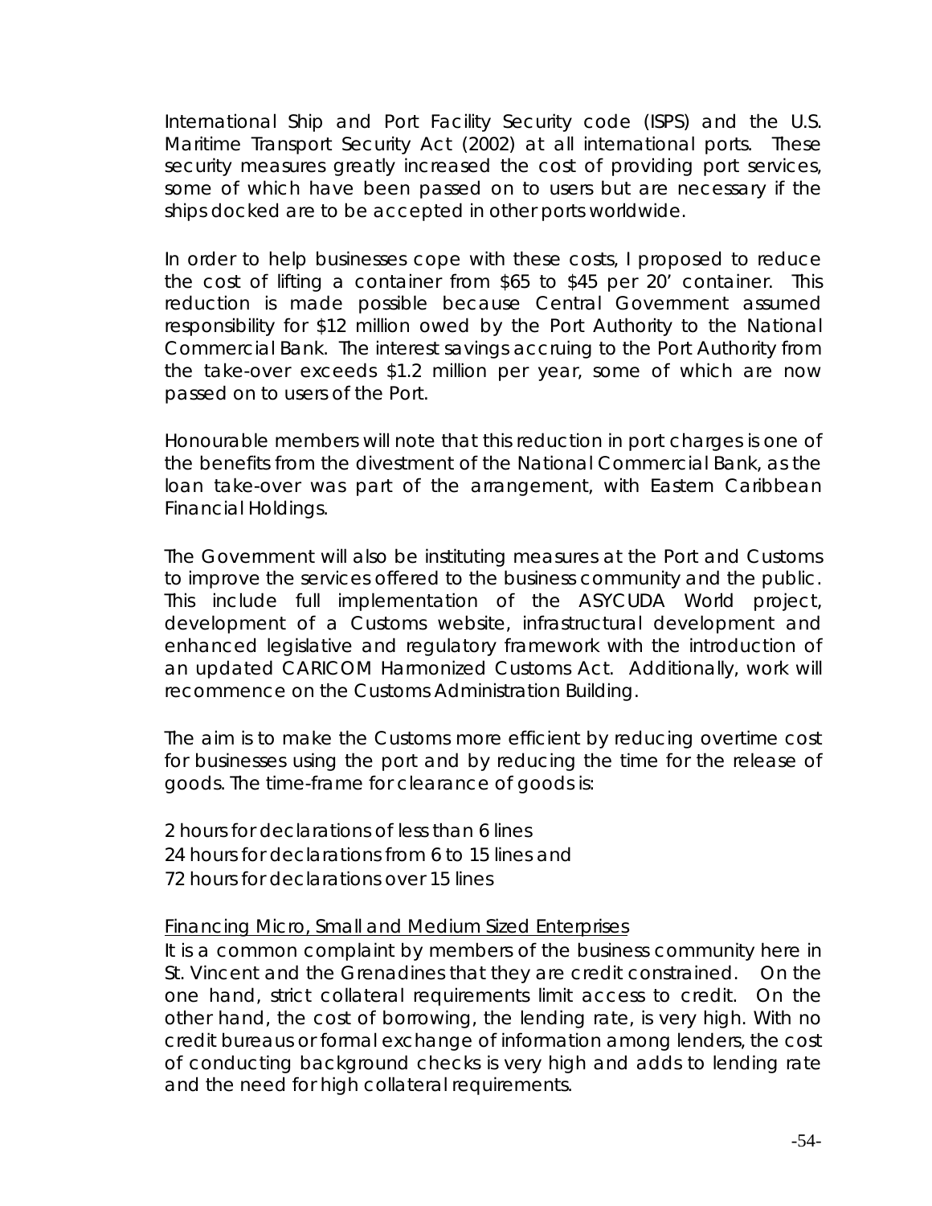International Ship and Port Facility Security code (ISPS) and the U.S. Maritime Transport Security Act (2002) at all international ports. These security measures greatly increased the cost of providing port services, some of which have been passed on to users but are necessary if the ships docked are to be accepted in other ports worldwide.

In order to help businesses cope with these costs, I proposed to reduce the cost of lifting a container from $65 to $45 per 20' container. This reduction is made possible because Central Government assumed responsibility for $12 million owed by the Port Authority to the National Commercial Bank. The interest savings accruing to the Port Authority from the take-over exceeds $1.2 million per year, some of which are now passed on to users of the Port.

Honourable members will note that this reduction in port charges is one of the benefits from the divestment of the National Commercial Bank, as the loan take-over was part of the arrangement, with Eastern Caribbean Financial Holdings.

The Government will also be instituting measures at the Port and Customs to improve the services offered to the business community and the public. This include full implementation of the ASYCUDA World project, development of a Customs website, infrastructural development and enhanced legislative and regulatory framework with the introduction of an updated CARICOM Harmonized Customs Act. Additionally, work will recommence on the Customs Administration Building.

The aim is to make the Customs more efficient by reducing overtime cost for businesses using the port and by reducing the time for the release of goods. The time-frame for clearance of goods is:

2 hours for declarations of less than 6 lines
24 hours for declarations from 6 to 15 lines and
72 hours for declarations over 15 lines

<u>Financing Micro, Small and Medium Sized Enterprises</u>

It is a common complaint by members of the business community here in St. Vincent and the Grenadines that they are credit constrained. On the one hand, strict collateral requirements limit access to credit. On the other hand, the cost of borrowing, the lending rate, is very high. With no credit bureaus or formal exchange of information among lenders, the cost of conducting background checks is very high and adds to lending rate and the need for high collateral requirements.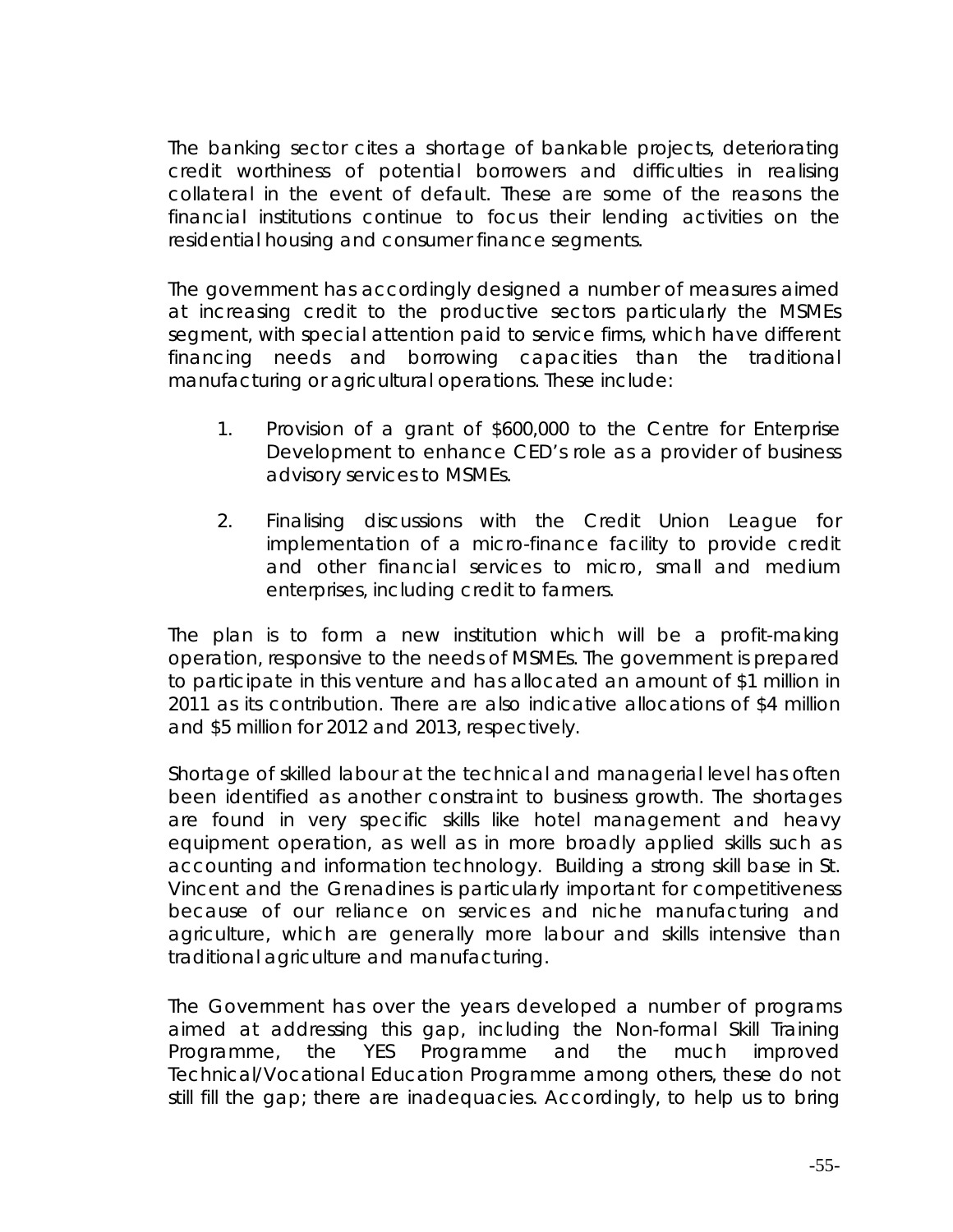The banking sector cites a shortage of bankable projects, deteriorating credit worthiness of potential borrowers and difficulties in realising collateral in the event of default. These are some of the reasons the financial institutions continue to focus their lending activities on the residential housing and consumer finance segments.

The government has accordingly designed a number of measures aimed at increasing credit to the productive sectors particularly the MSMEs segment, with special attention paid to service firms, which have different financing needs and borrowing capacities than the traditional manufacturing or agricultural operations. These include:

1. Provision of a grant of $600,000 to the Centre for Enterprise Development to enhance CED's role as a provider of business advisory services to MSMEs.

2. Finalising discussions with the Credit Union League for implementation of a micro-finance facility to provide credit and other financial services to micro, small and medium enterprises, including credit to farmers.

The plan is to form a new institution which will be a profit-making operation, responsive to the needs of MSMEs. The government is prepared to participate in this venture and has allocated an amount of $1 million in 2011 as its contribution. There are also indicative allocations of $4 million and $5 million for 2012 and 2013, respectively.

Shortage of skilled labour at the technical and managerial level has often been identified as another constraint to business growth. The shortages are found in very specific skills like hotel management and heavy equipment operation, as well as in more broadly applied skills such as accounting and information technology. Building a strong skill base in St. Vincent and the Grenadines is particularly important for competitiveness because of our reliance on services and niche manufacturing and agriculture, which are generally more labour and skills intensive than traditional agriculture and manufacturing.

The Government has over the years developed a number of programs aimed at addressing this gap, including the Non-formal Skill Training Programme, the YES Programme and the much improved Technical/Vocational Education Programme among others, these do not still fill the gap; there are inadequacies. Accordingly, to help us to bring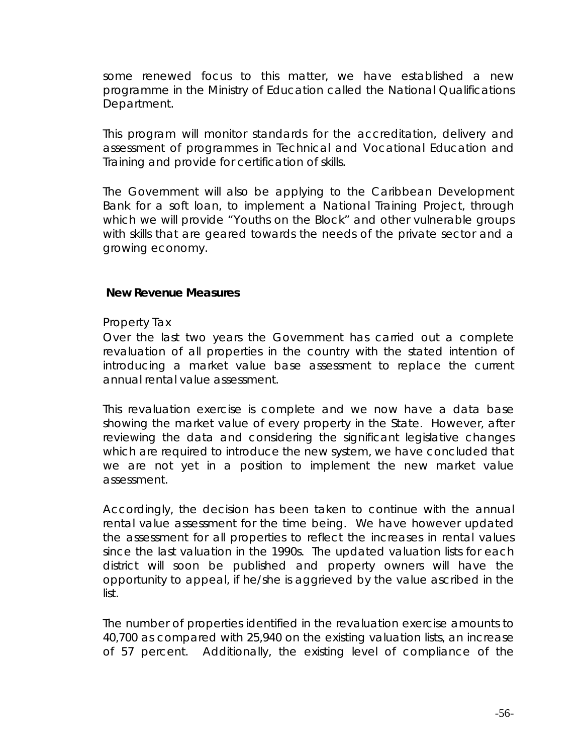some renewed focus to this matter, we have established a new programme in the Ministry of Education called the National Qualifications Department.

This program will monitor standards for the accreditation, delivery and assessment of programmes in Technical and Vocational Education and Training and provide for certification of skills.

The Government will also be applying to the Caribbean Development Bank for a soft loan, to implement a National Training Project, through which we will provide "Youths on the Block" and other vulnerable groups with skills that are geared towards the needs of the private sector and a growing economy.

**New Revenue Measures**

Property Tax

Over the last two years the Government has carried out a complete revaluation of all properties in the country with the stated intention of introducing a market value base assessment to replace the current annual rental value assessment.

This revaluation exercise is complete and we now have a data base showing the market value of every property in the State. However, after reviewing the data and considering the significant legislative changes which are required to introduce the new system, we have concluded that we are not yet in a position to implement the new market value assessment.

Accordingly, the decision has been taken to continue with the annual rental value assessment for the time being. We have however updated the assessment for all properties to reflect the increases in rental values since the last valuation in the 1990s. The updated valuation lists for each district will soon be published and property owners will have the opportunity to appeal, if he/she is aggrieved by the value ascribed in the list.

The number of properties identified in the revaluation exercise amounts to 40,700 as compared with 25,940 on the existing valuation lists, an increase of 57 percent. Additionally, the existing level of compliance of the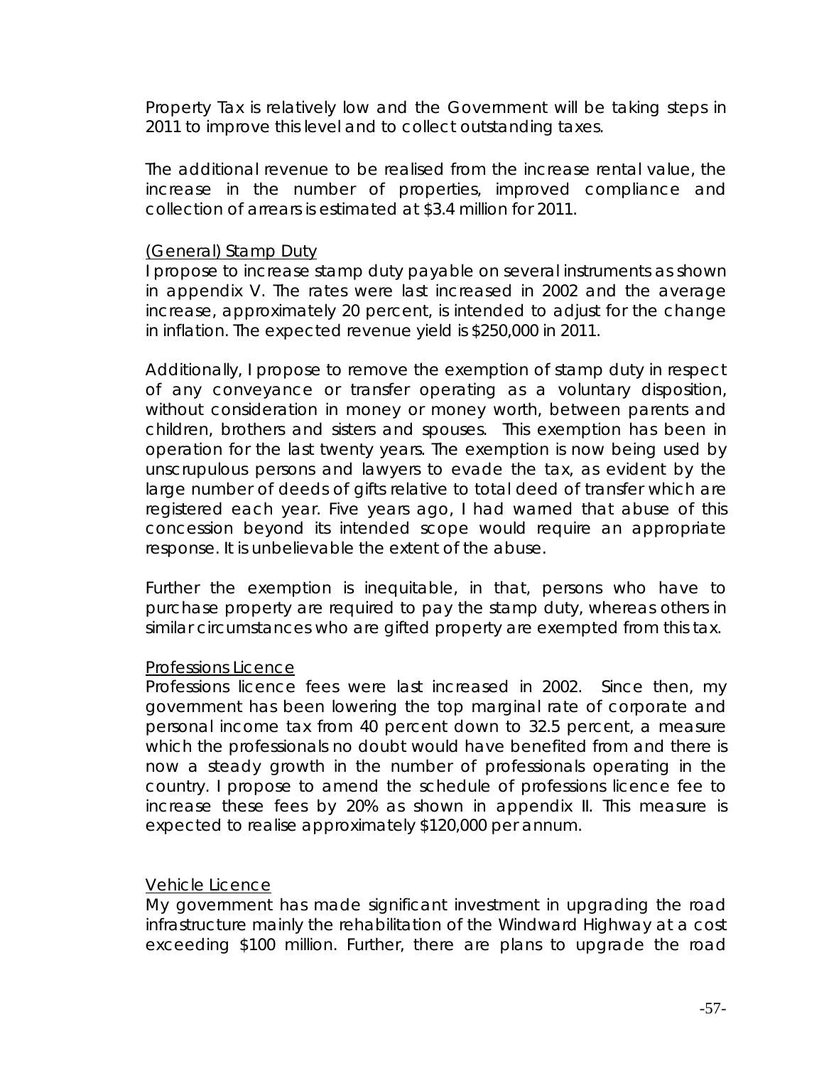Property Tax is relatively low and the Government will be taking steps in 2011 to improve this level and to collect outstanding taxes.

The additional revenue to be realised from the increase rental value, the increase in the number of properties, improved compliance and collection of arrears is estimated at $3.4 million for 2011.

<u>(General) Stamp Duty</u>

I propose to increase stamp duty payable on several instruments as shown in appendix V. The rates were last increased in 2002 and the average increase, approximately 20 percent, is intended to adjust for the change in inflation. The expected revenue yield is $250,000 in 2011.

Additionally, I propose to remove the exemption of stamp duty in respect of any conveyance or transfer operating as a voluntary disposition, without consideration in money or money worth, between parents and children, brothers and sisters and spouses. This exemption has been in operation for the last twenty years. The exemption is now being used by unscrupulous persons and lawyers to evade the tax, as evident by the large number of deeds of gifts relative to total deed of transfer which are registered each year. Five years ago, I had warned that abuse of this concession beyond its intended scope would require an appropriate response. It is unbelievable the extent of the abuse.

Further the exemption is inequitable, in that, persons who have to purchase property are required to pay the stamp duty, whereas others in similar circumstances who are gifted property are exempted from this tax.

<u>Professions Licence</u>

Professions licence fees were last increased in 2002. Since then, my government has been lowering the top marginal rate of corporate and personal income tax from 40 percent down to 32.5 percent, a measure which the professionals no doubt would have benefited from and there is now a steady growth in the number of professionals operating in the country. I propose to amend the schedule of professions licence fee to increase these fees by 20% as shown in appendix II. This measure is expected to realise approximately $120,000 per annum.

<u>Vehicle Licence</u>

My government has made significant investment in upgrading the road infrastructure mainly the rehabilitation of the Windward Highway at a cost exceeding $100 million. Further, there are plans to upgrade the road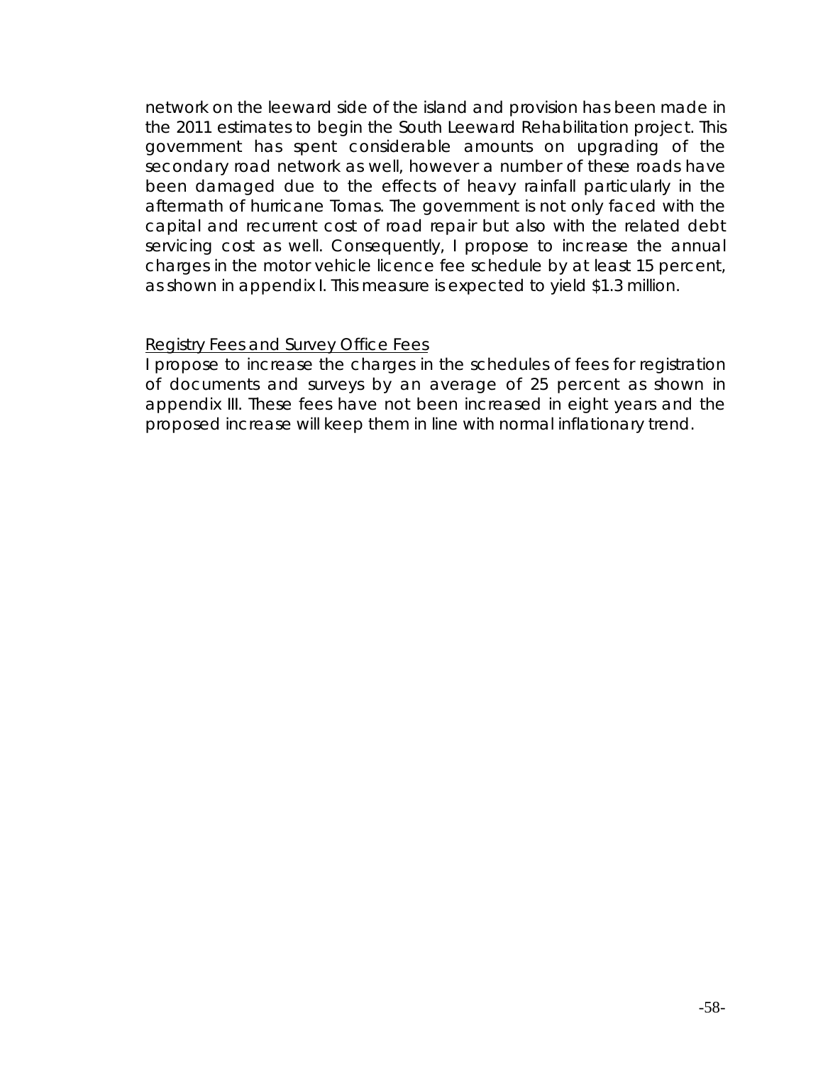network on the leeward side of the island and provision has been made in the 2011 estimates to begin the South Leeward Rehabilitation project. This government has spent considerable amounts on upgrading of the secondary road network as well, however a number of these roads have been damaged due to the effects of heavy rainfall particularly in the aftermath of hurricane Tomas. The government is not only faced with the capital and recurrent cost of road repair but also with the related debt servicing cost as well. Consequently, I propose to increase the annual charges in the motor vehicle licence fee schedule by at least 15 percent, as shown in appendix I. This measure is expected to yield $1.3 million.

<u>Registry Fees and Survey Office Fees</u>

I propose to increase the charges in the schedules of fees for registration of documents and surveys by an average of 25 percent as shown in appendix III. These fees have not been increased in eight years and the proposed increase will keep them in line with normal inflationary trend.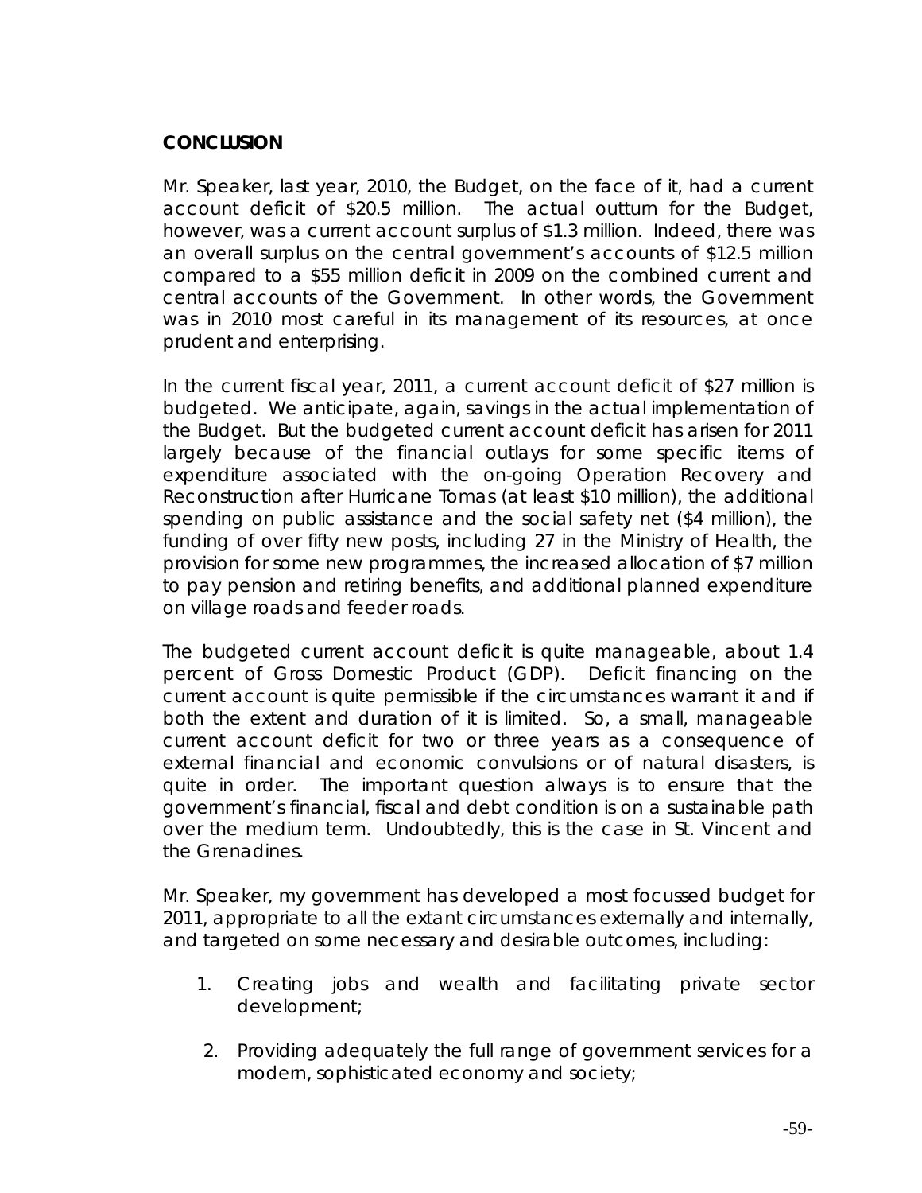**CONCLUSION**

Mr. Speaker, last year, 2010, the Budget, on the face of it, had a current account deficit of $20.5 million. The actual outturn for the Budget, however, was a current account surplus of $1.3 million. Indeed, there was an overall surplus on the central government's accounts of $12.5 million compared to a $55 million deficit in 2009 on the combined current and central accounts of the Government. In other words, the Government was in 2010 most careful in its management of its resources, at once prudent and enterprising.

In the current fiscal year, 2011, a current account deficit of $27 million is budgeted. We anticipate, again, savings in the actual implementation of the Budget. But the budgeted current account deficit has arisen for 2011 largely because of the financial outlays for some specific items of expenditure associated with the on-going Operation Recovery and Reconstruction after Hurricane Tomas (at least $10 million), the additional spending on public assistance and the social safety net ($4 million), the funding of over fifty new posts, including 27 in the Ministry of Health, the provision for some new programmes, the increased allocation of $7 million to pay pension and retiring benefits, and additional planned expenditure on village roads and feeder roads.

The budgeted current account deficit is quite manageable, about 1.4 percent of Gross Domestic Product (GDP). Deficit financing on the current account is quite permissible if the circumstances warrant it and if both the extent and duration of it is limited. So, a small, manageable current account deficit for two or three years as a consequence of external financial and economic convulsions or of natural disasters, is quite in order. The important question always is to ensure that the government's financial, fiscal and debt condition is on a sustainable path over the medium term. Undoubtedly, this is the case in St. Vincent and the Grenadines.

Mr. Speaker, my government has developed a most focussed budget for 2011, appropriate to all the extant circumstances externally and internally, and targeted on some necessary and desirable outcomes, including:

1. Creating jobs and wealth and facilitating private sector development;
2. Providing adequately the full range of government services for a modern, sophisticated economy and society;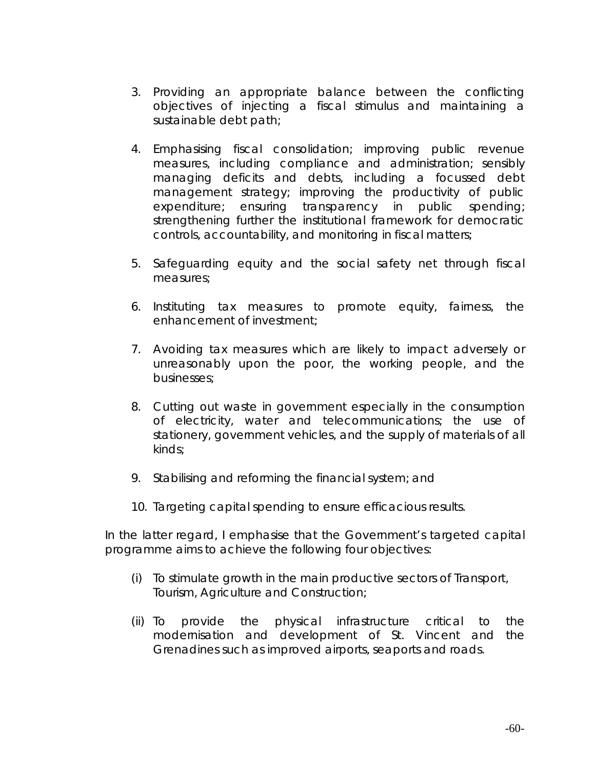3. Providing an appropriate balance between the conflicting objectives of injecting a fiscal stimulus and maintaining a sustainable debt path;

4. Emphasising fiscal consolidation; improving public revenue measures, including compliance and administration; sensibly managing deficits and debts, including a focussed debt management strategy; improving the productivity of public expenditure; ensuring transparency in public spending; strengthening further the institutional framework for democratic controls, accountability, and monitoring in fiscal matters;

5. Safeguarding equity and the social safety net through fiscal measures;

6. Instituting tax measures to promote equity, fairness, the enhancement of investment;

7. Avoiding tax measures which are likely to impact adversely or unreasonably upon the poor, the working people, and the businesses;

8. Cutting out waste in government especially in the consumption of electricity, water and telecommunications; the use of stationery, government vehicles, and the supply of materials of all kinds;

9. Stabilising and reforming the financial system; and

10. Targeting capital spending to ensure efficacious results.

In the latter regard, I emphasise that the Government's targeted capital programme aims to achieve the following four objectives:

(i) To stimulate growth in the main productive sectors of Transport, Tourism, Agriculture and Construction;

(ii) To provide the physical infrastructure critical to the modernisation and development of St. Vincent and the Grenadines such as improved airports, seaports and roads.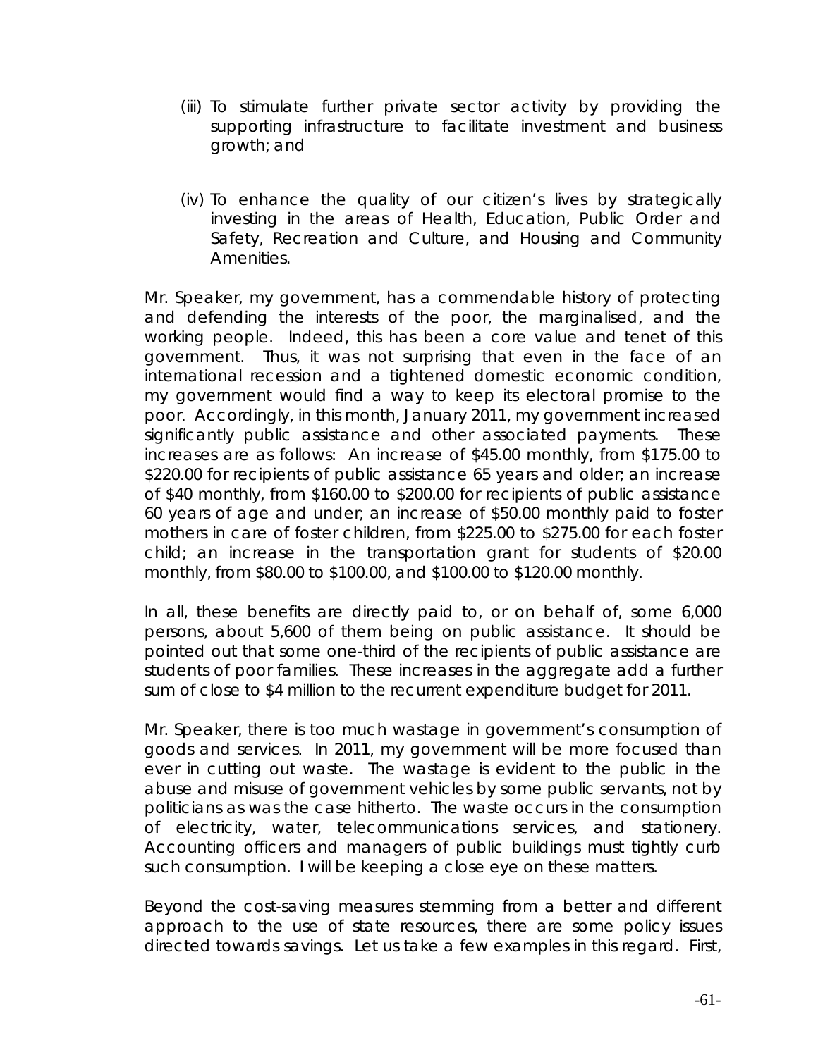(iii) To stimulate further private sector activity by providing the supporting infrastructure to facilitate investment and business growth; and

(iv) To enhance the quality of our citizen's lives by strategically investing in the areas of Health, Education, Public Order and Safety, Recreation and Culture, and Housing and Community Amenities.

Mr. Speaker, my government, has a commendable history of protecting and defending the interests of the poor, the marginalised, and the working people. Indeed, this has been a core value and tenet of this government. Thus, it was not surprising that even in the face of an international recession and a tightened domestic economic condition, my government would find a way to keep its electoral promise to the poor. Accordingly, in this month, January 2011, my government increased significantly public assistance and other associated payments. These increases are as follows: An increase of $45.00 monthly, from $175.00 to $220.00 for recipients of public assistance 65 years and older; an increase of $40 monthly, from $160.00 to $200.00 for recipients of public assistance 60 years of age and under; an increase of $50.00 monthly paid to foster mothers in care of foster children, from $225.00 to $275.00 for each foster child; an increase in the transportation grant for students of $20.00 monthly, from $80.00 to $100.00, and $100.00 to $120.00 monthly.

In all, these benefits are directly paid to, or on behalf of, some 6,000 persons, about 5,600 of them being on public assistance. It should be pointed out that some one-third of the recipients of public assistance are students of poor families. These increases in the aggregate add a further sum of close to $4 million to the recurrent expenditure budget for 2011.

Mr. Speaker, there is too much wastage in government's consumption of goods and services. In 2011, my government will be more focused than ever in cutting out waste. The wastage is evident to the public in the abuse and misuse of government vehicles by some public servants, not by politicians as was the case hitherto. The waste occurs in the consumption of electricity, water, telecommunications services, and stationery. Accounting officers and managers of public buildings must tightly curb such consumption. I will be keeping a close eye on these matters.

Beyond the cost-saving measures stemming from a better and different approach to the use of state resources, there are some policy issues directed towards savings. Let us take a few examples in this regard. First,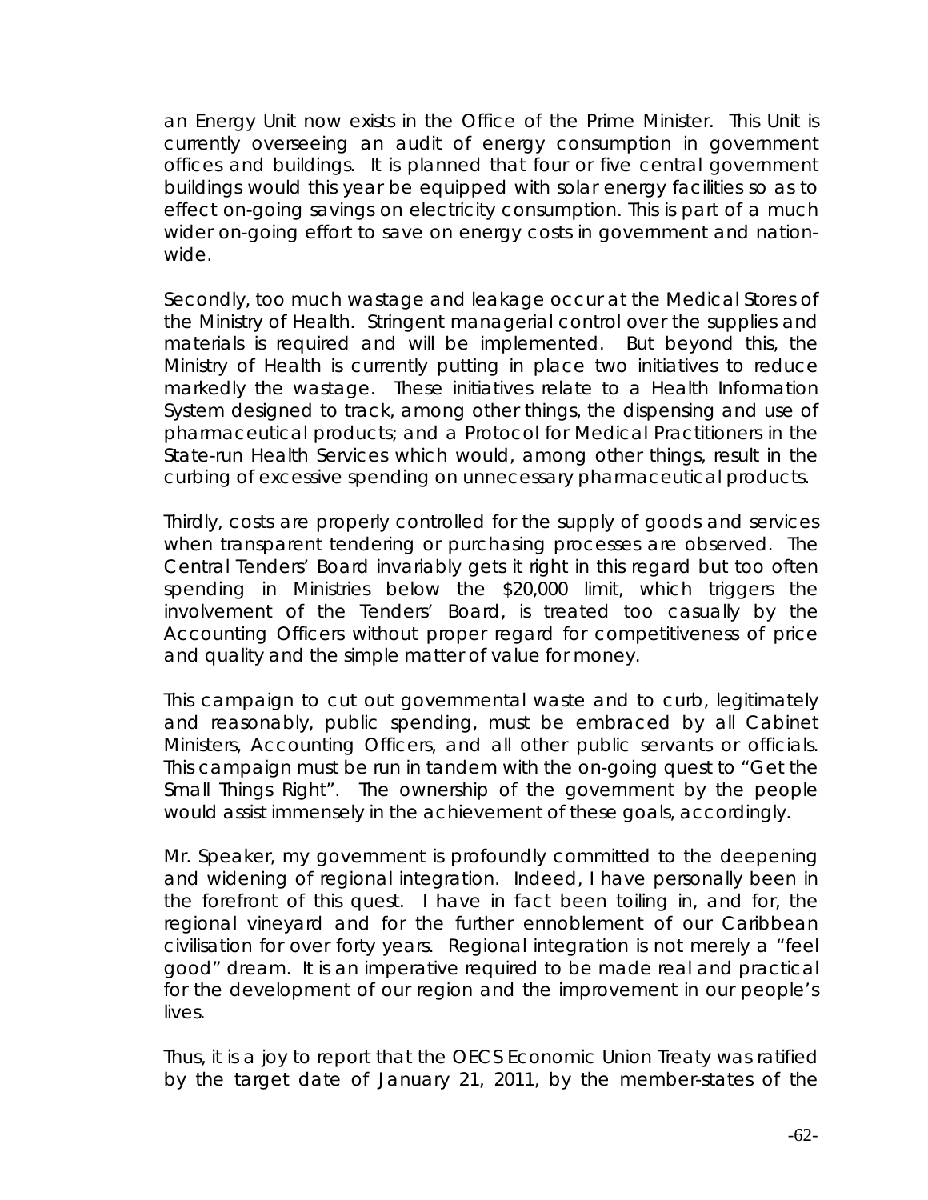an Energy Unit now exists in the Office of the Prime Minister. This Unit is currently overseeing an audit of energy consumption in government offices and buildings. It is planned that four or five central government buildings would this year be equipped with solar energy facilities so as to effect on-going savings on electricity consumption. This is part of a much wider on-going effort to save on energy costs in government and nation-wide.

Secondly, too much wastage and leakage occur at the Medical Stores of the Ministry of Health. Stringent managerial control over the supplies and materials is required and will be implemented. But beyond this, the Ministry of Health is currently putting in place two initiatives to reduce markedly the wastage. These initiatives relate to a Health Information System designed to track, among other things, the dispensing and use of pharmaceutical products; and a Protocol for Medical Practitioners in the State-run Health Services which would, among other things, result in the curbing of excessive spending on unnecessary pharmaceutical products.

Thirdly, costs are properly controlled for the supply of goods and services when transparent tendering or purchasing processes are observed. The Central Tenders' Board invariably gets it right in this regard but too often spending in Ministries below the $20,000 limit, which triggers the involvement of the Tenders' Board, is treated too casually by the Accounting Officers without proper regard for competitiveness of price and quality and the simple matter of value for money.

This campaign to cut out governmental waste and to curb, legitimately and reasonably, public spending, must be embraced by all Cabinet Ministers, Accounting Officers, and all other public servants or officials. This campaign must be run in tandem with the on-going quest to "Get the Small Things Right". The ownership of the government by the people would assist immensely in the achievement of these goals, accordingly.

Mr. Speaker, my government is profoundly committed to the deepening and widening of regional integration. Indeed, I have personally been in the forefront of this quest. I have in fact been toiling in, and for, the regional vineyard and for the further ennoblement of our Caribbean civilisation for over forty years. Regional integration is not merely a "feel good" dream. It is an imperative required to be made real and practical for the development of our region and the improvement in our people's lives.

Thus, it is a joy to report that the OECS Economic Union Treaty was ratified by the target date of January 21, 2011, by the member-states of the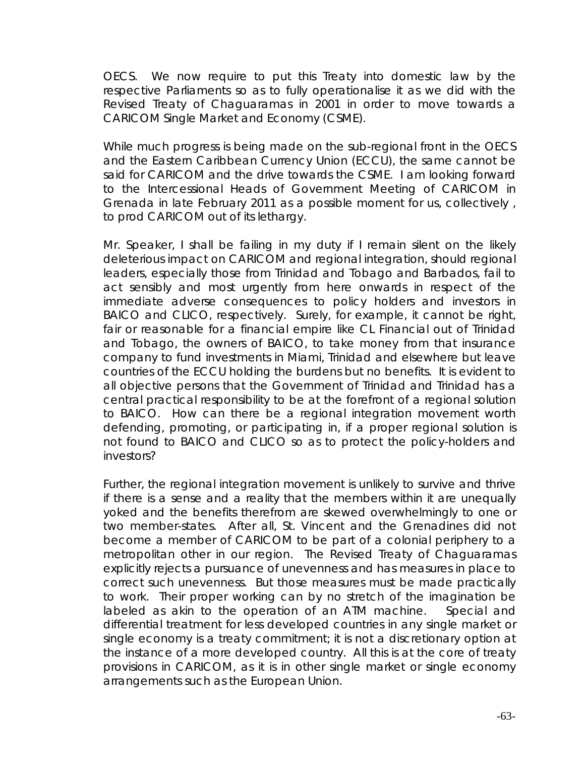OECS. We now require to put this Treaty into domestic law by the respective Parliaments so as to fully operationalise it as we did with the Revised Treaty of Chaguaramas in 2001 in order to move towards a CARICOM Single Market and Economy (CSME).

While much progress is being made on the sub-regional front in the OECS and the Eastern Caribbean Currency Union (ECCU), the same cannot be said for CARICOM and the drive towards the CSME. I am looking forward to the Intercessional Heads of Government Meeting of CARICOM in Grenada in late February 2011 as a possible moment for us, collectively , to prod CARICOM out of its lethargy.

Mr. Speaker, I shall be failing in my duty if I remain silent on the likely deleterious impact on CARICOM and regional integration, should regional leaders, especially those from Trinidad and Tobago and Barbados, fail to act sensibly and most urgently from here onwards in respect of the immediate adverse consequences to policy holders and investors in BAICO and CLICO, respectively. Surely, for example, it cannot be right, fair or reasonable for a financial empire like CL Financial out of Trinidad and Tobago, the owners of BAICO, to take money from that insurance company to fund investments in Miami, Trinidad and elsewhere but leave countries of the ECCU holding the burdens but no benefits. It is evident to all objective persons that the Government of Trinidad and Trinidad has a central practical responsibility to be at the forefront of a regional solution to BAICO. How can there be a regional integration movement worth defending, promoting, or participating in, if a proper regional solution is not found to BAICO and CLICO so as to protect the policy-holders and investors?

Further, the regional integration movement is unlikely to survive and thrive if there is a sense and a reality that the members within it are unequally yoked and the benefits therefrom are skewed overwhelmingly to one or two member-states. After all, St. Vincent and the Grenadines did not become a member of CARICOM to be part of a colonial periphery to a metropolitan other in our region. The Revised Treaty of Chaguaramas explicitly rejects a pursuance of unevenness and has measures in place to correct such unevenness. But those measures must be made practically to work. Their proper working can by no stretch of the imagination be labeled as akin to the operation of an ATM machine. Special and differential treatment for less developed countries in any single market or single economy is a treaty commitment; it is not a discretionary option at the instance of a more developed country. All this is at the core of treaty provisions in CARICOM, as it is in other single market or single economy arrangements such as the European Union.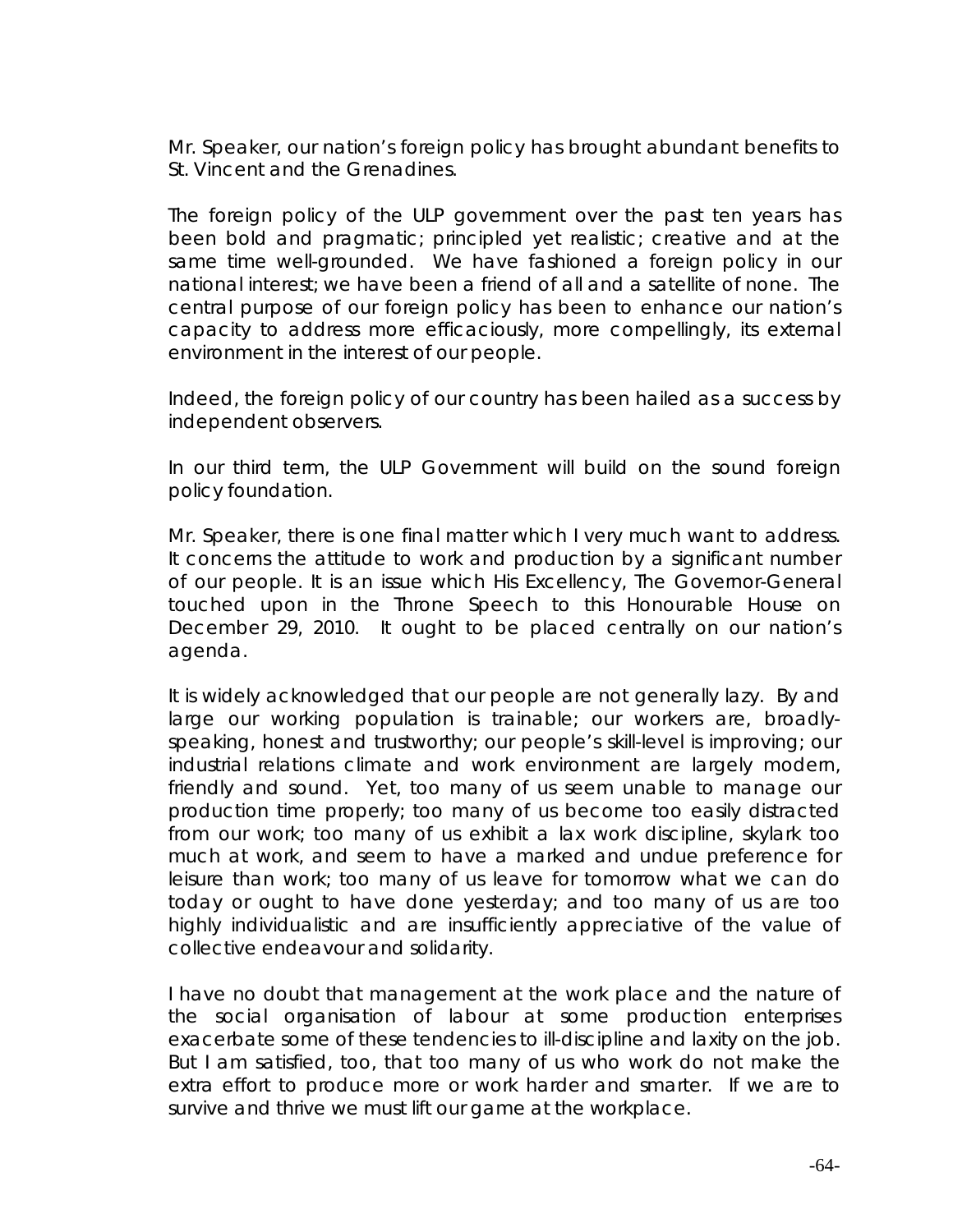Mr. Speaker, our nation's foreign policy has brought abundant benefits to St. Vincent and the Grenadines.

The foreign policy of the ULP government over the past ten years has been bold and pragmatic; principled yet realistic; creative and at the same time well-grounded. We have fashioned a foreign policy in our national interest; we have been a friend of all and a satellite of none. The central purpose of our foreign policy has been to enhance our nation's capacity to address more efficaciously, more compellingly, its external environment in the interest of our people.

Indeed, the foreign policy of our country has been hailed as a success by independent observers.

In our third term, the ULP Government will build on the sound foreign policy foundation.

Mr. Speaker, there is one final matter which I very much want to address. It concerns the attitude to work and production by a significant number of our people. It is an issue which His Excellency, The Governor-General touched upon in the Throne Speech to this Honourable House on December 29, 2010. It ought to be placed centrally on our nation's agenda.

It is widely acknowledged that our people are not generally lazy. By and large our working population is trainable; our workers are, broadly-speaking, honest and trustworthy; our people's skill-level is improving; our industrial relations climate and work environment are largely modern, friendly and sound. Yet, too many of us seem unable to manage our production time properly; too many of us become too easily distracted from our work; too many of us exhibit a lax work discipline, skylark too much at work, and seem to have a marked and undue preference for leisure than work; too many of us leave for tomorrow what we can do today or ought to have done yesterday; and too many of us are too highly individualistic and are insufficiently appreciative of the value of collective endeavour and solidarity.

I have no doubt that management at the work place and the nature of the social organisation of labour at some production enterprises exacerbate some of these tendencies to ill-discipline and laxity on the job. But I am satisfied, too, that too many of us who work do not make the extra effort to produce more or work harder and smarter. If we are to survive and thrive we must lift our game at the workplace.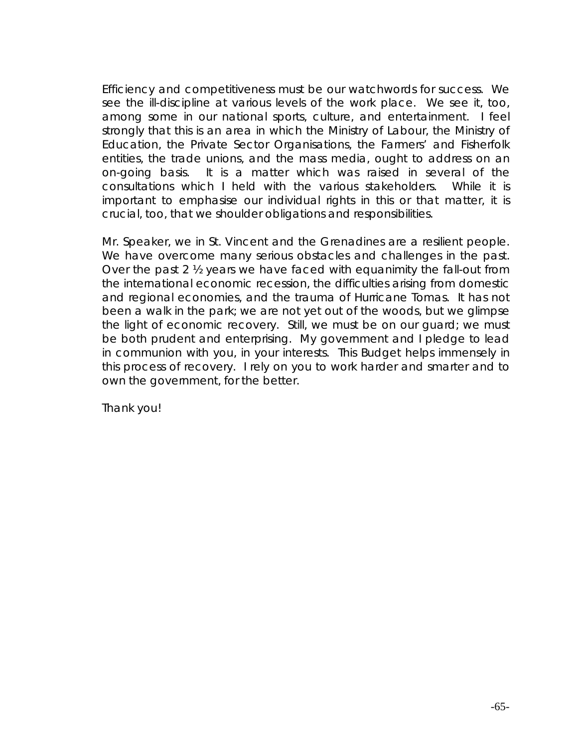Efficiency and competitiveness must be our watchwords for success. We see the ill-discipline at various levels of the work place. We see it, too, among some in our national sports, culture, and entertainment. I feel strongly that this is an area in which the Ministry of Labour, the Ministry of Education, the Private Sector Organisations, the Farmers' and Fisherfolk entities, the trade unions, and the mass media, ought to address on an on-going basis. It is a matter which was raised in several of the consultations which I held with the various stakeholders. While it is important to emphasise our individual rights in this or that matter, it is crucial, too, that we shoulder obligations and responsibilities.

Mr. Speaker, we in St. Vincent and the Grenadines are a resilient people. We have overcome many serious obstacles and challenges in the past. Over the past 2 ½ years we have faced with equanimity the fall-out from the international economic recession, the difficulties arising from domestic and regional economies, and the trauma of Hurricane Tomas. It has not been a walk in the park; we are not yet out of the woods, but we glimpse the light of economic recovery. Still, we must be on our guard; we must be both prudent and enterprising. My government and I pledge to lead in communion with you, in your interests. This Budget helps immensely in this process of recovery. I rely on you to work harder and smarter and to own the government, for the better.

Thank you!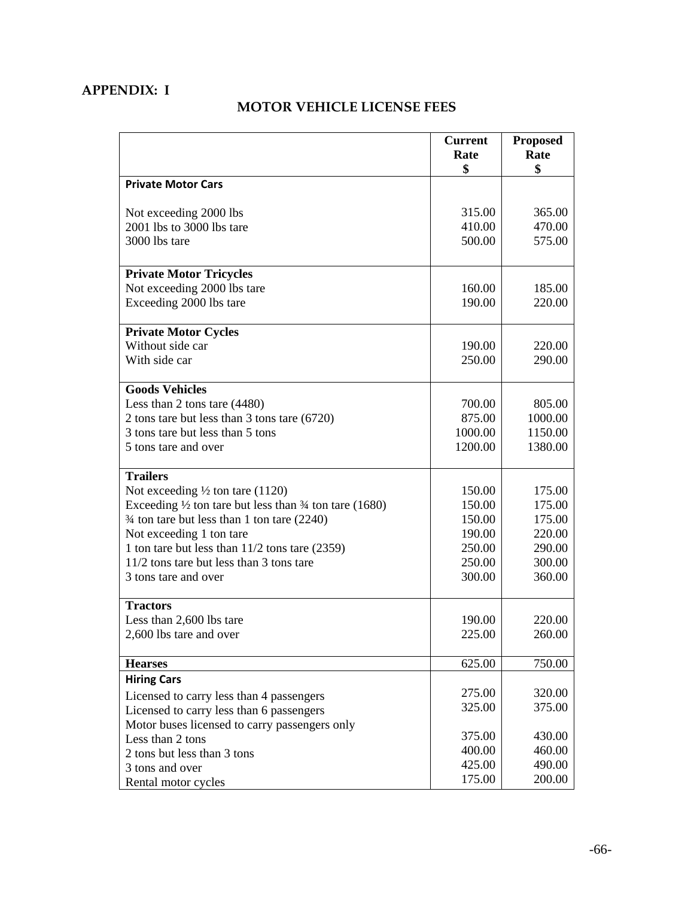## APPENDIX: I

### MOTOR VEHICLE LICENSE FEES

| | Current Rate $ | Proposed Rate $ |
|---|---|---|
| **Private Motor Cars** | | |
| Not exceeding 2000 lbs | 315.00 | 365.00 |
| 2001 lbs to 3000 lbs tare | 410.00 | 470.00 |
| 3000 lbs tare | 500.00 | 575.00 |
| **Private Motor Tricycles** | | |
| Not exceeding 2000 lbs tare | 160.00 | 185.00 |
| Exceeding 2000 lbs tare | 190.00 | 220.00 |
| **Private Motor Cycles** | | |
| Without side car | 190.00 | 220.00 |
| With side car | 250.00 | 290.00 |
| **Goods Vehicles** | | |
| Less than 2 tons tare (4480) | 700.00 | 805.00 |
| 2 tons tare but less than 3 tons tare (6720) | 875.00 | 1000.00 |
| 3 tons tare but less than 5 tons | 1000.00 | 1150.00 |
| 5 tons tare and over | 1200.00 | 1380.00 |
| **Trailers** | | |
| Not exceeding ½ ton tare (1120) | 150.00 | 175.00 |
| Exceeding ½ ton tare but less than ¾ ton tare (1680) | 150.00 | 175.00 |
| ¾ ton tare but less than 1 ton tare (2240) | 150.00 | 175.00 |
| Not exceeding 1 ton tare | 190.00 | 220.00 |
| 1 ton tare but less than 11/2 tons tare (2359) | 250.00 | 290.00 |
| 11/2 tons tare but less than 3 tons tare | 250.00 | 300.00 |
| 3 tons tare and over | 300.00 | 360.00 |
| **Tractors** | | |
| Less than 2,600 lbs tare | 190.00 | 220.00 |
| 2,600 lbs tare and over | 225.00 | 260.00 |
| **Hearses** | 625.00 | 750.00 |
| **Hiring Cars** | | |
| Licensed to carry less than 4 passengers | 275.00 | 320.00 |
| Licensed to carry less than 6 passengers | 325.00 | 375.00 |
| Motor buses licensed to carry passengers only | | |
| Less than 2 tons | 375.00 | 430.00 |
| 2 tons but less than 3 tons | 400.00 | 460.00 |
| 3 tons and over | 425.00 | 490.00 |
| Rental motor cycles | 175.00 | 200.00 |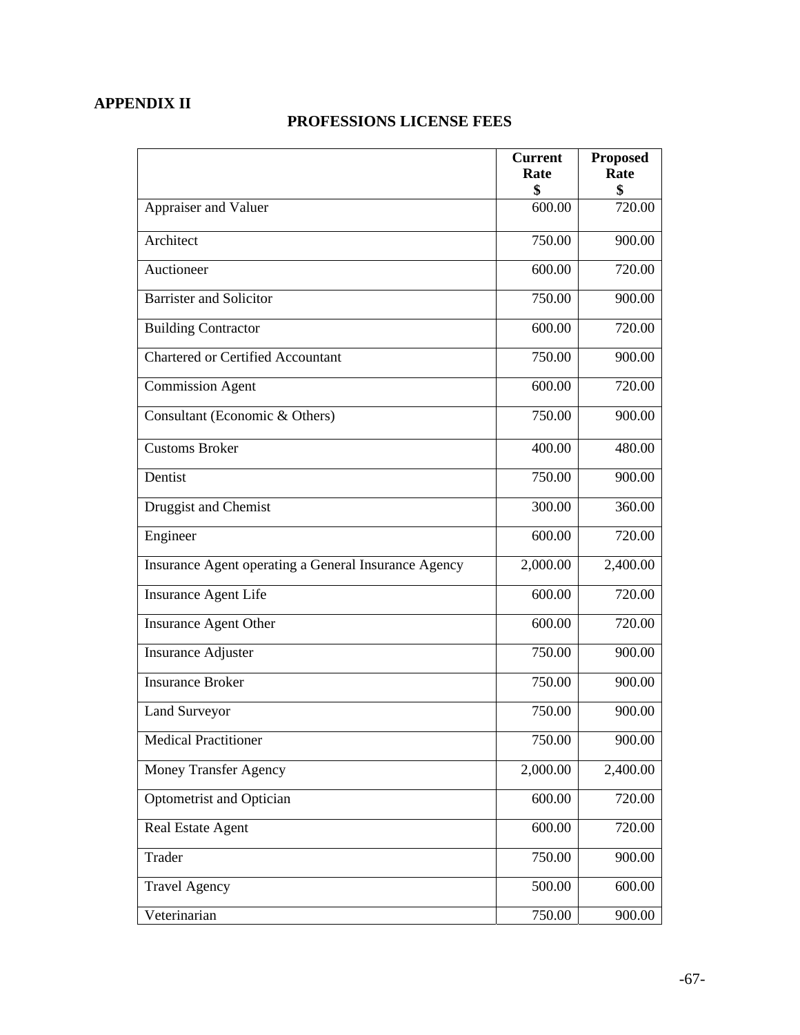## APPENDIX II

### PROFESSIONS LICENSE FEES

| | Current Rate $ | Proposed Rate $ |
|---|---|---|
| Appraiser and Valuer | 600.00 | 720.00 |
| Architect | 750.00 | 900.00 |
| Auctioneer | 600.00 | 720.00 |
| Barrister and Solicitor | 750.00 | 900.00 |
| Building Contractor | 600.00 | 720.00 |
| Chartered or Certified Accountant | 750.00 | 900.00 |
| Commission Agent | 600.00 | 720.00 |
| Consultant (Economic & Others) | 750.00 | 900.00 |
| Customs Broker | 400.00 | 480.00 |
| Dentist | 750.00 | 900.00 |
| Druggist and Chemist | 300.00 | 360.00 |
| Engineer | 600.00 | 720.00 |
| Insurance Agent operating a General Insurance Agency | 2,000.00 | 2,400.00 |
| Insurance Agent Life | 600.00 | 720.00 |
| Insurance Agent Other | 600.00 | 720.00 |
| Insurance Adjuster | 750.00 | 900.00 |
| Insurance Broker | 750.00 | 900.00 |
| Land Surveyor | 750.00 | 900.00 |
| Medical Practitioner | 750.00 | 900.00 |
| Money Transfer Agency | 2,000.00 | 2,400.00 |
| Optometrist and Optician | 600.00 | 720.00 |
| Real Estate Agent | 600.00 | 720.00 |
| Trader | 750.00 | 900.00 |
| Travel Agency | 500.00 | 600.00 |
| Veterinarian | 750.00 | 900.00 |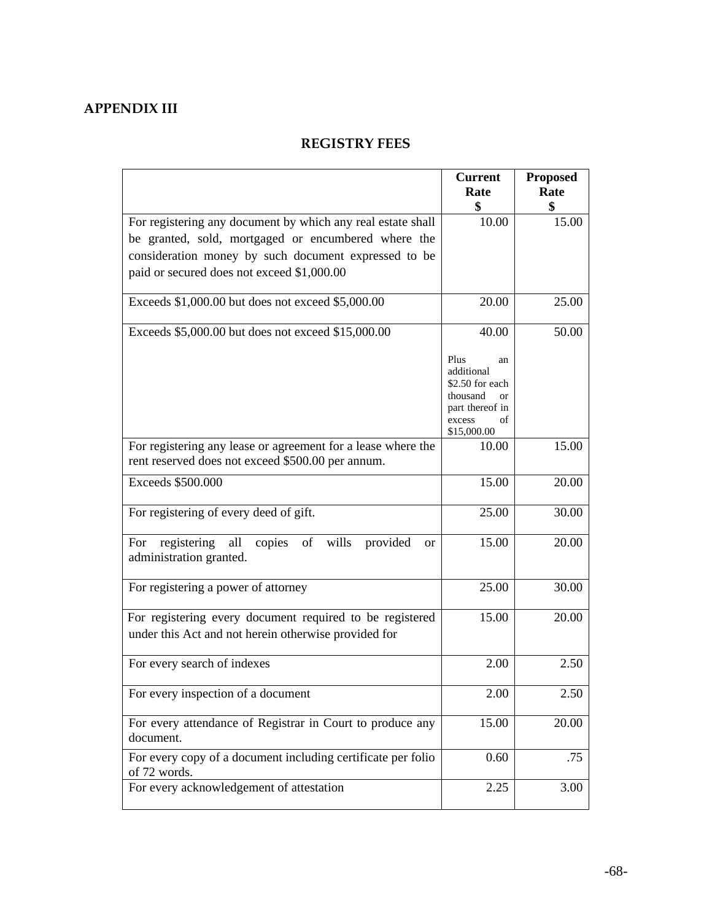**APPENDIX III**

## REGISTRY FEES

| | Current Rate $ | Proposed Rate $ |
|---|---|---|
| For registering any document by which any real estate shall be granted, sold, mortgaged or encumbered where the consideration money by such document expressed to be paid or secured does not exceed $1,000.00 | 10.00 | 15.00 |
| Exceeds $1,000.00 but does not exceed $5,000.00 | 20.00 | 25.00 |
| Exceeds $5,000.00 but does not exceed $15,000.00 | 40.00 Plus an additional $2.50 for each thousand or part thereof in excess of $15,000.00 | 50.00 |
| For registering any lease or agreement for a lease where the rent reserved does not exceed $500.00 per annum. | 10.00 | 15.00 |
| Exceeds $500.000 | 15.00 | 20.00 |
| For registering of every deed of gift. | 25.00 | 30.00 |
| For registering all copies of wills provided or administration granted. | 15.00 | 20.00 |
| For registering a power of attorney | 25.00 | 30.00 |
| For registering every document required to be registered under this Act and not herein otherwise provided for | 15.00 | 20.00 |
| For every search of indexes | 2.00 | 2.50 |
| For every inspection of a document | 2.00 | 2.50 |
| For every attendance of Registrar in Court to produce any document. | 15.00 | 20.00 |
| For every copy of a document including certificate per folio of 72 words. | 0.60 | .75 |
| For every acknowledgement of attestation | 2.25 | 3.00 |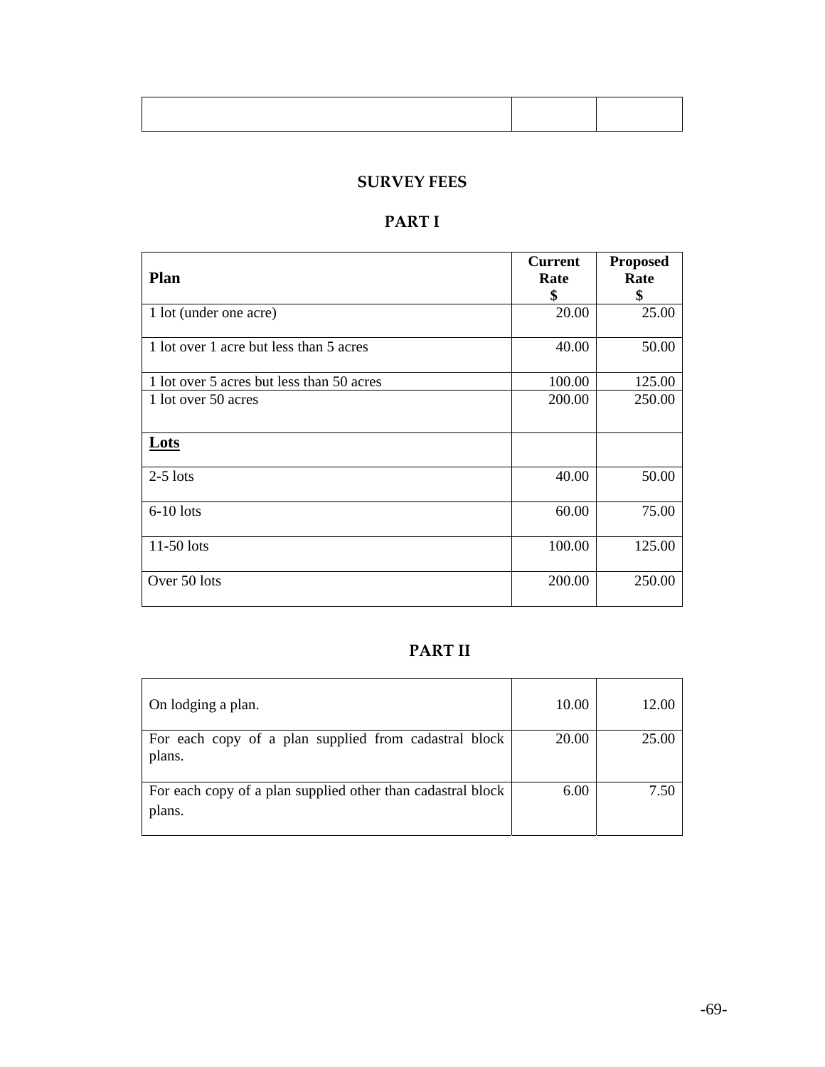| | | |
|---|---|---|
| | | |

## SURVEY FEES

## PART I

| Plan | Current Rate $ | Proposed Rate $ |
|---|---|---|
| 1 lot (under one acre) | 20.00 | 25.00 |
| 1 lot over 1 acre but less than 5 acres | 40.00 | 50.00 |
| 1 lot over 5 acres but less than 50 acres | 100.00 | 125.00 |
| 1 lot over 50 acres | 200.00 | 250.00 |
| **Lots** | | |
| 2-5 lots | 40.00 | 50.00 |
| 6-10 lots | 60.00 | 75.00 |
| 11-50 lots | 100.00 | 125.00 |
| Over 50 lots | 200.00 | 250.00 |

## PART II

| | | |
|---|---|---|
| On lodging a plan. | 10.00 | 12.00 |
| For each copy of a plan supplied from cadastral block plans. | 20.00 | 25.00 |
| For each copy of a plan supplied other than cadastral block plans. | 6.00 | 7.50 |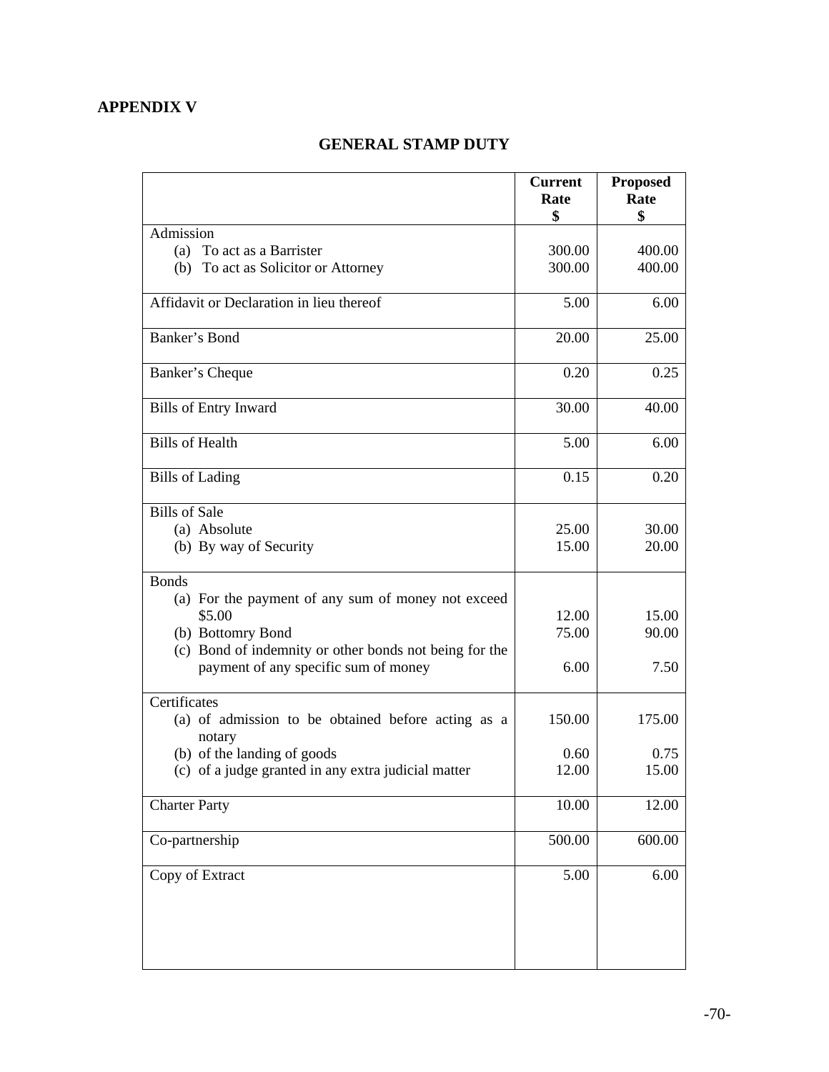**APPENDIX V**

## GENERAL STAMP DUTY

| | Current Rate $ | Proposed Rate $ |
|---|---|---|
| Admission | | |
| (a) To act as a Barrister | 300.00 | 400.00 |
| (b) To act as Solicitor or Attorney | 300.00 | 400.00 |
| Affidavit or Declaration in lieu thereof | 5.00 | 6.00 |
| Banker's Bond | 20.00 | 25.00 |
| Banker's Cheque | 0.20 | 0.25 |
| Bills of Entry Inward | 30.00 | 40.00 |
| Bills of Health | 5.00 | 6.00 |
| Bills of Lading | 0.15 | 0.20 |
| Bills of Sale | | |
| (a) Absolute | 25.00 | 30.00 |
| (b) By way of Security | 15.00 | 20.00 |
| Bonds | | |
| (a) For the payment of any sum of money not exceed $5.00 | 12.00 | 15.00 |
| (b) Bottomry Bond | 75.00 | 90.00 |
| (c) Bond of indemnity or other bonds not being for the payment of any specific sum of money | 6.00 | 7.50 |
| Certificates | | |
| (a) of admission to be obtained before acting as a notary | 150.00 | 175.00 |
| (b) of the landing of goods | 0.60 | 0.75 |
| (c) of a judge granted in any extra judicial matter | 12.00 | 15.00 |
| Charter Party | 10.00 | 12.00 |
| Co-partnership | 500.00 | 600.00 |
| Copy of Extract | 5.00 | 6.00 |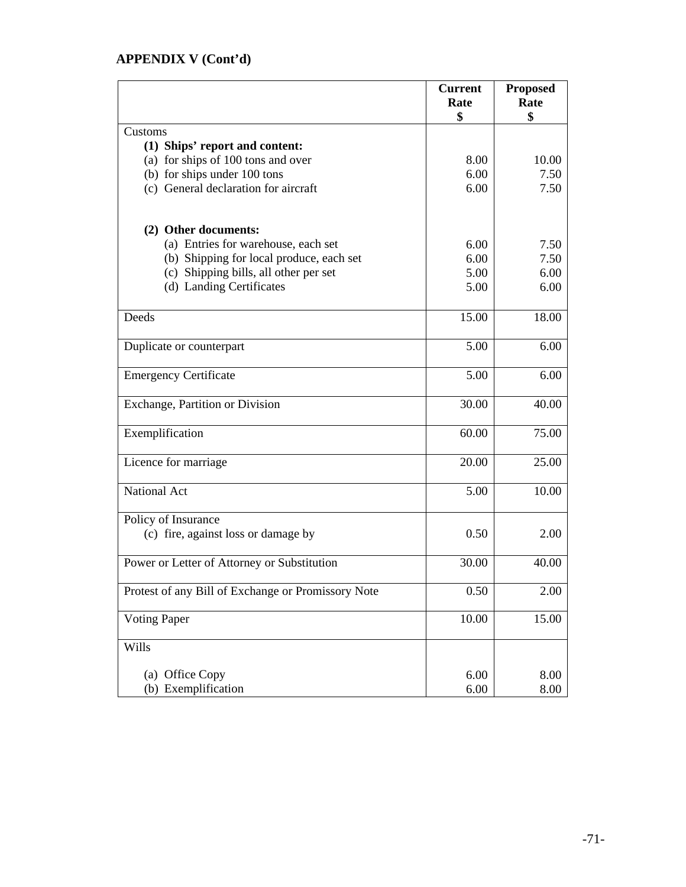**APPENDIX V (Cont'd)**

| | Current Rate $ | Proposed Rate $ |
|---|---|---|
| Customs | | |
| **(1) Ships' report and content:** | | |
| (a) for ships of 100 tons and over | 8.00 | 10.00 |
| (b) for ships under 100 tons | 6.00 | 7.50 |
| (c) General declaration for aircraft | 6.00 | 7.50 |
| **(2) Other documents:** | | |
| (a) Entries for warehouse, each set | 6.00 | 7.50 |
| (b) Shipping for local produce, each set | 6.00 | 7.50 |
| (c) Shipping bills, all other per set | 5.00 | 6.00 |
| (d) Landing Certificates | 5.00 | 6.00 |
| Deeds | 15.00 | 18.00 |
| Duplicate or counterpart | 5.00 | 6.00 |
| Emergency Certificate | 5.00 | 6.00 |
| Exchange, Partition or Division | 30.00 | 40.00 |
| Exemplification | 60.00 | 75.00 |
| Licence for marriage | 20.00 | 25.00 |
| National Act | 5.00 | 10.00 |
| Policy of Insurance | | |
| (c) fire, against loss or damage by | 0.50 | 2.00 |
| Power or Letter of Attorney or Substitution | 30.00 | 40.00 |
| Protest of any Bill of Exchange or Promissory Note | 0.50 | 2.00 |
| Voting Paper | 10.00 | 15.00 |
| Wills | | |
| (a) Office Copy | 6.00 | 8.00 |
| (b) Exemplification | 6.00 | 8.00 |